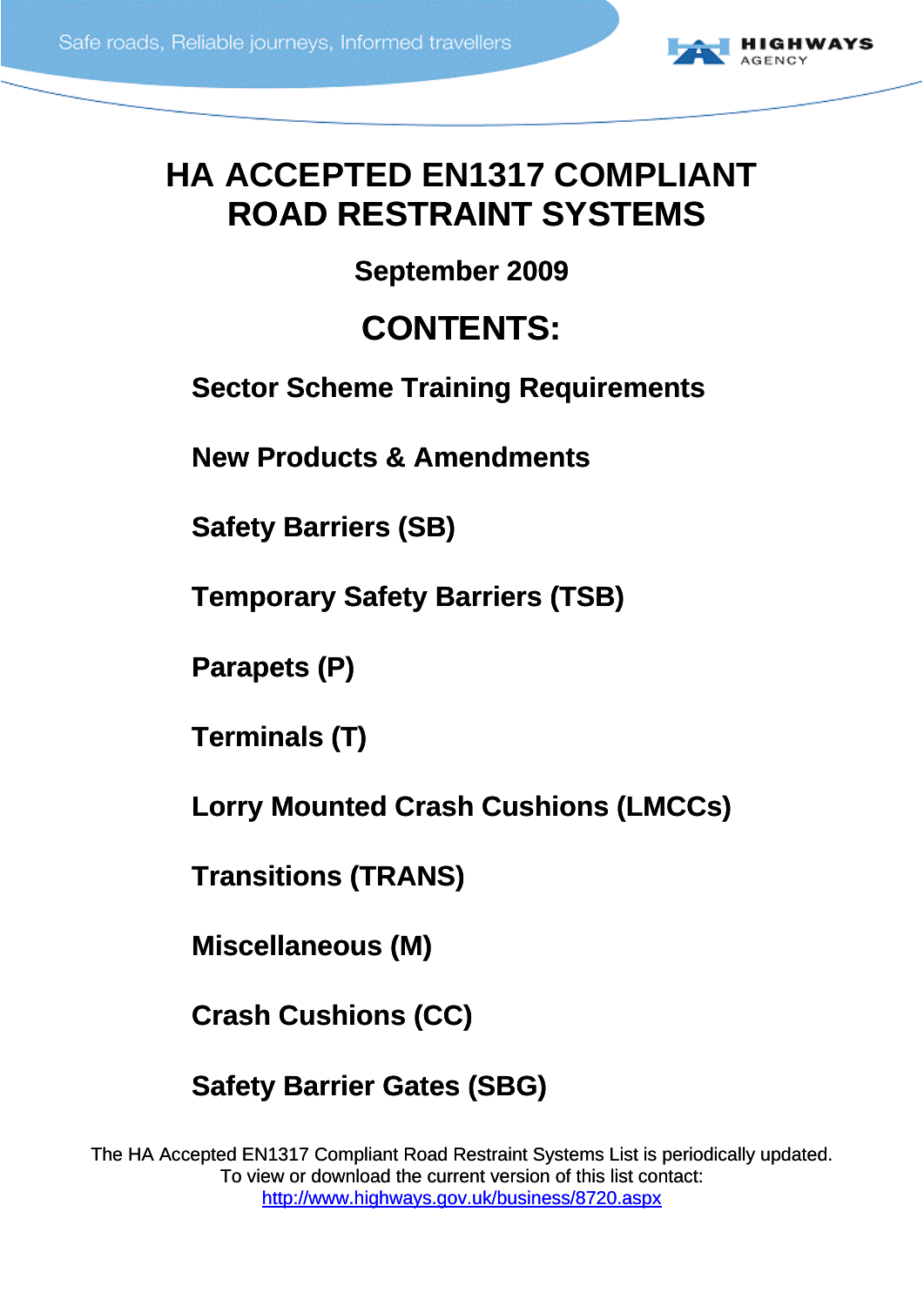Safe roads, Reliable journeys, Informed travellers

HIGHWAYS AGENCY

# HA ACCEPTED EN1317 COMPLIANT ROAD RESTRAINT SYSTEMS

**September 2009**

## CONTENTS:

**Sector Scheme Training Requirements**

**New Products & Amendments**

**Safety Barriers (SB)**

**Temporary Safety Barriers (TSB)**

**Parapets (P)**

**Terminals (T)**

**Lorry Mounted Crash Cushions (LMCCs)**

**Transitions (TRANS)**

**Miscellaneous (M)**

**Crash Cushions (CC)**

**Safety Barrier Gates (SBG)**

The HA Accepted EN1317 Compliant Road Restraint Systems List is periodically updated.
To view or download the current version of this list contact:
http://www.highways.gov.uk/business/8720.aspx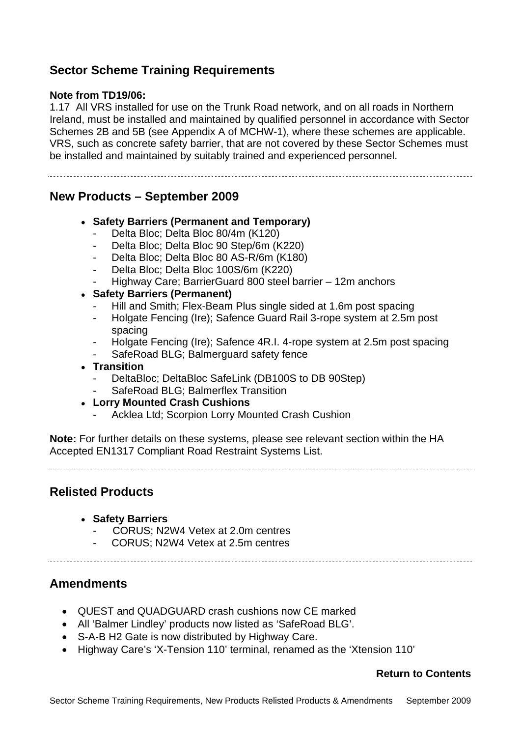## Sector Scheme Training Requirements

**Note from TD19/06:**

1.17 All VRS installed for use on the Trunk Road network, and on all roads in Northern Ireland, must be installed and maintained by qualified personnel in accordance with Sector Schemes 2B and 5B (see Appendix A of MCHW-1), where these schemes are applicable. VRS, such as concrete safety barrier, that are not covered by these Sector Schemes must be installed and maintained by suitably trained and experienced personnel.

---

## New Products – September 2009

- **Safety Barriers (Permanent and Temporary)**
  - Delta Bloc; Delta Bloc 80/4m (K120)
  - Delta Bloc; Delta Bloc 90 Step/6m (K220)
  - Delta Bloc; Delta Bloc 80 AS-R/6m (K180)
  - Delta Bloc; Delta Bloc 100S/6m (K220)
  - Highway Care; BarrierGuard 800 steel barrier – 12m anchors
- **Safety Barriers (Permanent)**
  - Hill and Smith; Flex-Beam Plus single sided at 1.6m post spacing
  - Holgate Fencing (Ire); Safence Guard Rail 3-rope system at 2.5m post spacing
  - Holgate Fencing (Ire); Safence 4R.I. 4-rope system at 2.5m post spacing
  - SafeRoad BLG; Balmerguard safety fence
- **Transition**
  - DeltaBloc; DeltaBloc SafeLink (DB100S to DB 90Step)
  - SafeRoad BLG; Balmerflex Transition
- **Lorry Mounted Crash Cushions**
  - Acklea Ltd; Scorpion Lorry Mounted Crash Cushion

**Note:** For further details on these systems, please see relevant section within the HA Accepted EN1317 Compliant Road Restraint Systems List.

---

## Relisted Products

- **Safety Barriers**
  - CORUS; N2W4 Vetex at 2.0m centres
  - CORUS; N2W4 Vetex at 2.5m centres

---

## Amendments

- QUEST and QUADGUARD crash cushions now CE marked
- All 'Balmer Lindley' products now listed as 'SafeRoad BLG'.
- S-A-B H2 Gate is now distributed by Highway Care.
- Highway Care's 'X-Tension 110' terminal, renamed as the 'Xtension 110'

**Return to Contents**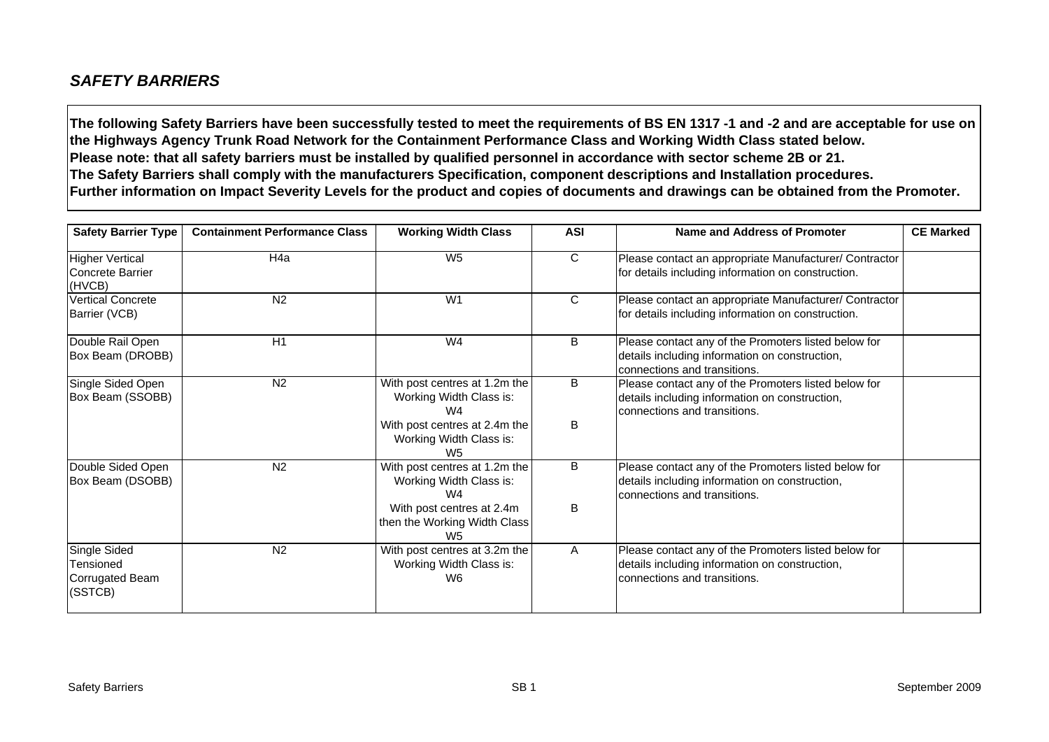## *SAFETY BARRIERS*

**The following Safety Barriers have been successfully tested to meet the requirements of BS EN 1317 -1 and -2 and are acceptable for use on the Highways Agency Trunk Road Network for the Containment Performance Class and Working Width Class stated below.**
**Please note: that all safety barriers must be installed by qualified personnel in accordance with sector scheme 2B or 21.**
**The Safety Barriers shall comply with the manufacturers Specification, component descriptions and Installation procedures.**
**Further information on Impact Severity Levels for the product and copies of documents and drawings can be obtained from the Promoter.**

| Safety Barrier Type | Containment Performance Class | Working Width Class | ASI | Name and Address of Promoter | CE Marked |
|---|---|---|---|---|---|
| Higher Vertical Concrete Barrier (HVCB) | H4a | W5 | C | Please contact an appropriate Manufacturer/ Contractor for details including information on construction. | |
| Vertical Concrete Barrier (VCB) | N2 | W1 | C | Please contact an appropriate Manufacturer/ Contractor for details including information on construction. | |
| Double Rail Open Box Beam (DROBB) | H1 | W4 | B | Please contact any of the Promoters listed below for details including information on construction, connections and transitions. | |
| Single Sided Open Box Beam (SSOBB) | N2 | With post centres at 1.2m the Working Width Class is: W4<br>With post centres at 2.4m the Working Width Class is: W5 | B<br>B | Please contact any of the Promoters listed below for details including information on construction, connections and transitions. | |
| Double Sided Open Box Beam (DSOBB) | N2 | With post centres at 1.2m the Working Width Class is: W4<br>With post centres at 2.4m then the Working Width Class W5 | B<br>B | Please contact any of the Promoters listed below for details including information on construction, connections and transitions. | |
| Single Sided Tensioned Corrugated Beam (SSTCB) | N2 | With post centres at 3.2m the Working Width Class is: W6 | A | Please contact any of the Promoters listed below for details including information on construction, connections and transitions. | |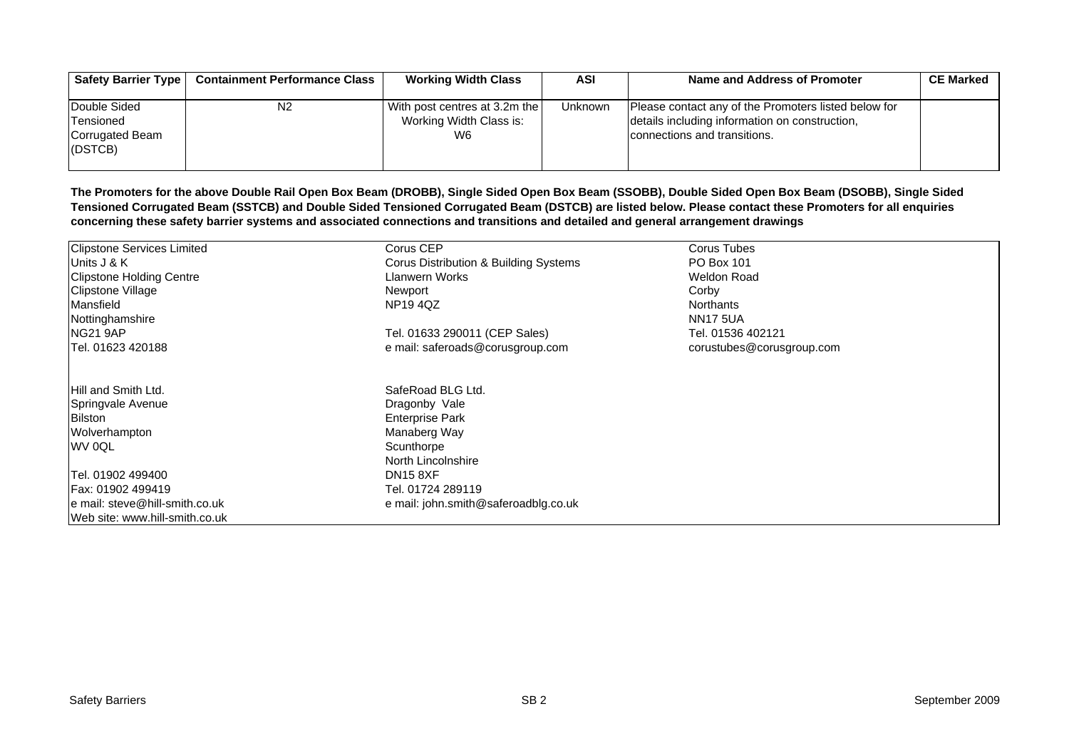| Safety Barrier Type | Containment Performance Class | Working Width Class | ASI | Name and Address of Promoter | CE Marked |
|---|---|---|---|---|---|
| Double Sided Tensioned Corrugated Beam (DSTCB) | N2 | With post centres at 3.2m the Working Width Class is: W6 | Unknown | Please contact any of the Promoters listed below for details including information on construction, connections and transitions. | |

**The Promoters for the above Double Rail Open Box Beam (DROBB), Single Sided Open Box Beam (SSOBB), Double Sided Open Box Beam (DSOBB), Single Sided Tensioned Corrugated Beam (SSTCB) and Double Sided Tensioned Corrugated Beam (DSTCB) are listed below. Please contact these Promoters for all enquiries concerning these safety barrier systems and associated connections and transitions and detailed and general arrangement drawings**

| | | |
|---|---|---|
| Clipstone Services Limited<br>Units J & K<br>Clipstone Holding Centre<br>Clipstone Village<br>Mansfield<br>Nottinghamshire<br>NG21 9AP<br>Tel. 01623 420188 | Corus CEP<br>Corus Distribution & Building Systems<br>Llanwern Works<br>Newport<br>NP19 4QZ<br><br>Tel. 01633 290011 (CEP Sales)<br>e mail: saferoads@corusgroup.com | Corus Tubes<br>PO Box 101<br>Weldon Road<br>Corby<br>Northants<br>NN17 5UA<br>Tel. 01536 402121<br>corustubes@corusgroup.com |
| Hill and Smith Ltd.<br>Springvale Avenue<br>Bilston<br>Wolverhampton<br>WV 0QL<br><br>Tel. 01902 499400<br>Fax: 01902 499419<br>e mail: steve@hill-smith.co.uk<br>Web site: www.hill-smith.co.uk | SafeRoad BLG Ltd.<br>Dragonby Vale<br>Enterprise Park<br>Manaberg Way<br>Scunthorpe<br>North Lincolnshire<br>DN15 8XF<br>Tel. 01724 289119<br>e mail: john.smith@saferoadblg.co.uk | |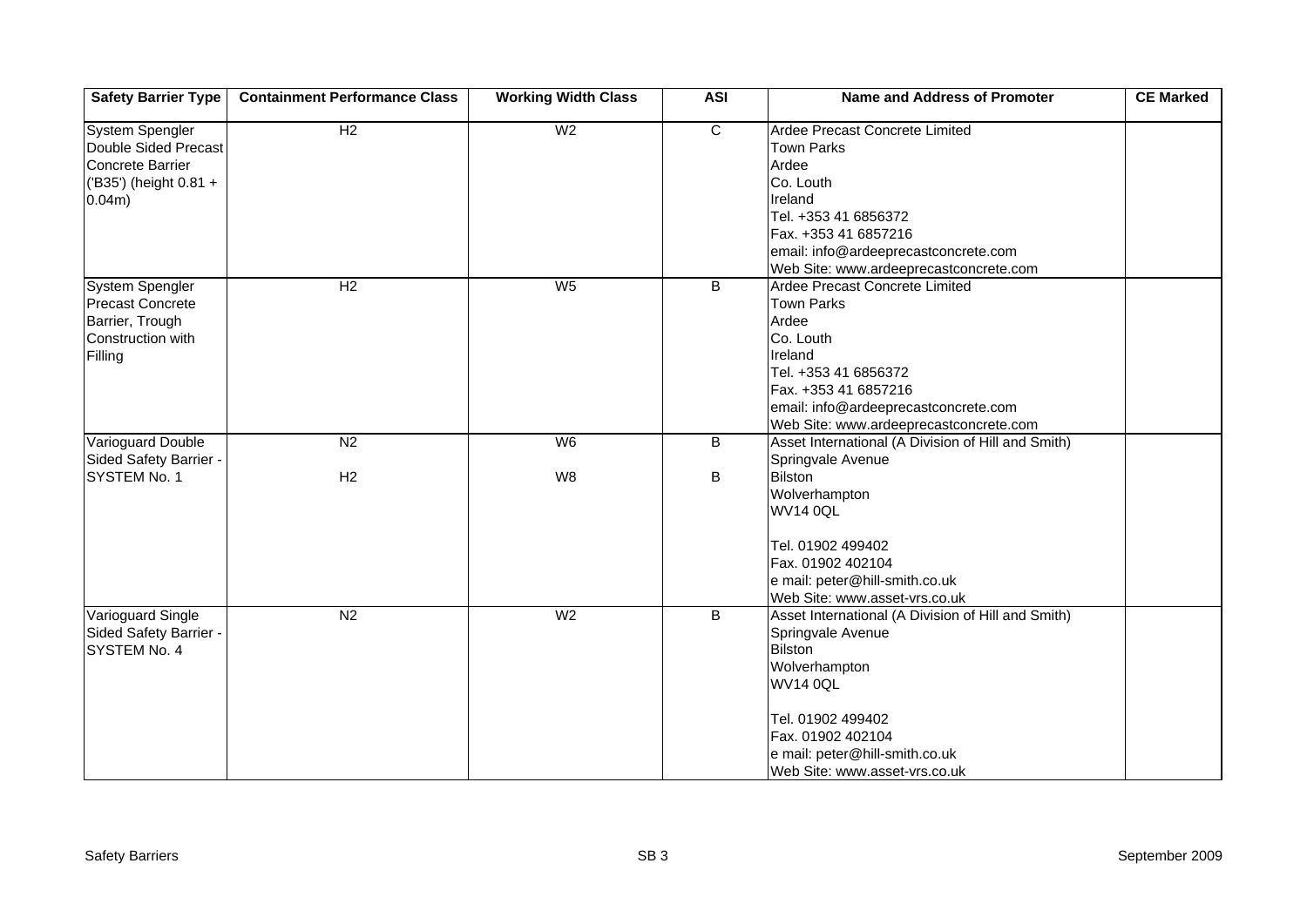| Safety Barrier Type | Containment Performance Class | Working Width Class | ASI | Name and Address of Promoter | CE Marked |
|---|---|---|---|---|---|
| System Spengler Double Sided Precast Concrete Barrier ('B35') (height 0.81 + 0.04m) | H2 | W2 | C | Ardee Precast Concrete Limited<br>Town Parks<br>Ardee<br>Co. Louth<br>Ireland<br>Tel. +353 41 6856372<br>Fax. +353 41 6857216<br>email: info@ardeeprecastconcrete.com<br>Web Site: www.ardeeprecastconcrete.com | |
| System Spengler Precast Concrete Barrier, Trough Construction with Filling | H2 | W5 | B | Ardee Precast Concrete Limited<br>Town Parks<br>Ardee<br>Co. Louth<br>Ireland<br>Tel. +353 41 6856372<br>Fax. +353 41 6857216<br>email: info@ardeeprecastconcrete.com<br>Web Site: www.ardeeprecastconcrete.com | |
| Varioguard Double Sided Safety Barrier - SYSTEM No. 1 | N2<br><br>H2 | W6<br><br>W8 | B<br><br>B | Asset International (A Division of Hill and Smith)<br>Springvale Avenue<br>Bilston<br>Wolverhampton<br>WV14 0QL<br><br>Tel. 01902 499402<br>Fax. 01902 402104<br>e mail: peter@hill-smith.co.uk<br>Web Site: www.asset-vrs.co.uk | |
| Varioguard Single Sided Safety Barrier - SYSTEM No. 4 | N2 | W2 | B | Asset International (A Division of Hill and Smith)<br>Springvale Avenue<br>Bilston<br>Wolverhampton<br>WV14 0QL<br><br>Tel. 01902 499402<br>Fax. 01902 402104<br>e mail: peter@hill-smith.co.uk<br>Web Site: www.asset-vrs.co.uk | |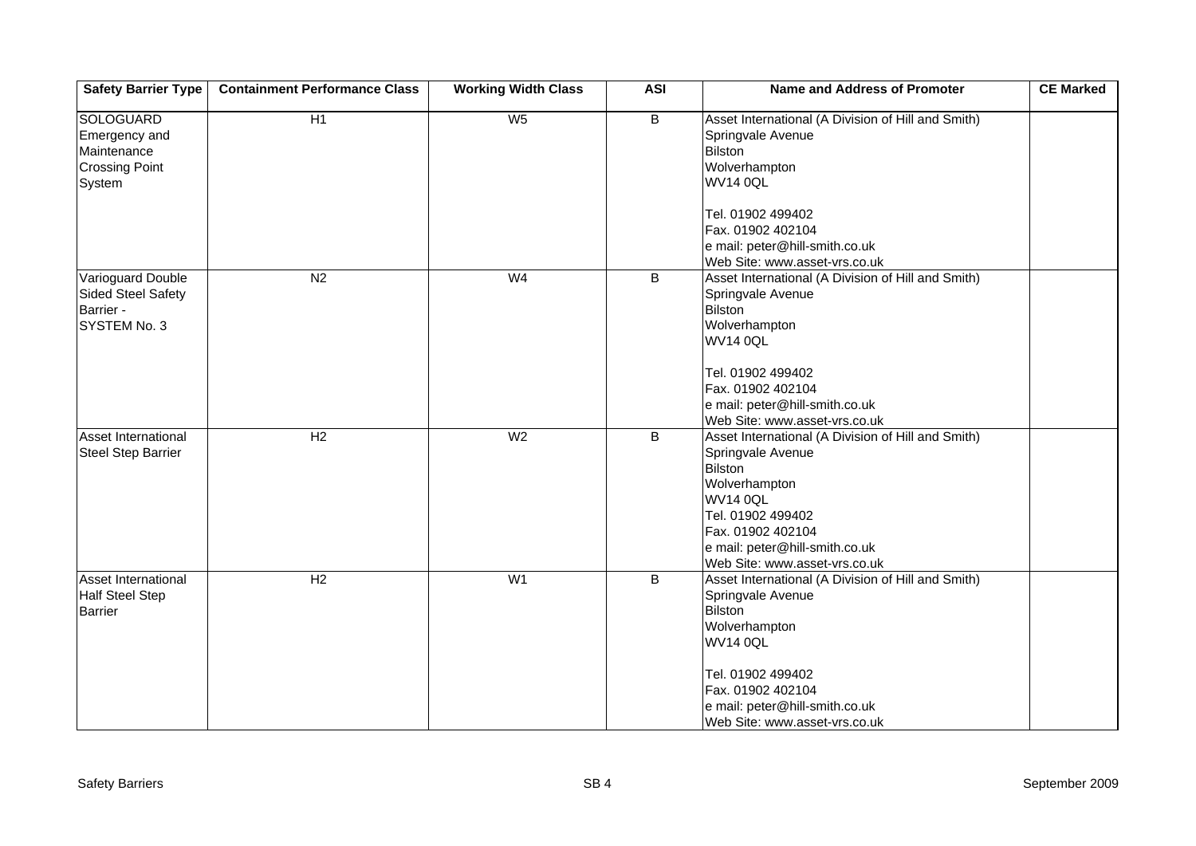| Safety Barrier Type | Containment Performance Class | Working Width Class | ASI | Name and Address of Promoter | CE Marked |
|---|---|---|---|---|---|
| SOLOGUARD Emergency and Maintenance Crossing Point System | H1 | W5 | B | Asset International (A Division of Hill and Smith)<br>Springvale Avenue<br>Bilston<br>Wolverhampton<br>WV14 0QL<br><br>Tel. 01902 499402<br>Fax. 01902 402104<br>e mail: peter@hill-smith.co.uk<br>Web Site: www.asset-vrs.co.uk | |
| Varioguard Double Sided Steel Safety Barrier - SYSTEM No. 3 | N2 | W4 | B | Asset International (A Division of Hill and Smith)<br>Springvale Avenue<br>Bilston<br>Wolverhampton<br>WV14 0QL<br><br>Tel. 01902 499402<br>Fax. 01902 402104<br>e mail: peter@hill-smith.co.uk<br>Web Site: www.asset-vrs.co.uk | |
| Asset International Steel Step Barrier | H2 | W2 | B | Asset International (A Division of Hill and Smith)<br>Springvale Avenue<br>Bilston<br>Wolverhampton<br>WV14 0QL<br>Tel. 01902 499402<br>Fax. 01902 402104<br>e mail: peter@hill-smith.co.uk<br>Web Site: www.asset-vrs.co.uk | |
| Asset International Half Steel Step Barrier | H2 | W1 | B | Asset International (A Division of Hill and Smith)<br>Springvale Avenue<br>Bilston<br>Wolverhampton<br>WV14 0QL<br><br>Tel. 01902 499402<br>Fax. 01902 402104<br>e mail: peter@hill-smith.co.uk<br>Web Site: www.asset-vrs.co.uk | |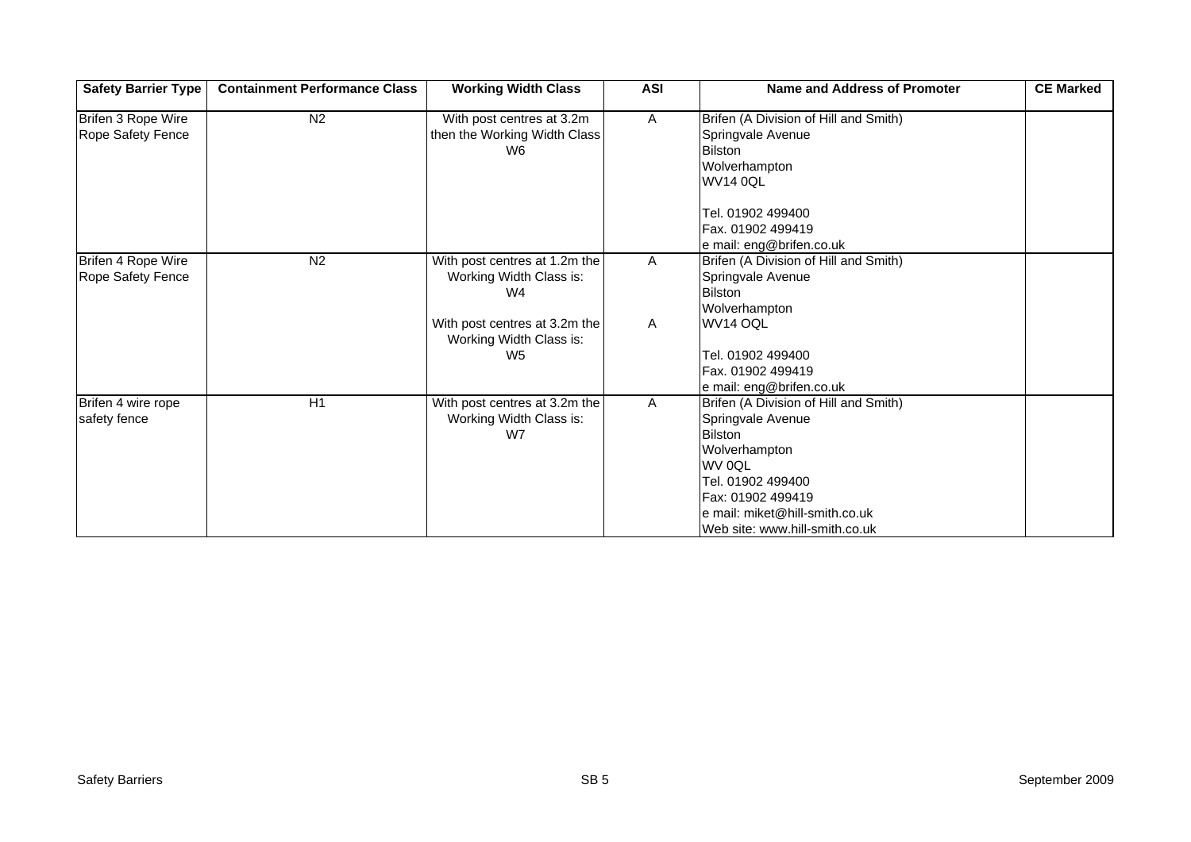| Safety Barrier Type | Containment Performance Class | Working Width Class | ASI | Name and Address of Promoter | CE Marked |
|---|---|---|---|---|---|
| Brifen 3 Rope Wire Rope Safety Fence | N2 | With post centres at 3.2m then the Working Width Class W6 | A | Brifen (A Division of Hill and Smith)<br>Springvale Avenue<br>Bilston<br>Wolverhampton<br>WV14 0QL<br><br>Tel. 01902 499400<br>Fax. 01902 499419<br>e mail: eng@brifen.co.uk | |
| Brifen 4 Rope Wire Rope Safety Fence | N2 | With post centres at 1.2m the Working Width Class is: W4<br><br>With post centres at 3.2m the Working Width Class is: W5 | A<br><br>A | Brifen (A Division of Hill and Smith)<br>Springvale Avenue<br>Bilston<br>Wolverhampton<br>WV14 OQL<br><br>Tel. 01902 499400<br>Fax. 01902 499419<br>e mail: eng@brifen.co.uk | |
| Brifen 4 wire rope safety fence | H1 | With post centres at 3.2m the Working Width Class is: W7 | A | Brifen (A Division of Hill and Smith)<br>Springvale Avenue<br>Bilston<br>Wolverhampton<br>WV 0QL<br>Tel. 01902 499400<br>Fax: 01902 499419<br>e mail: miket@hill-smith.co.uk<br>Web site: www.hill-smith.co.uk | |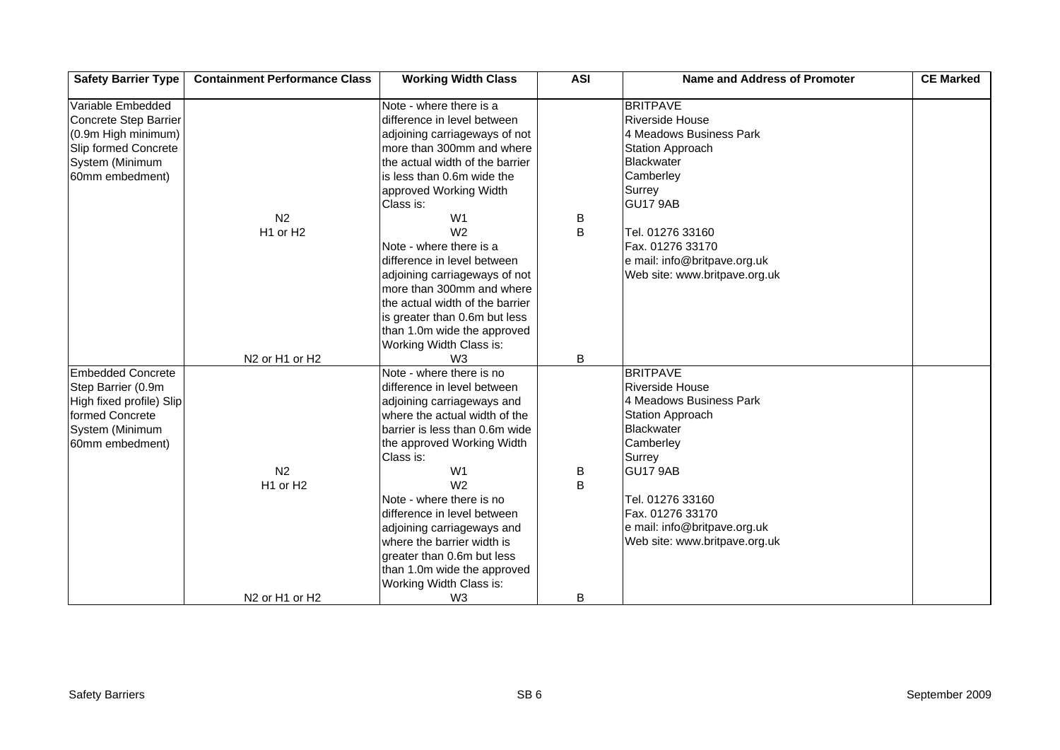| Safety Barrier Type | Containment Performance Class | Working Width Class | ASI | Name and Address of Promoter | CE Marked |
|---|---|---|---|---|---|
| Variable Embedded Concrete Step Barrier (0.9m High minimum) Slip formed Concrete System (Minimum 60mm embedment) | | Note - where there is a difference in level between adjoining carriageways of not more than 300mm and where the actual width of the barrier is less than 0.6m wide the approved Working Width Class is: | | BRITPAVE<br>Riverside House<br>4 Meadows Business Park<br>Station Approach<br>Blackwater<br>Camberley<br>Surrey<br>GU17 9AB<br><br>Tel. 01276 33160<br>Fax. 01276 33170<br>e mail: info@britpave.org.uk<br>Web site: www.britpave.org.uk | |
| | N2 | W1 | B | | |
| | H1 or H2 | W2 | B | | |
| | | Note - where there is a difference in level between adjoining carriageways of not more than 300mm and where the actual width of the barrier is greater than 0.6m but less than 1.0m wide the approved Working Width Class is: | | | |
| | N2 or H1 or H2 | W3 | B | | |
| Embedded Concrete Step Barrier (0.9m High fixed profile) Slip formed Concrete System (Minimum 60mm embedment) | | Note - where there is no difference in level between adjoining carriageways and where the actual width of the barrier is less than 0.6m wide the approved Working Width Class is: | | BRITPAVE<br>Riverside House<br>4 Meadows Business Park<br>Station Approach<br>Blackwater<br>Camberley<br>Surrey<br>GU17 9AB<br><br>Tel. 01276 33160<br>Fax. 01276 33170<br>e mail: info@britpave.org.uk<br>Web site: www.britpave.org.uk | |
| | N2 | W1 | B | | |
| | H1 or H2 | W2 | B | | |
| | | Note - where there is no difference in level between adjoining carriageways and where the barrier width is greater than 0.6m but less than 1.0m wide the approved Working Width Class is: | | | |
| | N2 or H1 or H2 | W3 | B | | |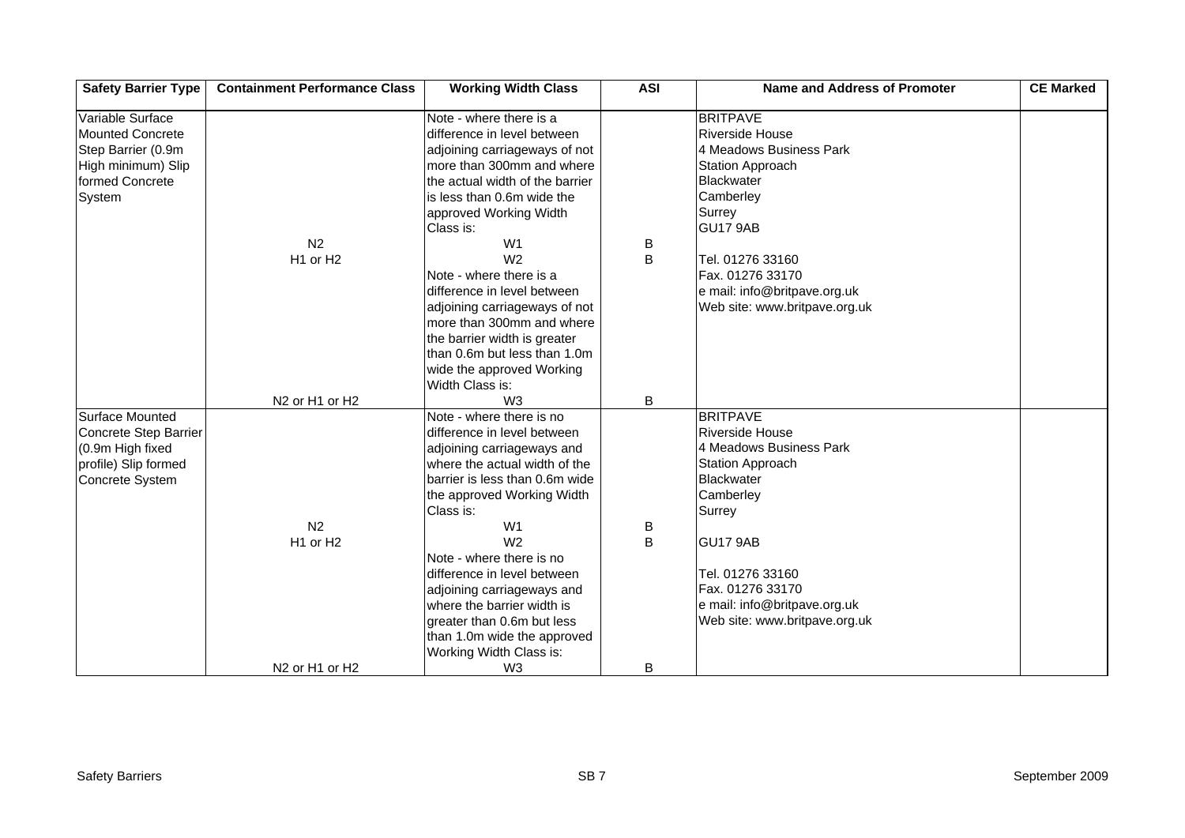| Safety Barrier Type | Containment Performance Class | Working Width Class | ASI | Name and Address of Promoter | CE Marked |
|---|---|---|---|---|---|
| Variable Surface Mounted Concrete Step Barrier (0.9m High minimum) Slip formed Concrete System | | Note - where there is a difference in level between adjoining carriageways of not more than 300mm and where the actual width of the barrier is less than 0.6m wide the approved Working Width Class is: | | BRITPAVE<br>Riverside House<br>4 Meadows Business Park<br>Station Approach<br>Blackwater<br>Camberley<br>Surrey<br>GU17 9AB | |
| | N2 | W1 | B | | |
| | H1 or H2 | W2 | B | Tel. 01276 33160<br>Fax. 01276 33170<br>e mail: info@britpave.org.uk<br>Web site: www.britpave.org.uk | |
| | | Note - where there is a difference in level between adjoining carriageways of not more than 300mm and where the barrier width is greater than 0.6m but less than 1.0m wide the approved Working Width Class is: | | | |
| | N2 or H1 or H2 | W3 | B | | |
| Surface Mounted Concrete Step Barrier (0.9m High fixed profile) Slip formed Concrete System | | Note - where there is no difference in level between adjoining carriageways and where the actual width of the barrier is less than 0.6m wide the approved Working Width Class is: | | BRITPAVE<br>Riverside House<br>4 Meadows Business Park<br>Station Approach<br>Blackwater<br>Camberley<br>Surrey | |
| | N2 | W1 | B | | |
| | H1 or H2 | W2 | B | GU17 9AB | |
| | | Note - where there is no difference in level between adjoining carriageways and where the barrier width is greater than 0.6m but less than 1.0m wide the approved Working Width Class is: | | Tel. 01276 33160<br>Fax. 01276 33170<br>e mail: info@britpave.org.uk<br>Web site: www.britpave.org.uk | |
| | N2 or H1 or H2 | W3 | B | | |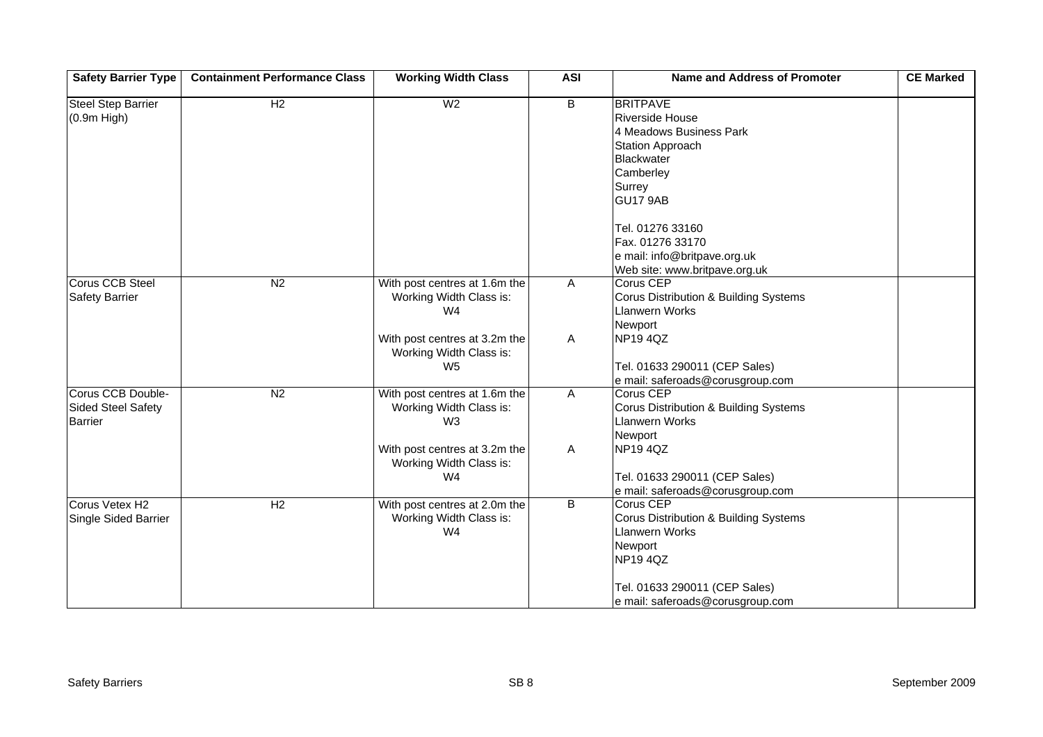| Safety Barrier Type | Containment Performance Class | Working Width Class | ASI | Name and Address of Promoter | CE Marked |
|---|---|---|---|---|---|
| Steel Step Barrier (0.9m High) | H2 | W2 | B | BRITPAVE<br>Riverside House<br>4 Meadows Business Park<br>Station Approach<br>Blackwater<br>Camberley<br>Surrey<br>GU17 9AB<br><br>Tel. 01276 33160<br>Fax. 01276 33170<br>e mail: info@britpave.org.uk<br>Web site: www.britpave.org.uk | |
| Corus CCB Steel Safety Barrier | N2 | With post centres at 1.6m the Working Width Class is: W4<br><br>With post centres at 3.2m the Working Width Class is: W5 | A<br><br>A | Corus CEP<br>Corus Distribution & Building Systems<br>Llanwern Works<br>Newport<br>NP19 4QZ<br><br>Tel. 01633 290011 (CEP Sales)<br>e mail: saferoads@corusgroup.com | |
| Corus CCB Double-Sided Steel Safety Barrier | N2 | With post centres at 1.6m the Working Width Class is: W3<br><br>With post centres at 3.2m the Working Width Class is: W4 | A<br><br>A | Corus CEP<br>Corus Distribution & Building Systems<br>Llanwern Works<br>Newport<br>NP19 4QZ<br><br>Tel. 01633 290011 (CEP Sales)<br>e mail: saferoads@corusgroup.com | |
| Corus Vetex H2 Single Sided Barrier | H2 | With post centres at 2.0m the Working Width Class is: W4 | B | Corus CEP<br>Corus Distribution & Building Systems<br>Llanwern Works<br>Newport<br>NP19 4QZ<br><br>Tel. 01633 290011 (CEP Sales)<br>e mail: saferoads@corusgroup.com | |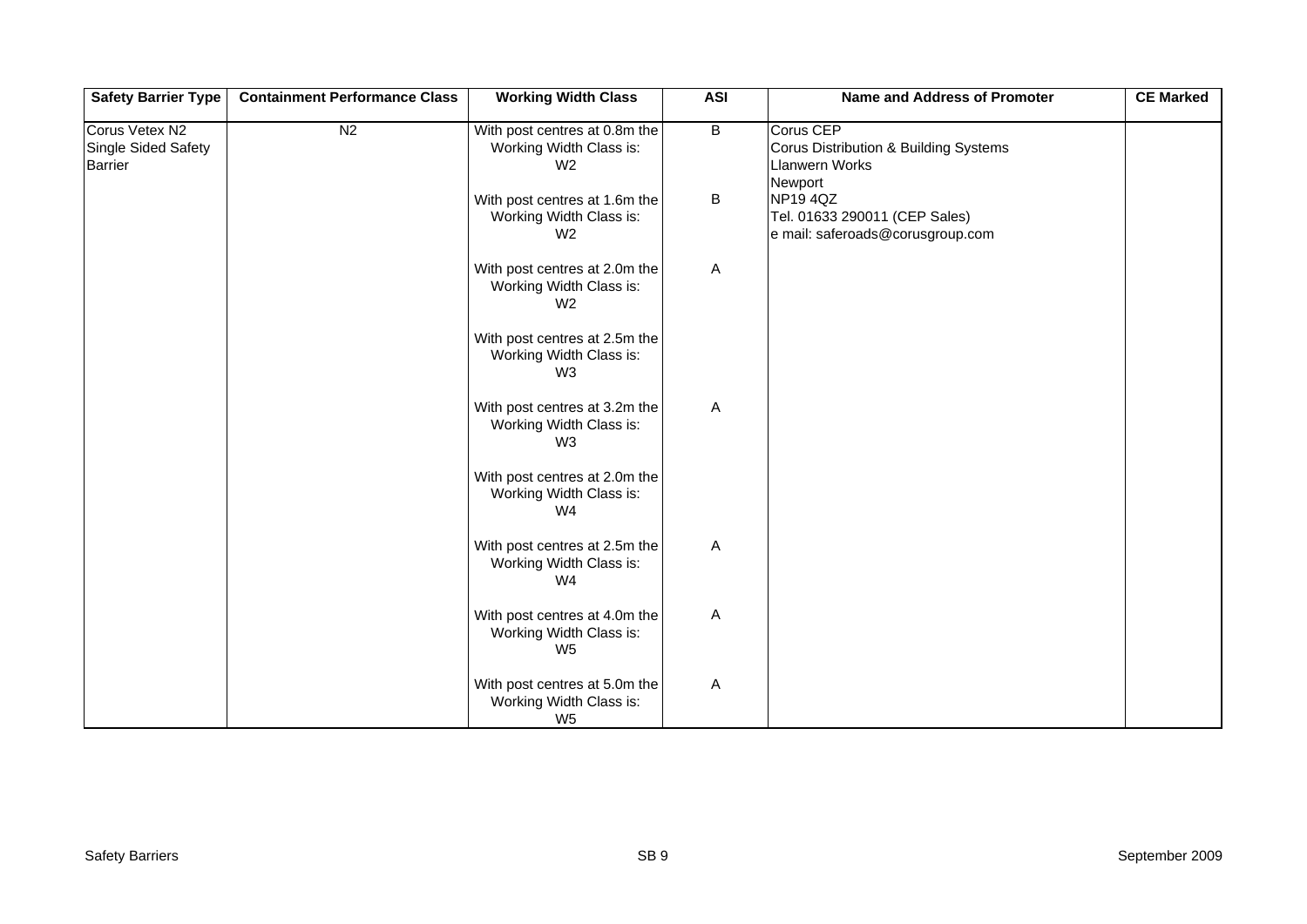| Safety Barrier Type | Containment Performance Class | Working Width Class | ASI | Name and Address of Promoter | CE Marked |
|---|---|---|---|---|---|
| Corus Vetex N2 Single Sided Safety Barrier | N2 | With post centres at 0.8m the Working Width Class is: W2 | B | Corus CEP<br>Corus Distribution & Building Systems<br>Llanwern Works<br>Newport<br>NP19 4QZ<br>Tel. 01633 290011 (CEP Sales)<br>e mail: saferoads@corusgroup.com | |
| | | With post centres at 1.6m the Working Width Class is: W2 | B | | |
| | | With post centres at 2.0m the Working Width Class is: W2 | A | | |
| | | With post centres at 2.5m the Working Width Class is: W3 | | | |
| | | With post centres at 3.2m the Working Width Class is: W3 | A | | |
| | | With post centres at 2.0m the Working Width Class is: W4 | | | |
| | | With post centres at 2.5m the Working Width Class is: W4 | A | | |
| | | With post centres at 4.0m the Working Width Class is: W5 | A | | |
| | | With post centres at 5.0m the Working Width Class is: W5 | A | | |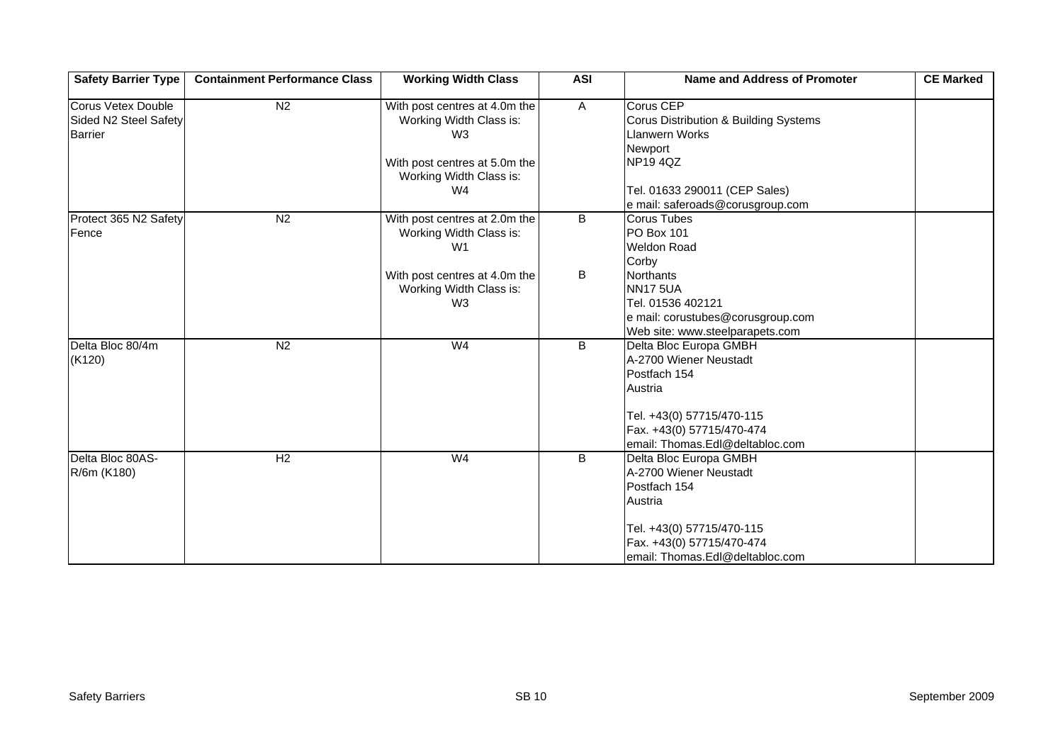| Safety Barrier Type | Containment Performance Class | Working Width Class | ASI | Name and Address of Promoter | CE Marked |
|---|---|---|---|---|---|
| Corus Vetex Double Sided N2 Steel Safety Barrier | N2 | With post centres at 4.0m the Working Width Class is: W3<br><br>With post centres at 5.0m the Working Width Class is: W4 | A | Corus CEP<br>Corus Distribution & Building Systems<br>Llanwern Works<br>Newport<br>NP19 4QZ<br><br>Tel. 01633 290011 (CEP Sales)<br>e mail: saferoads@corusgroup.com | |
| Protect 365 N2 Safety Fence | N2 | With post centres at 2.0m the Working Width Class is: W1<br><br>With post centres at 4.0m the Working Width Class is: W3 | B<br><br>B | Corus Tubes<br>PO Box 101<br>Weldon Road<br>Corby<br>Northants<br>NN17 5UA<br>Tel. 01536 402121<br>e mail: corustubes@corusgroup.com<br>Web site: www.steelparapets.com | |
| Delta Bloc 80/4m (K120) | N2 | W4 | B | Delta Bloc Europa GMBH<br>A-2700 Wiener Neustadt<br>Postfach 154<br>Austria<br><br>Tel. +43(0) 57715/470-115<br>Fax. +43(0) 57715/470-474<br>email: Thomas.Edl@deltabloc.com | |
| Delta Bloc 80AS-R/6m (K180) | H2 | W4 | B | Delta Bloc Europa GMBH<br>A-2700 Wiener Neustadt<br>Postfach 154<br>Austria<br><br>Tel. +43(0) 57715/470-115<br>Fax. +43(0) 57715/470-474<br>email: Thomas.Edl@deltabloc.com | |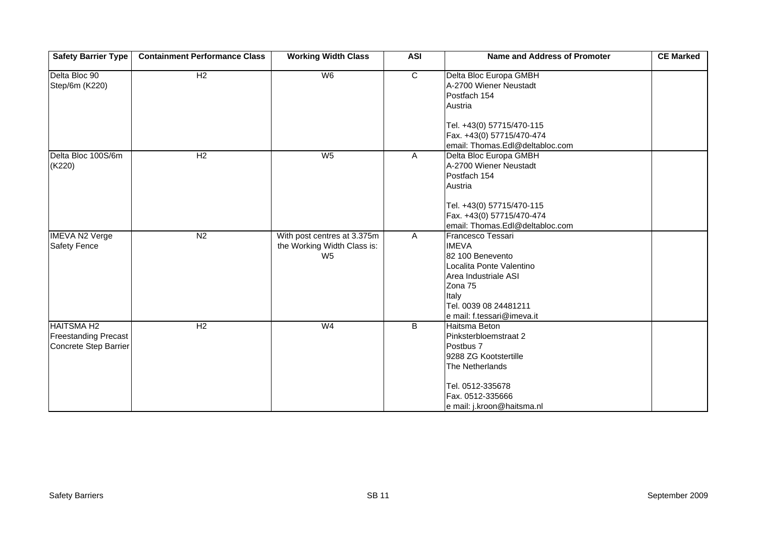| Safety Barrier Type | Containment Performance Class | Working Width Class | ASI | Name and Address of Promoter | CE Marked |
|---|---|---|---|---|---|
| Delta Bloc 90 Step/6m (K220) | H2 | W6 | C | Delta Bloc Europa GMBH<br>A-2700 Wiener Neustadt<br>Postfach 154<br>Austria<br><br>Tel. +43(0) 57715/470-115<br>Fax. +43(0) 57715/470-474<br>email: Thomas.Edl@deltabloc.com | |
| Delta Bloc 100S/6m (K220) | H2 | W5 | A | Delta Bloc Europa GMBH<br>A-2700 Wiener Neustadt<br>Postfach 154<br>Austria<br><br>Tel. +43(0) 57715/470-115<br>Fax. +43(0) 57715/470-474<br>email: Thomas.Edl@deltabloc.com | |
| IMEVA N2 Verge Safety Fence | N2 | With post centres at 3.375m the Working Width Class is: W5 | A | Francesco Tessari<br>IMEVA<br>82 100 Benevento<br>Localita Ponte Valentino<br>Area Industriale ASI<br>Zona 75<br>Italy<br>Tel. 0039 08 24481211<br>e mail: f.tessari@imeva.it | |
| HAITSMA H2 Freestanding Precast Concrete Step Barrier | H2 | W4 | B | Haitsma Beton<br>Pinksterbloemstraat 2<br>Postbus 7<br>9288 ZG Kootstertille<br>The Netherlands<br><br>Tel. 0512-335678<br>Fax. 0512-335666<br>e mail: j.kroon@haitsma.nl | |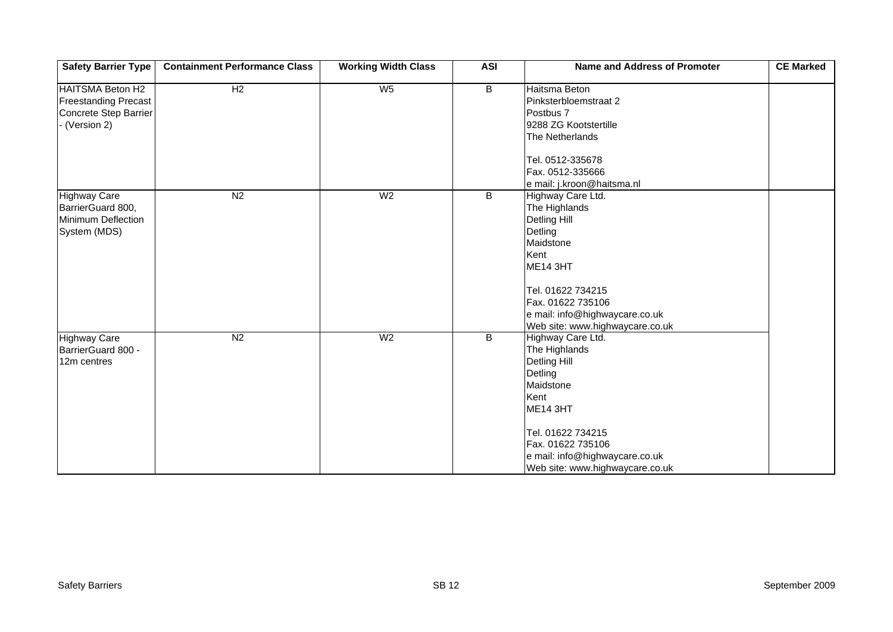| Safety Barrier Type | Containment Performance Class | Working Width Class | ASI | Name and Address of Promoter | CE Marked |
|---|---|---|---|---|---|
| HAITSMA Beton H2 Freestanding Precast Concrete Step Barrier - (Version 2) | H2 | W5 | B | Haitsma Beton<br>Pinksterbloemstraat 2<br>Postbus 7<br>9288 ZG Kootstertille<br>The Netherlands<br><br>Tel. 0512-335678<br>Fax. 0512-335666<br>e mail: j.kroon@haitsma.nl | |
| Highway Care BarrierGuard 800, Minimum Deflection System (MDS) | N2 | W2 | B | Highway Care Ltd.<br>The Highlands<br>Detling Hill<br>Detling<br>Maidstone<br>Kent<br>ME14 3HT<br><br>Tel. 01622 734215<br>Fax. 01622 735106<br>e mail: info@highwaycare.co.uk<br>Web site: www.highwaycare.co.uk | |
| Highway Care BarrierGuard 800 - 12m centres | N2 | W2 | B | Highway Care Ltd.<br>The Highlands<br>Detling Hill<br>Detling<br>Maidstone<br>Kent<br>ME14 3HT<br><br>Tel. 01622 734215<br>Fax. 01622 735106<br>e mail: info@highwaycare.co.uk<br>Web site: www.highwaycare.co.uk | |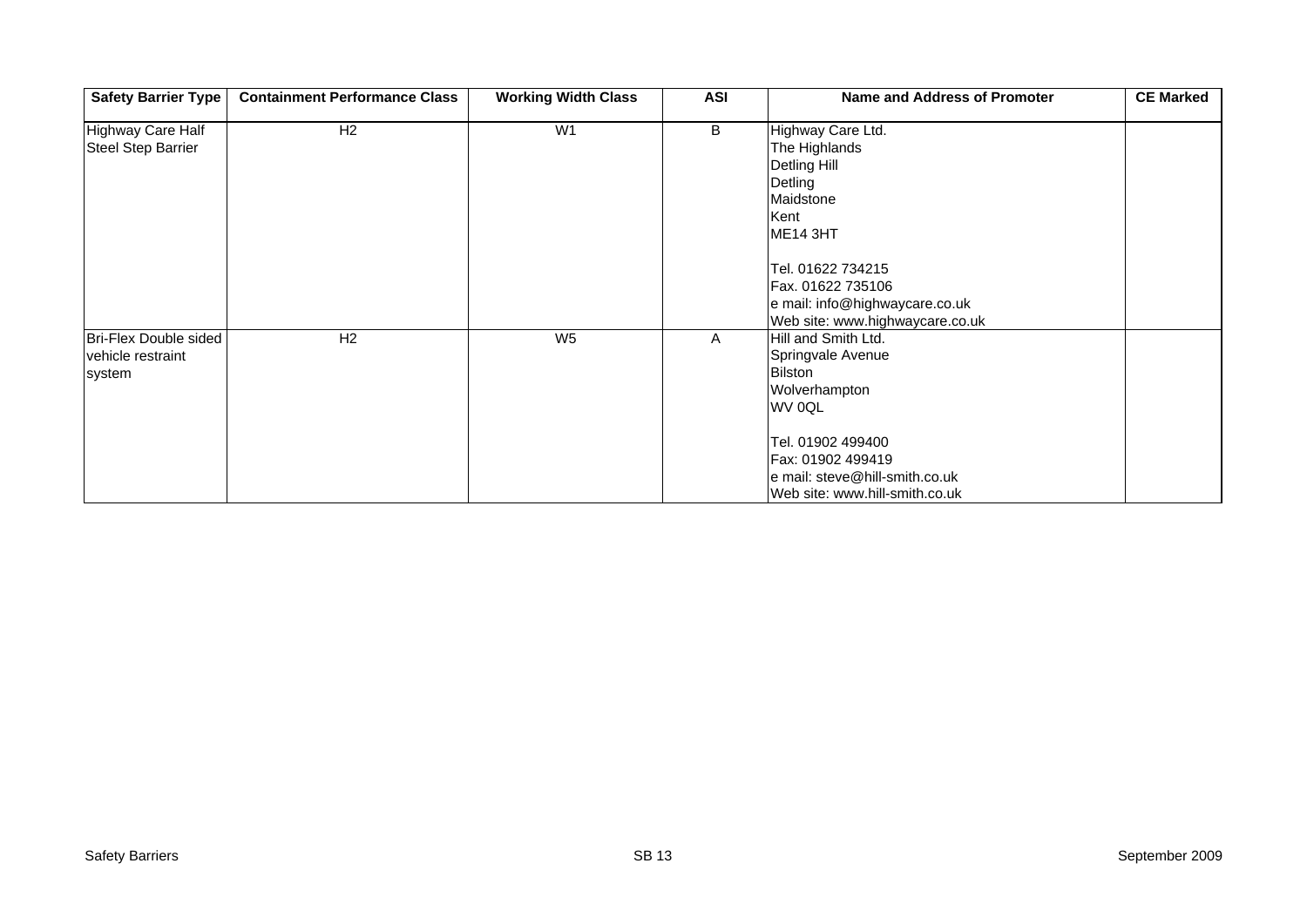| Safety Barrier Type | Containment Performance Class | Working Width Class | ASI | Name and Address of Promoter | CE Marked |
|---|---|---|---|---|---|
| Highway Care Half Steel Step Barrier | H2 | W1 | B | Highway Care Ltd.<br>The Highlands<br>Detling Hill<br>Detling<br>Maidstone<br>Kent<br>ME14 3HT<br><br>Tel. 01622 734215<br>Fax. 01622 735106<br>e mail: info@highwaycare.co.uk<br>Web site: www.highwaycare.co.uk | |
| Bri-Flex Double sided vehicle restraint system | H2 | W5 | A | Hill and Smith Ltd.<br>Springvale Avenue<br>Bilston<br>Wolverhampton<br>WV 0QL<br><br>Tel. 01902 499400<br>Fax: 01902 499419<br>e mail: steve@hill-smith.co.uk<br>Web site: www.hill-smith.co.uk | |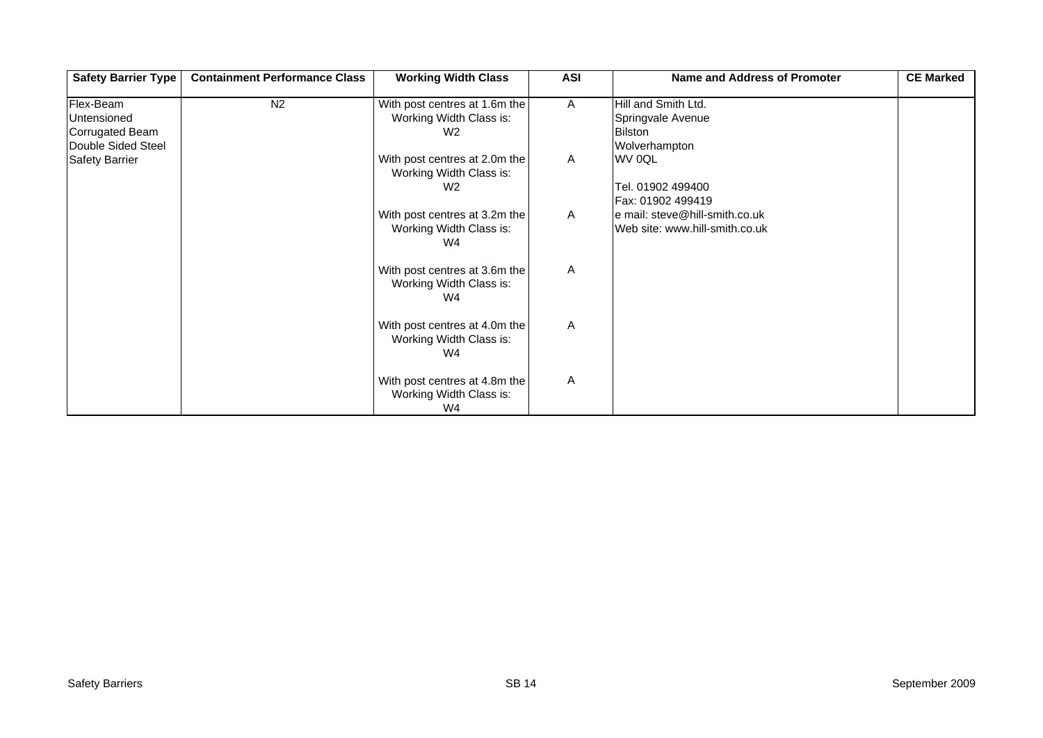| Safety Barrier Type | Containment Performance Class | Working Width Class | ASI | Name and Address of Promoter | CE Marked |
|---|---|---|---|---|---|
| Flex-Beam Untensioned Corrugated Beam Double Sided Steel Safety Barrier | N2 | With post centres at 1.6m the Working Width Class is: W2 | A | Hill and Smith Ltd.<br>Springvale Avenue<br>Bilston<br>Wolverhampton<br>WV 0QL<br><br>Tel. 01902 499400<br>Fax: 01902 499419<br>e mail: steve@hill-smith.co.uk<br>Web site: www.hill-smith.co.uk | |
| | | With post centres at 2.0m the Working Width Class is: W2 | A | | |
| | | With post centres at 3.2m the Working Width Class is: W4 | A | | |
| | | With post centres at 3.6m the Working Width Class is: W4 | A | | |
| | | With post centres at 4.0m the Working Width Class is: W4 | A | | |
| | | With post centres at 4.8m the Working Width Class is: W4 | A | | |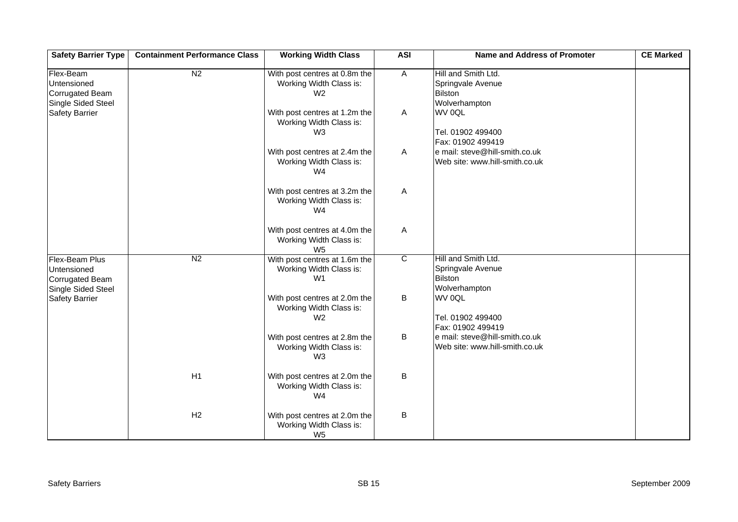| Safety Barrier Type | Containment Performance Class | Working Width Class | ASI | Name and Address of Promoter | CE Marked |
|---|---|---|---|---|---|
| Flex-Beam Untensioned Corrugated Beam Single Sided Steel Safety Barrier | N2 | With post centres at 0.8m the Working Width Class is: W2 | A | Hill and Smith Ltd.<br>Springvale Avenue<br>Bilston<br>Wolverhampton<br>WV 0QL<br><br>Tel. 01902 499400<br>Fax: 01902 499419<br>e mail: steve@hill-smith.co.uk<br>Web site: www.hill-smith.co.uk | |
| | | With post centres at 1.2m the Working Width Class is: W3 | A | | |
| | | With post centres at 2.4m the Working Width Class is: W4 | A | | |
| | | With post centres at 3.2m the Working Width Class is: W4 | A | | |
| | | With post centres at 4.0m the Working Width Class is: W5 | A | | |
| Flex-Beam Plus Untensioned Corrugated Beam Single Sided Steel Safety Barrier | N2 | With post centres at 1.6m the Working Width Class is: W1 | C | Hill and Smith Ltd.<br>Springvale Avenue<br>Bilston<br>Wolverhampton<br>WV 0QL<br><br>Tel. 01902 499400<br>Fax: 01902 499419<br>e mail: steve@hill-smith.co.uk<br>Web site: www.hill-smith.co.uk | |
| | | With post centres at 2.0m the Working Width Class is: W2 | B | | |
| | | With post centres at 2.8m the Working Width Class is: W3 | B | | |
| | H1 | With post centres at 2.0m the Working Width Class is: W4 | B | | |
| | H2 | With post centres at 2.0m the Working Width Class is: W5 | B | | |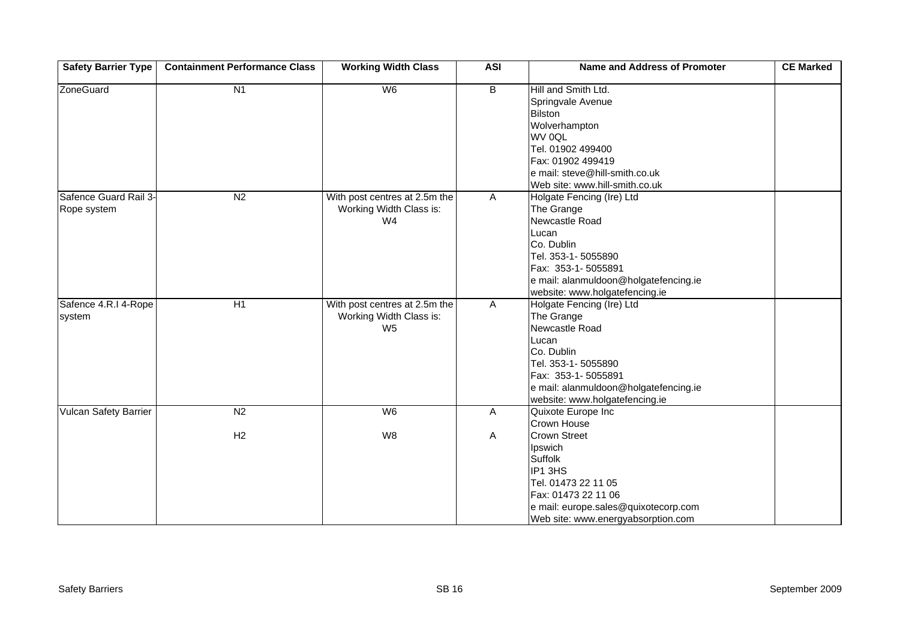| Safety Barrier Type | Containment Performance Class | Working Width Class | ASI | Name and Address of Promoter | CE Marked |
|---|---|---|---|---|---|
| ZoneGuard | N1 | W6 | B | Hill and Smith Ltd.<br>Springvale Avenue<br>Bilston<br>Wolverhampton<br>WV 0QL<br>Tel. 01902 499400<br>Fax: 01902 499419<br>e mail: steve@hill-smith.co.uk<br>Web site: www.hill-smith.co.uk | |
| Safence Guard Rail 3-Rope system | N2 | With post centres at 2.5m the Working Width Class is: W4 | A | Holgate Fencing (Ire) Ltd<br>The Grange<br>Newcastle Road<br>Lucan<br>Co. Dublin<br>Tel. 353-1- 5055890<br>Fax: 353-1- 5055891<br>e mail: alanmuldoon@holgatefencing.ie<br>website: www.holgatefencing.ie | |
| Safence 4.R.I 4-Rope system | H1 | With post centres at 2.5m the Working Width Class is: W5 | A | Holgate Fencing (Ire) Ltd<br>The Grange<br>Newcastle Road<br>Lucan<br>Co. Dublin<br>Tel. 353-1- 5055890<br>Fax: 353-1- 5055891<br>e mail: alanmuldoon@holgatefencing.ie<br>website: www.holgatefencing.ie | |
| Vulcan Safety Barrier | N2<br><br>H2 | W6<br><br>W8 | A<br><br>A | Quixote Europe Inc<br>Crown House<br>Crown Street<br>Ipswich<br>Suffolk<br>IP1 3HS<br>Tel. 01473 22 11 05<br>Fax: 01473 22 11 06<br>e mail: europe.sales@quixotecorp.com<br>Web site: www.energyabsorption.com | |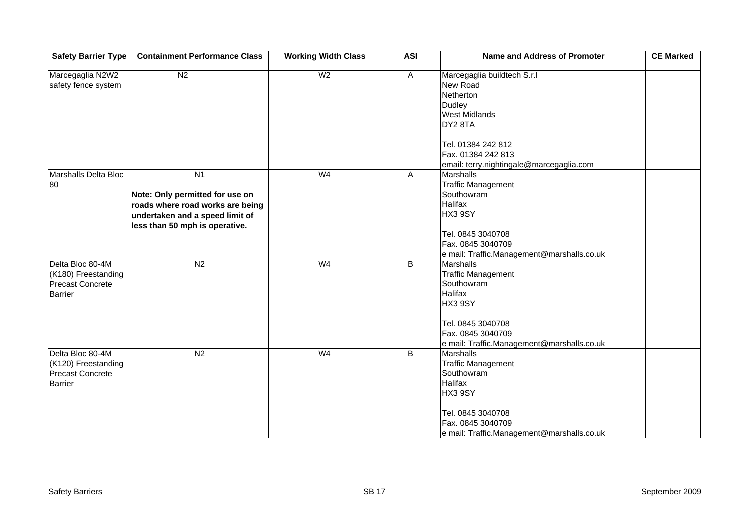| Safety Barrier Type | Containment Performance Class | Working Width Class | ASI | Name and Address of Promoter | CE Marked |
|---|---|---|---|---|---|
| Marcegaglia N2W2 safety fence system | N2 | W2 | A | Marcegaglia buildtech S.r.l<br>New Road<br>Netherton<br>Dudley<br>West Midlands<br>DY2 8TA<br><br>Tel. 01384 242 812<br>Fax. 01384 242 813<br>email: terry.nightingale@marcegaglia.com | |
| Marshalls Delta Bloc 80 | N1<br><br>**Note: Only permitted for use on roads where road works are being undertaken and a speed limit of less than 50 mph is operative.** | W4 | A | Marshalls<br>Traffic Management<br>Southowram<br>Halifax<br>HX3 9SY<br><br>Tel. 0845 3040708<br>Fax. 0845 3040709<br>e mail: Traffic.Management@marshalls.co.uk | |
| Delta Bloc 80-4M (K180) Freestanding Precast Concrete Barrier | N2 | W4 | B | Marshalls<br>Traffic Management<br>Southowram<br>Halifax<br>HX3 9SY<br><br>Tel. 0845 3040708<br>Fax. 0845 3040709<br>e mail: Traffic.Management@marshalls.co.uk | |
| Delta Bloc 80-4M (K120) Freestanding Precast Concrete Barrier | N2 | W4 | B | Marshalls<br>Traffic Management<br>Southowram<br>Halifax<br>HX3 9SY<br><br>Tel. 0845 3040708<br>Fax. 0845 3040709<br>e mail: Traffic.Management@marshalls.co.uk | |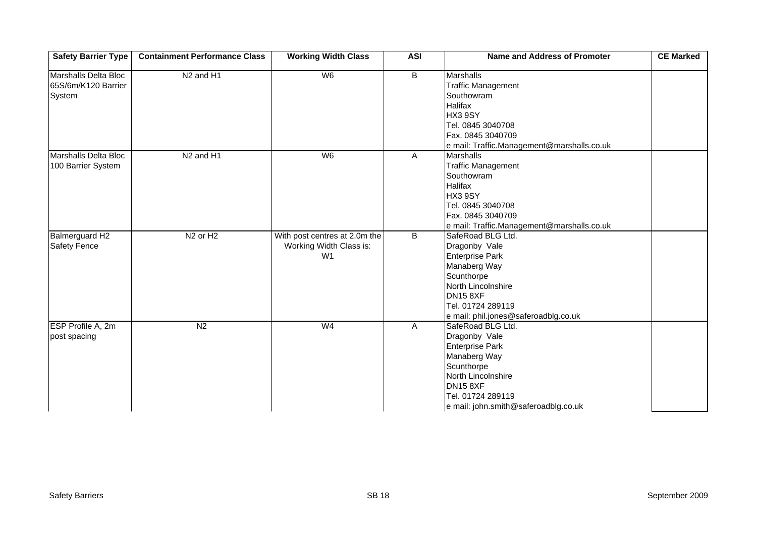| Safety Barrier Type | Containment Performance Class | Working Width Class | ASI | Name and Address of Promoter | CE Marked |
|---|---|---|---|---|---|
| Marshalls Delta Bloc 65S/6m/K120 Barrier System | N2 and H1 | W6 | B | Marshalls<br>Traffic Management<br>Southowram<br>Halifax<br>HX3 9SY<br>Tel. 0845 3040708<br>Fax. 0845 3040709<br>e mail: Traffic.Management@marshalls.co.uk | |
| Marshalls Delta Bloc 100 Barrier System | N2 and H1 | W6 | A | Marshalls<br>Traffic Management<br>Southowram<br>Halifax<br>HX3 9SY<br>Tel. 0845 3040708<br>Fax. 0845 3040709<br>e mail: Traffic.Management@marshalls.co.uk | |
| Balmerguard H2 Safety Fence | N2 or H2 | With post centres at 2.0m the Working Width Class is: W1 | B | SafeRoad BLG Ltd.<br>Dragonby Vale<br>Enterprise Park<br>Manaberg Way<br>Scunthorpe<br>North Lincolnshire<br>DN15 8XF<br>Tel. 01724 289119<br>e mail: phil.jones@saferoadblg.co.uk | |
| ESP Profile A, 2m post spacing | N2 | W4 | A | SafeRoad BLG Ltd.<br>Dragonby Vale<br>Enterprise Park<br>Manaberg Way<br>Scunthorpe<br>North Lincolnshire<br>DN15 8XF<br>Tel. 01724 289119<br>e mail: john.smith@saferoadblg.co.uk | |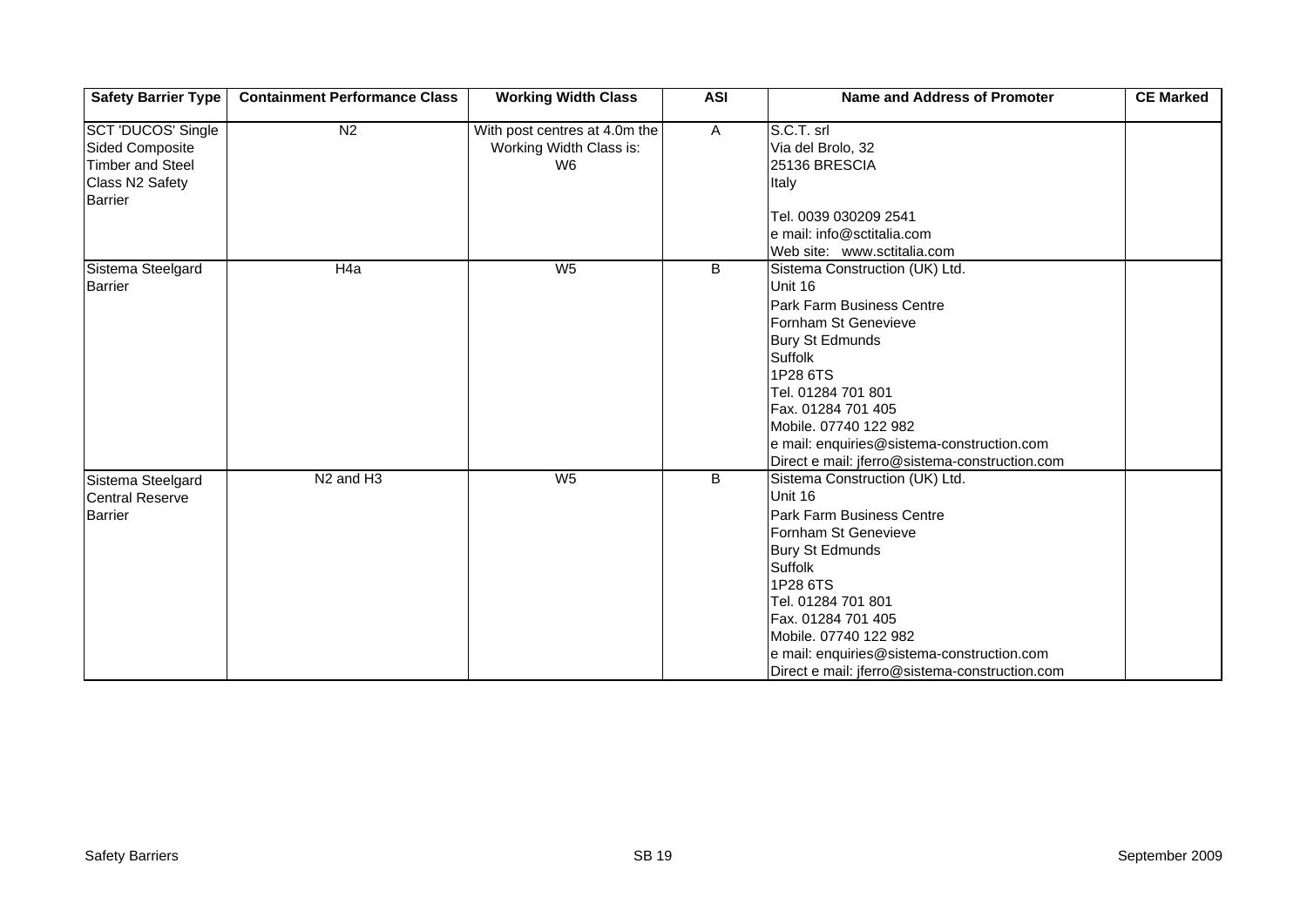| Safety Barrier Type | Containment Performance Class | Working Width Class | ASI | Name and Address of Promoter | CE Marked |
| --- | --- | --- | --- | --- | --- |
| SCT 'DUCOS' Single Sided Composite Timber and Steel Class N2 Safety Barrier | N2 | With post centres at 4.0m the Working Width Class is: W6 | A | S.C.T. srl<br>Via del Brolo, 32<br>25136 BRESCIA<br>Italy<br><br>Tel. 0039 030209 2541<br>e mail: info@sctitalia.com<br>Web site: www.sctitalia.com | |
| Sistema Steelgard Barrier | H4a | W5 | B | Sistema Construction (UK) Ltd.<br>Unit 16<br>Park Farm Business Centre<br>Fornham St Genevieve<br>Bury St Edmunds<br>Suffolk<br>1P28 6TS<br>Tel. 01284 701 801<br>Fax. 01284 701 405<br>Mobile. 07740 122 982<br>e mail: enquiries@sistema-construction.com<br>Direct e mail: jferro@sistema-construction.com | |
| Sistema Steelgard Central Reserve Barrier | N2 and H3 | W5 | B | Sistema Construction (UK) Ltd.<br>Unit 16<br>Park Farm Business Centre<br>Fornham St Genevieve<br>Bury St Edmunds<br>Suffolk<br>1P28 6TS<br>Tel. 01284 701 801<br>Fax. 01284 701 405<br>Mobile. 07740 122 982<br>e mail: enquiries@sistema-construction.com<br>Direct e mail: jferro@sistema-construction.com | |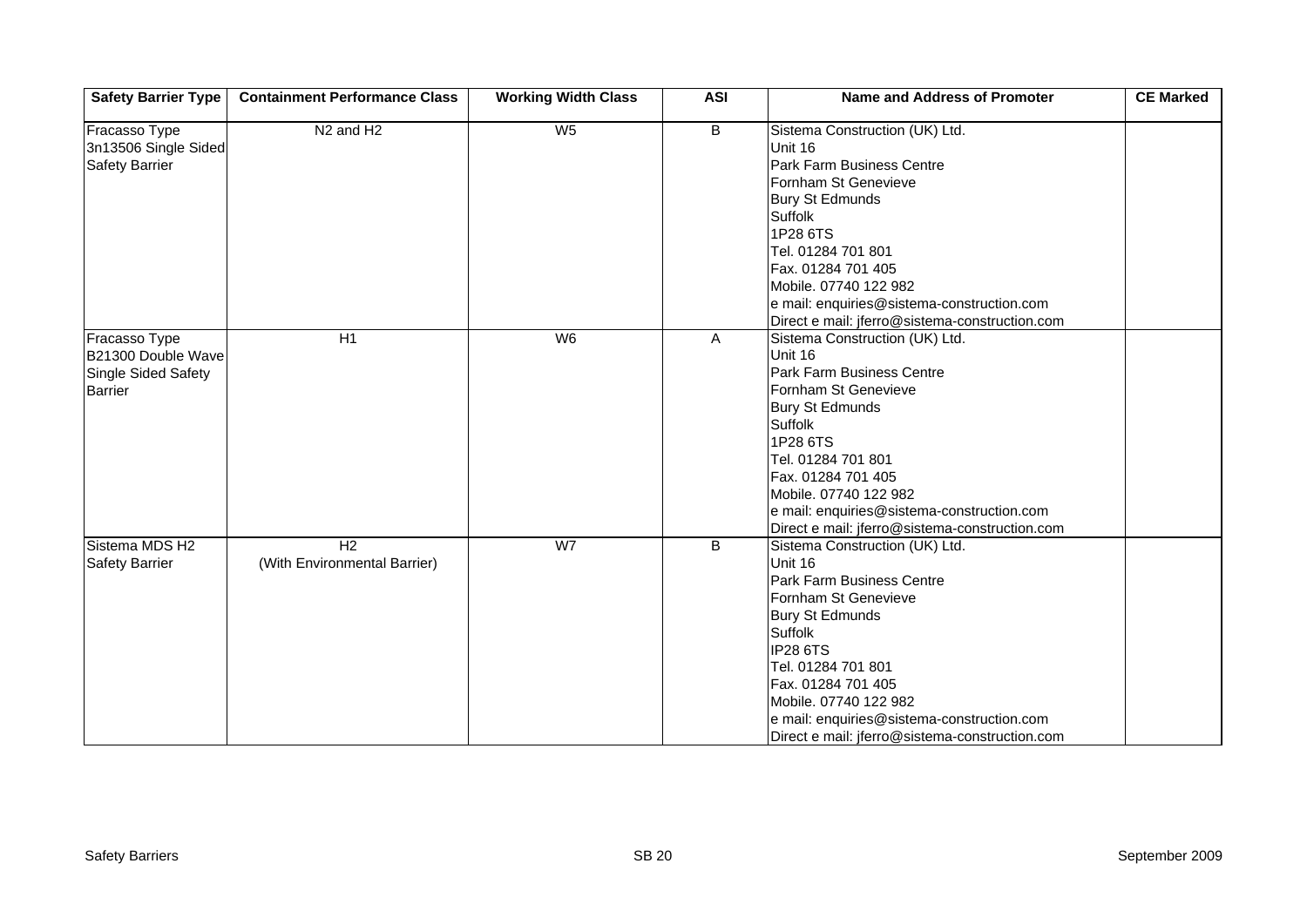| Safety Barrier Type | Containment Performance Class | Working Width Class | ASI | Name and Address of Promoter | CE Marked |
|---|---|---|---|---|---|
| Fracasso Type 3n13506 Single Sided Safety Barrier | N2 and H2 | W5 | B | Sistema Construction (UK) Ltd.<br>Unit 16<br>Park Farm Business Centre<br>Fornham St Genevieve<br>Bury St Edmunds<br>Suffolk<br>1P28 6TS<br>Tel. 01284 701 801<br>Fax. 01284 701 405<br>Mobile. 07740 122 982<br>e mail: enquiries@sistema-construction.com<br>Direct e mail: jferro@sistema-construction.com | |
| Fracasso Type B21300 Double Wave Single Sided Safety Barrier | H1 | W6 | A | Sistema Construction (UK) Ltd.<br>Unit 16<br>Park Farm Business Centre<br>Fornham St Genevieve<br>Bury St Edmunds<br>Suffolk<br>1P28 6TS<br>Tel. 01284 701 801<br>Fax. 01284 701 405<br>Mobile. 07740 122 982<br>e mail: enquiries@sistema-construction.com<br>Direct e mail: jferro@sistema-construction.com | |
| Sistema MDS H2 Safety Barrier | H2<br>(With Environmental Barrier) | W7 | B | Sistema Construction (UK) Ltd.<br>Unit 16<br>Park Farm Business Centre<br>Fornham St Genevieve<br>Bury St Edmunds<br>Suffolk<br>IP28 6TS<br>Tel. 01284 701 801<br>Fax. 01284 701 405<br>Mobile. 07740 122 982<br>e mail: enquiries@sistema-construction.com<br>Direct e mail: jferro@sistema-construction.com | |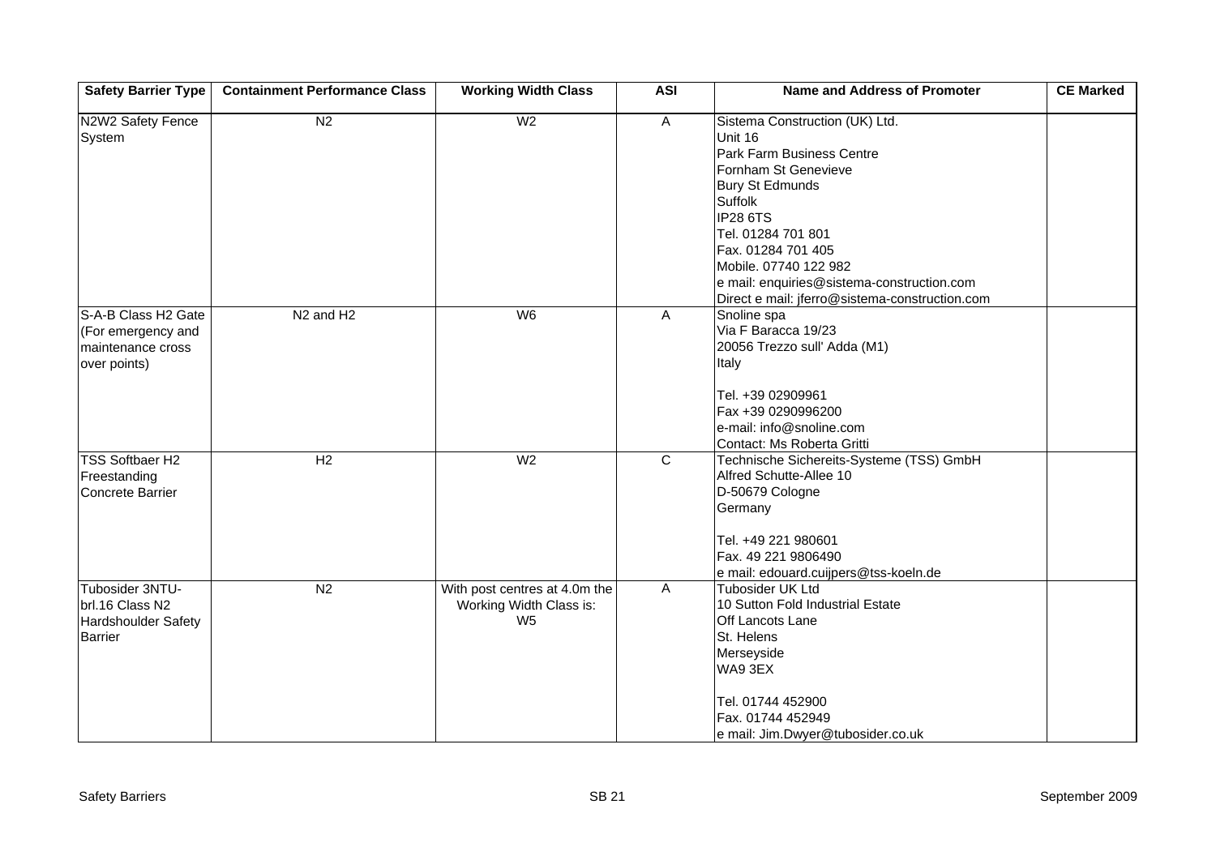| Safety Barrier Type | Containment Performance Class | Working Width Class | ASI | Name and Address of Promoter | CE Marked |
| --- | --- | --- | --- | --- | --- |
| N2W2 Safety Fence System | N2 | W2 | A | Sistema Construction (UK) Ltd.<br>Unit 16<br>Park Farm Business Centre<br>Fornham St Genevieve<br>Bury St Edmunds<br>Suffolk<br>IP28 6TS<br>Tel. 01284 701 801<br>Fax. 01284 701 405<br>Mobile. 07740 122 982<br>e mail: enquiries@sistema-construction.com<br>Direct e mail: jferro@sistema-construction.com | |
| S-A-B Class H2 Gate (For emergency and maintenance cross over points) | N2 and H2 | W6 | A | Snoline spa<br>Via F Baracca 19/23<br>20056 Trezzo sull' Adda (M1)<br>Italy<br><br>Tel. +39 02909961<br>Fax +39 0290996200<br>e-mail: info@snoline.com<br>Contact: Ms Roberta Gritti | |
| TSS Softbaer H2 Freestanding Concrete Barrier | H2 | W2 | C | Technische Sichereits-Systeme (TSS) GmbH<br>Alfred Schutte-Allee 10<br>D-50679 Cologne<br>Germany<br><br>Tel. +49 221 980601<br>Fax. 49 221 9806490<br>e mail: edouard.cuijpers@tss-koeln.de | |
| Tubosider 3NTU-brl.16 Class N2 Hardshoulder Safety Barrier | N2 | With post centres at 4.0m the Working Width Class is: W5 | A | Tubosider UK Ltd<br>10 Sutton Fold Industrial Estate<br>Off Lancots Lane<br>St. Helens<br>Merseyside<br>WA9 3EX<br><br>Tel. 01744 452900<br>Fax. 01744 452949<br>e mail: Jim.Dwyer@tubosider.co.uk | |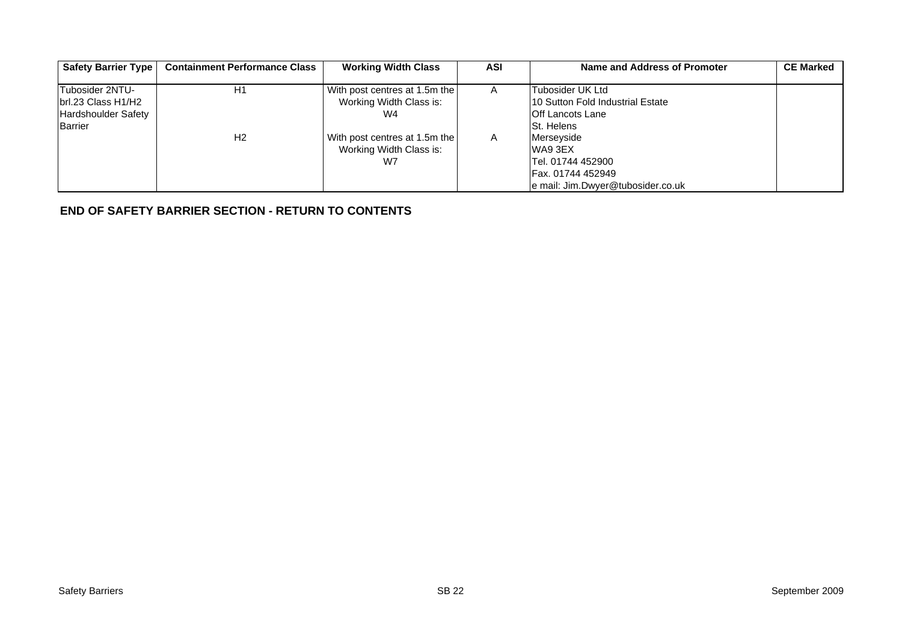| Safety Barrier Type | Containment Performance Class | Working Width Class | ASI | Name and Address of Promoter | CE Marked |
|---|---|---|---|---|---|
| Tubosider 2NTU-brl.23 Class H1/H2 Hardshoulder Safety Barrier | H1 | With post centres at 1.5m the Working Width Class is: W4 | A | Tubosider UK Ltd<br>10 Sutton Fold Industrial Estate<br>Off Lancots Lane<br>St. Helens<br>Merseyside<br>WA9 3EX<br>Tel. 01744 452900<br>Fax. 01744 452949<br>e mail: Jim.Dwyer@tubosider.co.uk | |
| | H2 | With post centres at 1.5m the Working Width Class is: W7 | A | | |

**END OF SAFETY BARRIER SECTION - RETURN TO CONTENTS**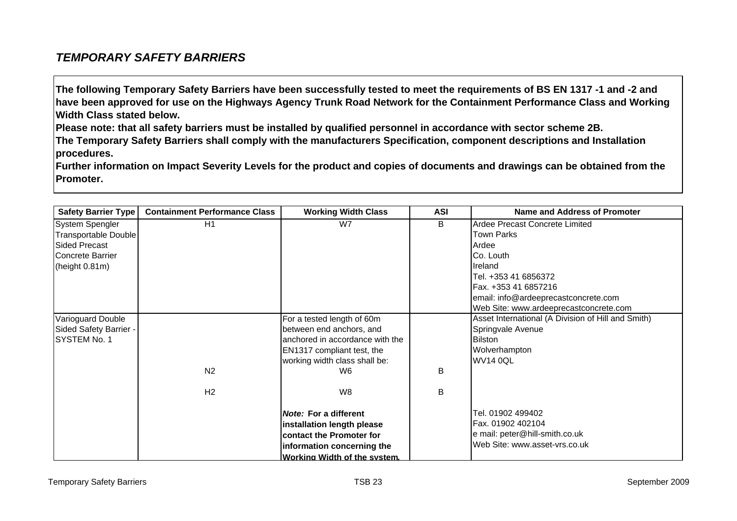## *TEMPORARY SAFETY BARRIERS*

**The following Temporary Safety Barriers have been successfully tested to meet the requirements of BS EN 1317 -1 and -2 and have been approved for use on the Highways Agency Trunk Road Network for the Containment Performance Class and Working Width Class stated below.**
**Please note: that all safety barriers must be installed by qualified personnel in accordance with sector scheme 2B.**
**The Temporary Safety Barriers shall comply with the manufacturers Specification, component descriptions and Installation procedures.**
**Further information on Impact Severity Levels for the product and copies of documents and drawings can be obtained from the Promoter.**

| Safety Barrier Type | Containment Performance Class | Working Width Class | ASI | Name and Address of Promoter |
|---|---|---|---|---|
| System Spengler Transportable Double Sided Precast Concrete Barrier (height 0.81m) | H1 | W7 | B | Ardee Precast Concrete Limited<br>Town Parks<br>Ardee<br>Co. Louth<br>Ireland<br>Tel. +353 41 6856372<br>Fax. +353 41 6857216<br>email: info@ardeeprecastconcrete.com<br>Web Site: www.ardeeprecastconcrete.com |
| Varioguard Double Sided Safety Barrier - SYSTEM No. 1 | | For a tested length of 60m between end anchors, and anchored in accordance with the EN1317 compliant test, the working width class shall be: | | Asset International (A Division of Hill and Smith)<br>Springvale Avenue<br>Bilston<br>Wolverhampton<br>WV14 0QL |
| | N2 | W6 | B | |
| | H2 | W8 | B | |
| | | ***Note:* For a different installation length please contact the Promoter for information concerning the Working Width of the system.** | | Tel. 01902 499402<br>Fax. 01902 402104<br>e mail: peter@hill-smith.co.uk<br>Web Site: www.asset-vrs.co.uk |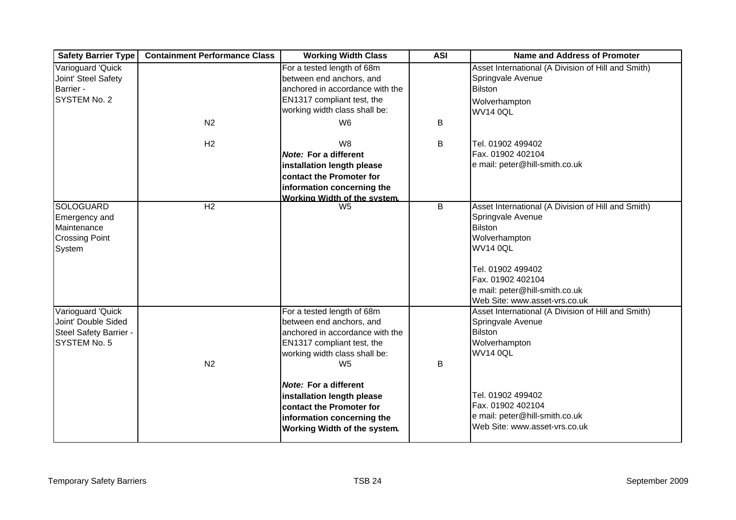| Safety Barrier Type | Containment Performance Class | Working Width Class | ASI | Name and Address of Promoter |
|---|---|---|---|---|
| Varioguard 'Quick Joint' Steel Safety Barrier - SYSTEM No. 2 | | For a tested length of 68m between end anchors, and anchored in accordance with the EN1317 compliant test, the working width class shall be: | | Asset International (A Division of Hill and Smith) Springvale Avenue Bilston Wolverhampton WV14 0QL |
| | N2 | W6 | B | |
| | H2 | W8 **Note: For a different installation length please contact the Promoter for information concerning the Working Width of the system.** | B | Tel. 01902 499402 Fax. 01902 402104 e mail: peter@hill-smith.co.uk |
| SOLOGUARD Emergency and Maintenance Crossing Point System | H2 | W5 | B | Asset International (A Division of Hill and Smith) Springvale Avenue Bilston Wolverhampton WV14 0QL Tel. 01902 499402 Fax. 01902 402104 e mail: peter@hill-smith.co.uk Web Site: www.asset-vrs.co.uk |
| Varioguard 'Quick Joint' Double Sided Steel Safety Barrier - SYSTEM No. 5 | | For a tested length of 68m between end anchors, and anchored in accordance with the EN1317 compliant test, the working width class shall be: | | Asset International (A Division of Hill and Smith) Springvale Avenue Bilston Wolverhampton WV14 0QL |
| | N2 | W5 **Note: For a different installation length please contact the Promoter for information concerning the Working Width of the system.** | B | Tel. 01902 499402 Fax. 01902 402104 e mail: peter@hill-smith.co.uk Web Site: www.asset-vrs.co.uk |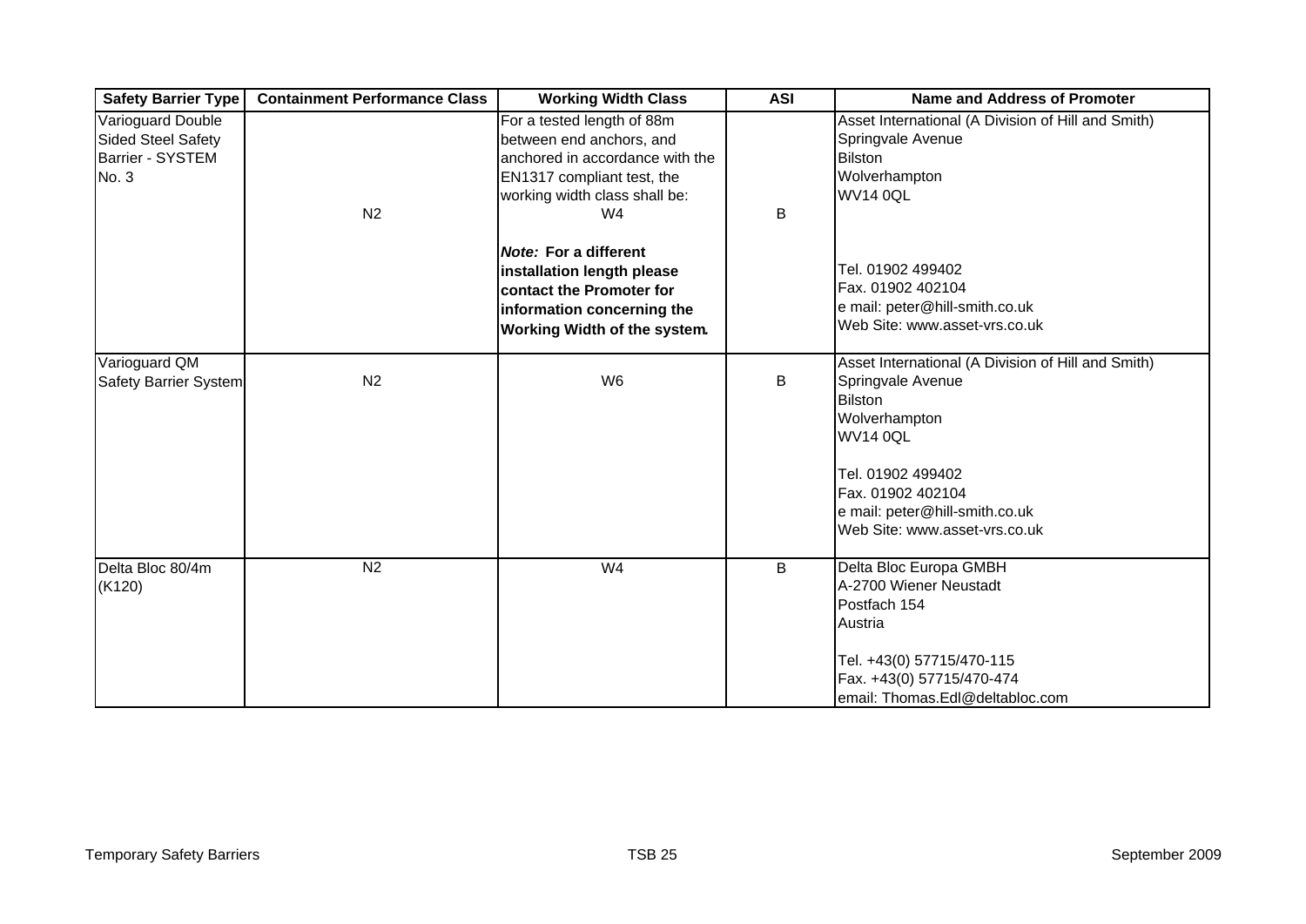| Safety Barrier Type | Containment Performance Class | Working Width Class | ASI | Name and Address of Promoter |
|---|---|---|---|---|
| Varioguard Double Sided Steel Safety Barrier - SYSTEM No. 3 | N2 | For a tested length of 88m between end anchors, and anchored in accordance with the EN1317 compliant test, the working width class shall be: W4<br><br>***Note:* For a different installation length please contact the Promoter for information concerning the Working Width of the system.** | B | Asset International (A Division of Hill and Smith)<br>Springvale Avenue<br>Bilston<br>Wolverhampton<br>WV14 0QL<br><br>Tel. 01902 499402<br>Fax. 01902 402104<br>e mail: peter@hill-smith.co.uk<br>Web Site: www.asset-vrs.co.uk |
| Varioguard QM Safety Barrier System | N2 | W6 | B | Asset International (A Division of Hill and Smith)<br>Springvale Avenue<br>Bilston<br>Wolverhampton<br>WV14 0QL<br><br>Tel. 01902 499402<br>Fax. 01902 402104<br>e mail: peter@hill-smith.co.uk<br>Web Site: www.asset-vrs.co.uk |
| Delta Bloc 80/4m (K120) | N2 | W4 | B | Delta Bloc Europa GMBH<br>A-2700 Wiener Neustadt<br>Postfach 154<br>Austria<br><br>Tel. +43(0) 57715/470-115<br>Fax. +43(0) 57715/470-474<br>email: Thomas.Edl@deltabloc.com |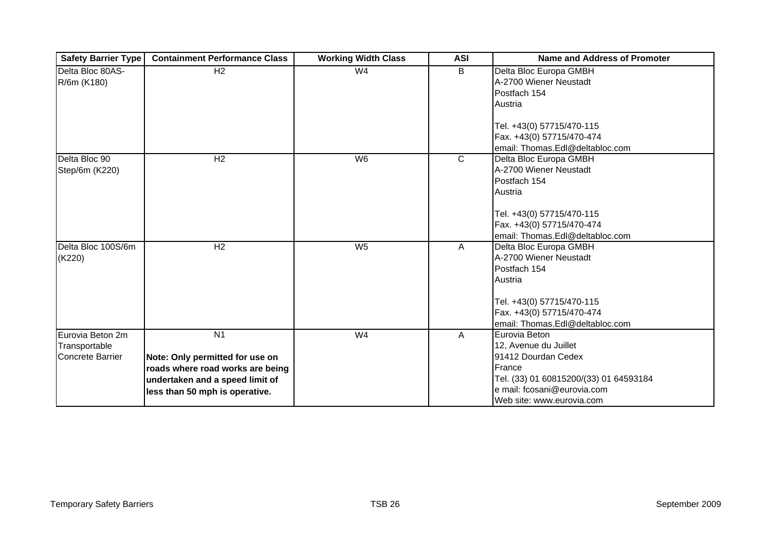| Safety Barrier Type | Containment Performance Class | Working Width Class | ASI | Name and Address of Promoter |
|---|---|---|---|---|
| Delta Bloc 80AS-R/6m (K180) | H2 | W4 | B | Delta Bloc Europa GMBH<br>A-2700 Wiener Neustadt<br>Postfach 154<br>Austria<br><br>Tel. +43(0) 57715/470-115<br>Fax. +43(0) 57715/470-474<br>email: Thomas.Edl@deltabloc.com |
| Delta Bloc 90 Step/6m (K220) | H2 | W6 | C | Delta Bloc Europa GMBH<br>A-2700 Wiener Neustadt<br>Postfach 154<br>Austria<br><br>Tel. +43(0) 57715/470-115<br>Fax. +43(0) 57715/470-474<br>email: Thomas.Edl@deltabloc.com |
| Delta Bloc 100S/6m (K220) | H2 | W5 | A | Delta Bloc Europa GMBH<br>A-2700 Wiener Neustadt<br>Postfach 154<br>Austria<br><br>Tel. +43(0) 57715/470-115<br>Fax. +43(0) 57715/470-474<br>email: Thomas.Edl@deltabloc.com |
| Eurovia Beton 2m Transportable Concrete Barrier | N1<br><br>**Note: Only permitted for use on roads where road works are being undertaken and a speed limit of less than 50 mph is operative.** | W4 | A | Eurovia Beton<br>12, Avenue du Juillet<br>91412 Dourdan Cedex<br>France<br>Tel. (33) 01 60815200/(33) 01 64593184<br>e mail: fcosani@eurovia.com<br>Web site: www.eurovia.com |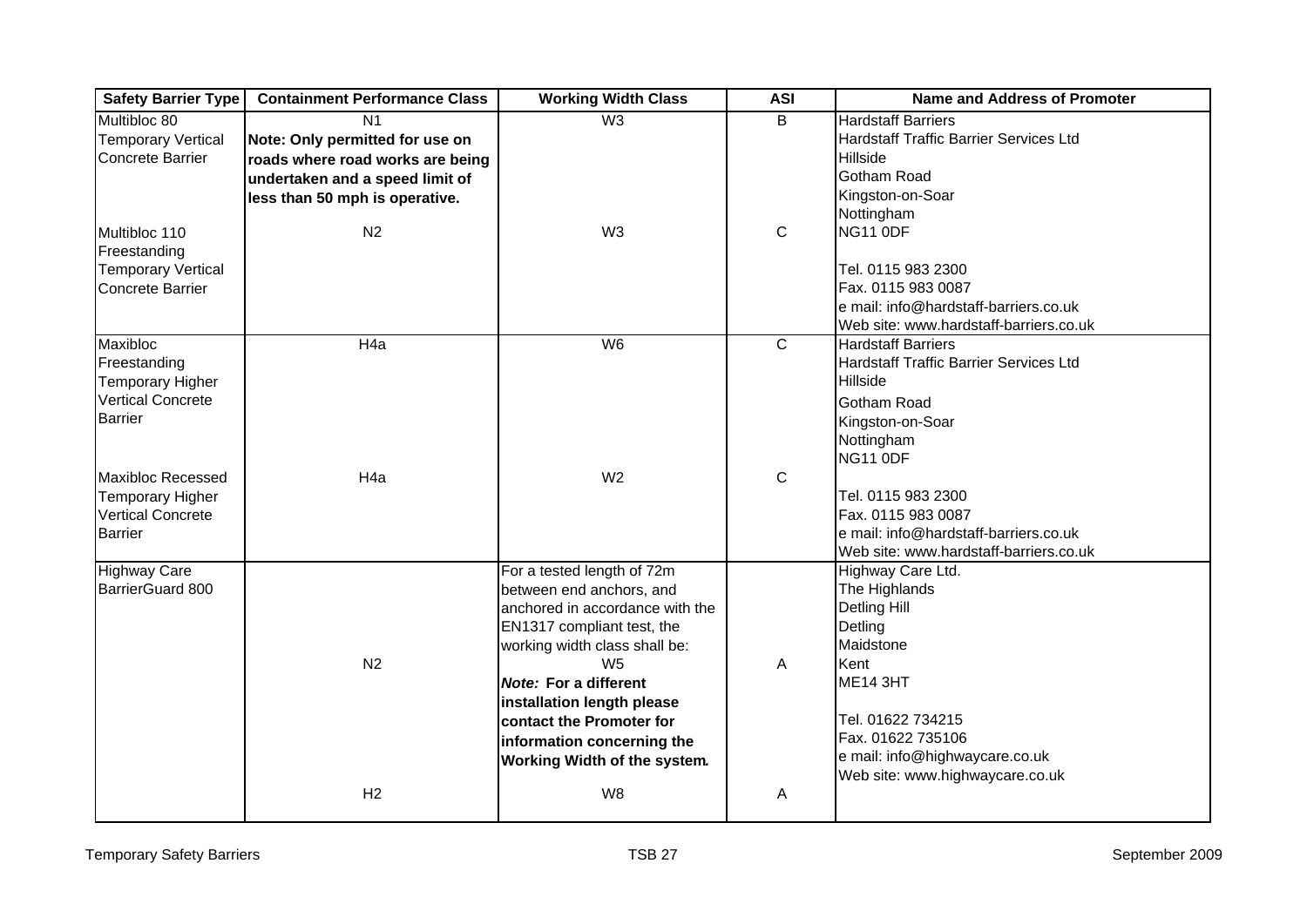| Safety Barrier Type | Containment Performance Class | Working Width Class | ASI | Name and Address of Promoter |
|---|---|---|---|---|
| Multibloc 80 Temporary Vertical Concrete Barrier | N1 **Note: Only permitted for use on roads where road works are being undertaken and a speed limit of less than 50 mph is operative.** | W3 | B | Hardstaff Barriers<br>Hardstaff Traffic Barrier Services Ltd<br>Hillside<br>Gotham Road<br>Kingston-on-Soar<br>Nottingham<br>NG11 0DF<br><br>Tel. 0115 983 2300<br>Fax. 0115 983 0087<br>e mail: info@hardstaff-barriers.co.uk<br>Web site: www.hardstaff-barriers.co.uk |
| Multibloc 110 Freestanding Temporary Vertical Concrete Barrier | N2 | W3 | C | |
| Maxibloc Freestanding Temporary Higher Vertical Concrete Barrier | H4a | W6 | C | Hardstaff Barriers<br>Hardstaff Traffic Barrier Services Ltd<br>Hillside<br>Gotham Road<br>Kingston-on-Soar<br>Nottingham<br>NG11 0DF<br><br>Tel. 0115 983 2300<br>Fax. 0115 983 0087<br>e mail: info@hardstaff-barriers.co.uk<br>Web site: www.hardstaff-barriers.co.uk |
| Maxibloc Recessed Temporary Higher Vertical Concrete Barrier | H4a | W2 | C | |
| Highway Care BarrierGuard 800 | N2 | For a tested length of 72m between end anchors, and anchored in accordance with the EN1317 compliant test, the working width class shall be: W5 ***Note:* For a different installation length please contact the Promoter for information concerning the Working Width of the system.** | A | Highway Care Ltd.<br>The Highlands<br>Detling Hill<br>Detling<br>Maidstone<br>Kent<br>ME14 3HT<br><br>Tel. 01622 734215<br>Fax. 01622 735106<br>e mail: info@highwaycare.co.uk<br>Web site: www.highwaycare.co.uk |
| | H2 | W8 | A | |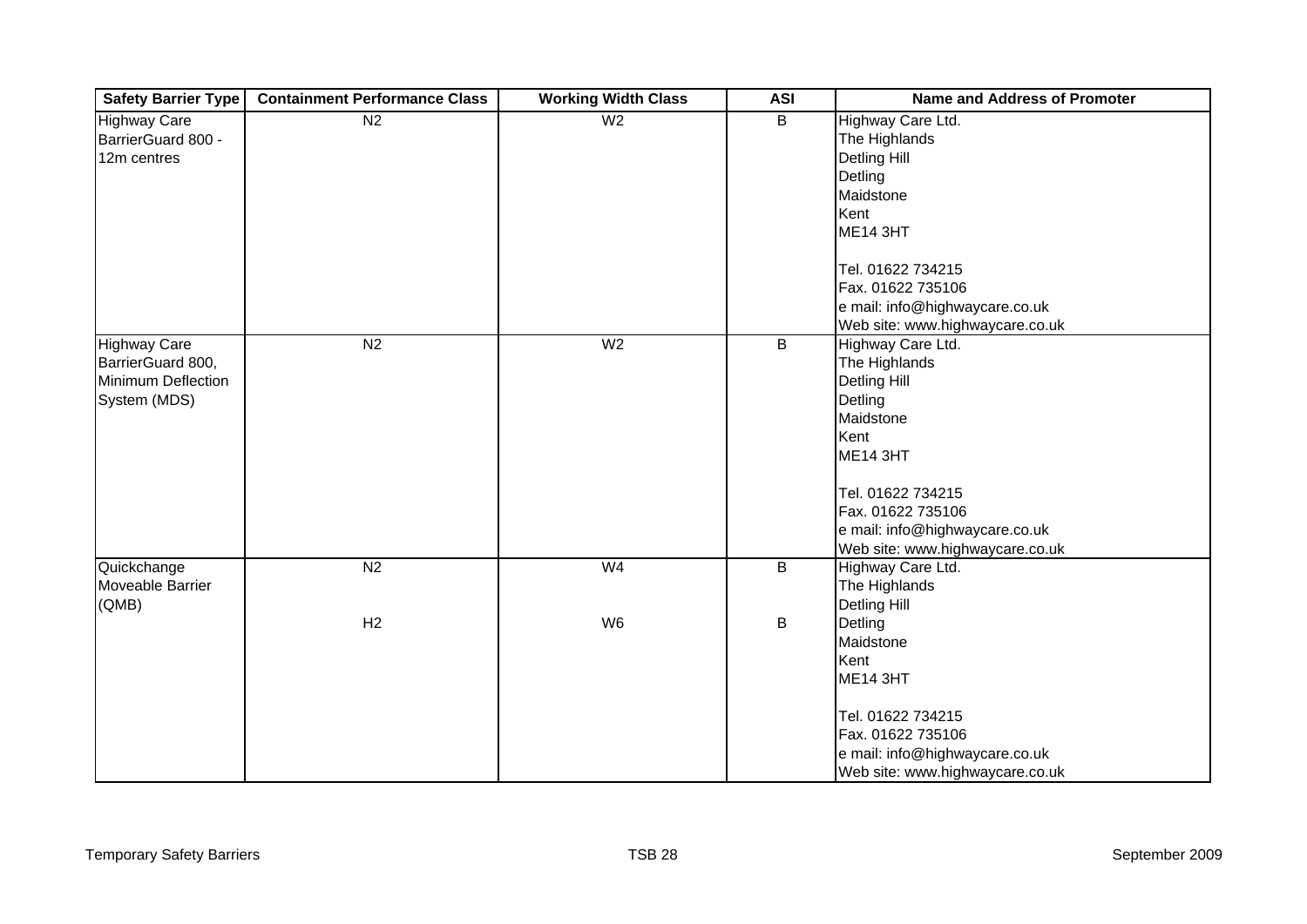| Safety Barrier Type | Containment Performance Class | Working Width Class | ASI | Name and Address of Promoter |
|---|---|---|---|---|
| Highway Care BarrierGuard 800 - 12m centres | N2 | W2 | B | Highway Care Ltd.<br>The Highlands<br>Detling Hill<br>Detling<br>Maidstone<br>Kent<br>ME14 3HT<br><br>Tel. 01622 734215<br>Fax. 01622 735106<br>e mail: info@highwaycare.co.uk<br>Web site: www.highwaycare.co.uk |
| Highway Care BarrierGuard 800, Minimum Deflection System (MDS) | N2 | W2 | B | Highway Care Ltd.<br>The Highlands<br>Detling Hill<br>Detling<br>Maidstone<br>Kent<br>ME14 3HT<br><br>Tel. 01622 734215<br>Fax. 01622 735106<br>e mail: info@highwaycare.co.uk<br>Web site: www.highwaycare.co.uk |
| Quickchange Moveable Barrier (QMB) | N2<br><br>H2 | W4<br><br>W6 | B<br><br>B | Highway Care Ltd.<br>The Highlands<br>Detling Hill<br>Detling<br>Maidstone<br>Kent<br>ME14 3HT<br><br>Tel. 01622 734215<br>Fax. 01622 735106<br>e mail: info@highwaycare.co.uk<br>Web site: www.highwaycare.co.uk |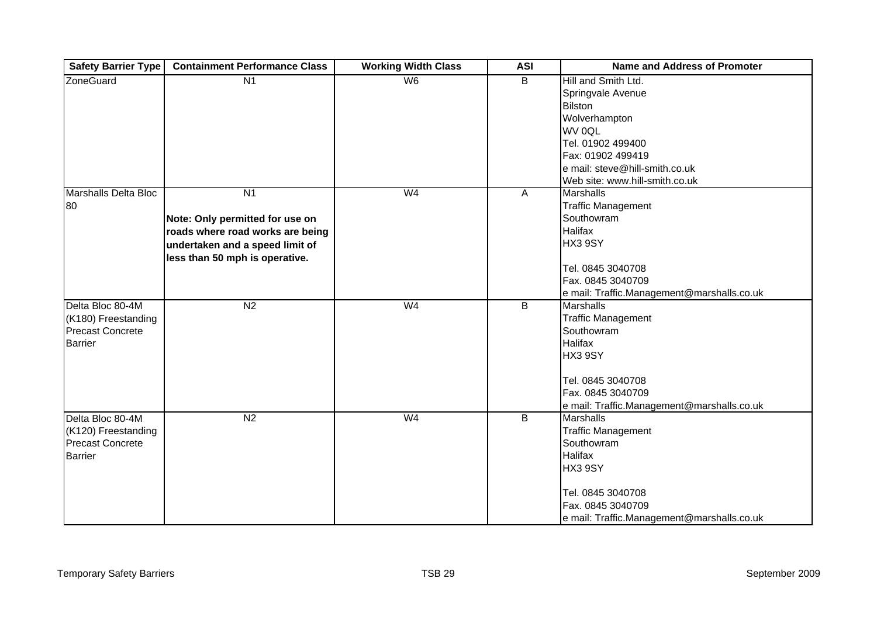| Safety Barrier Type | Containment Performance Class | Working Width Class | ASI | Name and Address of Promoter |
|---|---|---|---|---|
| ZoneGuard | N1 | W6 | B | Hill and Smith Ltd.<br>Springvale Avenue<br>Bilston<br>Wolverhampton<br>WV 0QL<br>Tel. 01902 499400<br>Fax: 01902 499419<br>e mail: steve@hill-smith.co.uk<br>Web site: www.hill-smith.co.uk |
| Marshalls Delta Bloc 80 | N1<br><br>**Note: Only permitted for use on roads where road works are being undertaken and a speed limit of less than 50 mph is operative.** | W4 | A | Marshalls<br>Traffic Management<br>Southowram<br>Halifax<br>HX3 9SY<br><br>Tel. 0845 3040708<br>Fax. 0845 3040709<br>e mail: Traffic.Management@marshalls.co.uk |
| Delta Bloc 80-4M (K180) Freestanding Precast Concrete Barrier | N2 | W4 | B | Marshalls<br>Traffic Management<br>Southowram<br>Halifax<br>HX3 9SY<br><br>Tel. 0845 3040708<br>Fax. 0845 3040709<br>e mail: Traffic.Management@marshalls.co.uk |
| Delta Bloc 80-4M (K120) Freestanding Precast Concrete Barrier | N2 | W4 | B | Marshalls<br>Traffic Management<br>Southowram<br>Halifax<br>HX3 9SY<br><br>Tel. 0845 3040708<br>Fax. 0845 3040709<br>e mail: Traffic.Management@marshalls.co.uk |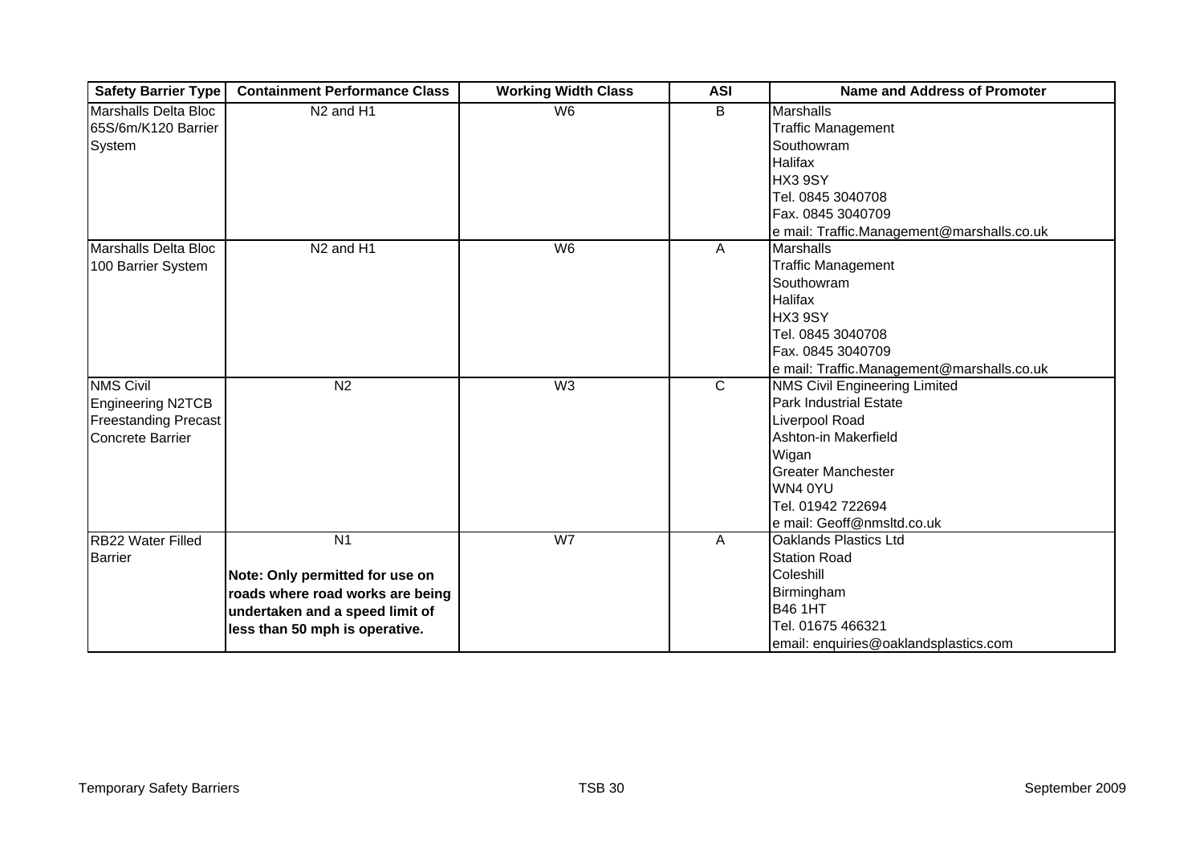| Safety Barrier Type | Containment Performance Class | Working Width Class | ASI | Name and Address of Promoter |
|---|---|---|---|---|
| Marshalls Delta Bloc 65S/6m/K120 Barrier System | N2 and H1 | W6 | B | Marshalls<br>Traffic Management<br>Southowram<br>Halifax<br>HX3 9SY<br>Tel. 0845 3040708<br>Fax. 0845 3040709<br>e mail: Traffic.Management@marshalls.co.uk |
| Marshalls Delta Bloc 100 Barrier System | N2 and H1 | W6 | A | Marshalls<br>Traffic Management<br>Southowram<br>Halifax<br>HX3 9SY<br>Tel. 0845 3040708<br>Fax. 0845 3040709<br>e mail: Traffic.Management@marshalls.co.uk |
| NMS Civil Engineering N2TCB Freestanding Precast Concrete Barrier | N2 | W3 | C | NMS Civil Engineering Limited<br>Park Industrial Estate<br>Liverpool Road<br>Ashton-in Makerfield<br>Wigan<br>Greater Manchester<br>WN4 0YU<br>Tel. 01942 722694<br>e mail: Geoff@nmsltd.co.uk |
| RB22 Water Filled Barrier | N1<br><br>**Note: Only permitted for use on roads where road works are being undertaken and a speed limit of less than 50 mph is operative.** | W7 | A | Oaklands Plastics Ltd<br>Station Road<br>Coleshill<br>Birmingham<br>B46 1HT<br>Tel. 01675 466321<br>email: enquiries@oaklandsplastics.com |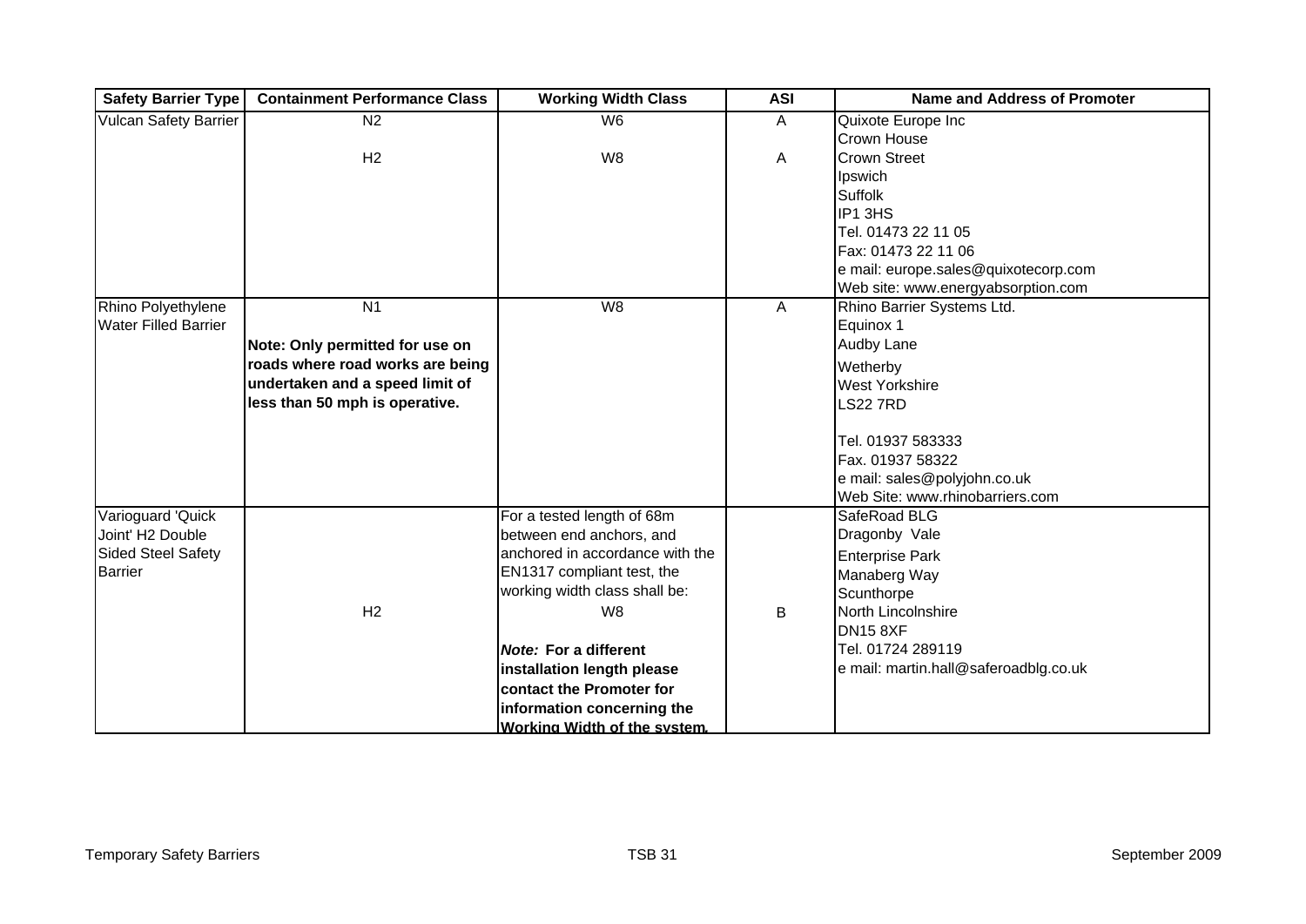| Safety Barrier Type | Containment Performance Class | Working Width Class | ASI | Name and Address of Promoter |
|---|---|---|---|---|
| Vulcan Safety Barrier | N2<br><br>H2 | W6<br><br>W8 | A<br><br>A | Quixote Europe Inc<br>Crown House<br>Crown Street<br>Ipswich<br>Suffolk<br>IP1 3HS<br>Tel. 01473 22 11 05<br>Fax: 01473 22 11 06<br>e mail: europe.sales@quixotecorp.com<br>Web site: www.energyabsorption.com |
| Rhino Polyethylene Water Filled Barrier | N1<br><br>**Note: Only permitted for use on roads where road works are being undertaken and a speed limit of less than 50 mph is operative.** | W8 | A | Rhino Barrier Systems Ltd.<br>Equinox 1<br>Audby Lane<br>Wetherby<br>West Yorkshire<br>LS22 7RD<br><br>Tel. 01937 583333<br>Fax. 01937 58322<br>e mail: sales@polyjohn.co.uk<br>Web Site: www.rhinobarriers.com |
| Varioguard 'Quick Joint' H2 Double Sided Steel Safety Barrier | H2 | For a tested length of 68m between end anchors, and anchored in accordance with the EN1317 compliant test, the working width class shall be:<br>W8<br><br>***Note:* For a different installation length please contact the Promoter for information concerning the Working Width of the system.** | B | SafeRoad BLG<br>Dragonby Vale<br>Enterprise Park<br>Manaberg Way<br>Scunthorpe<br>North Lincolnshire<br>DN15 8XF<br>Tel. 01724 289119<br>e mail: martin.hall@saferoadblg.co.uk |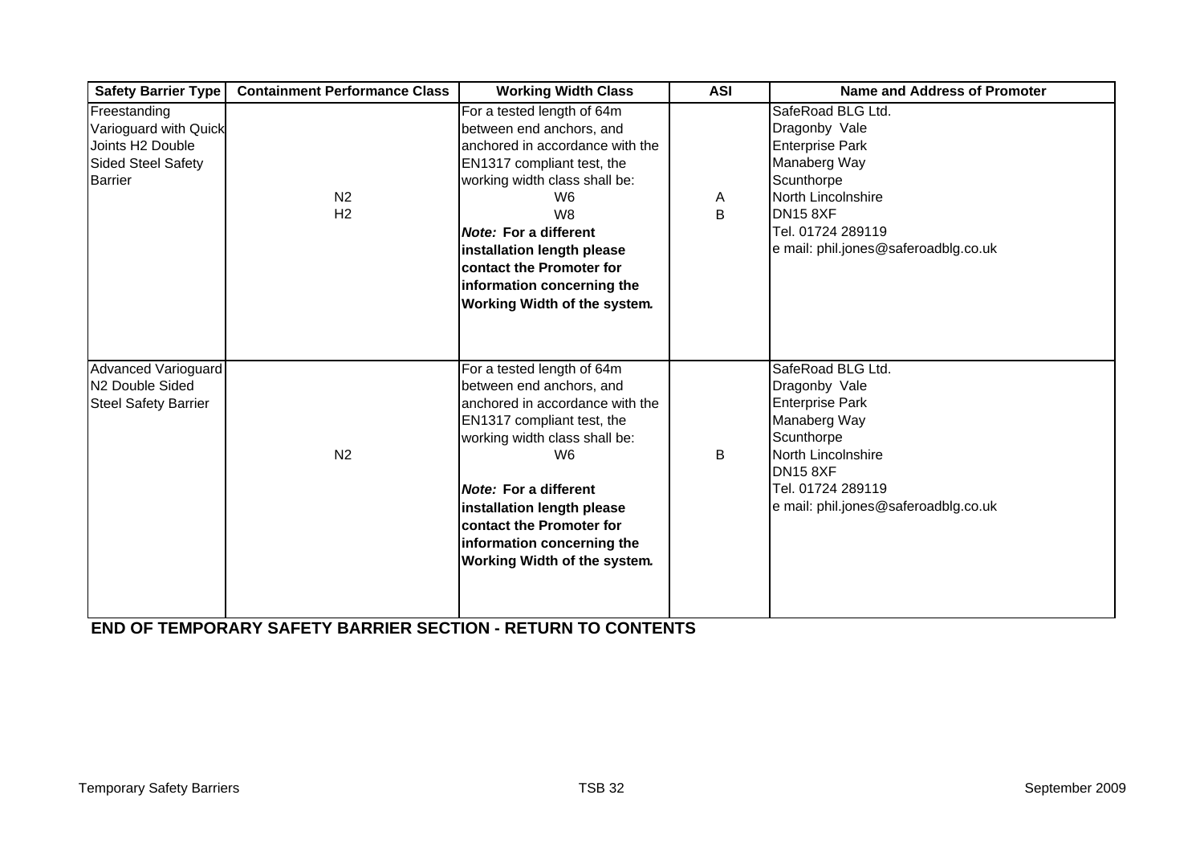| Safety Barrier Type | Containment Performance Class | Working Width Class | ASI | Name and Address of Promoter |
|---|---|---|---|---|
| Freestanding Varioguard with Quick Joints H2 Double Sided Steel Safety Barrier | N2<br>H2 | For a tested length of 64m between end anchors, and anchored in accordance with the EN1317 compliant test, the working width class shall be:<br>W6<br>W8<br>***Note:* For a different installation length please contact the Promoter for information concerning the Working Width of the system.** | A<br>B | SafeRoad BLG Ltd.<br>Dragonby Vale<br>Enterprise Park<br>Manaberg Way<br>Scunthorpe<br>North Lincolnshire<br>DN15 8XF<br>Tel. 01724 289119<br>e mail: phil.jones@saferoadblg.co.uk |
| Advanced Varioguard N2 Double Sided Steel Safety Barrier | N2 | For a tested length of 64m between end anchors, and anchored in accordance with the EN1317 compliant test, the working width class shall be:<br>W6<br>***Note:* For a different installation length please contact the Promoter for information concerning the Working Width of the system.** | B | SafeRoad BLG Ltd.<br>Dragonby Vale<br>Enterprise Park<br>Manaberg Way<br>Scunthorpe<br>North Lincolnshire<br>DN15 8XF<br>Tel. 01724 289119<br>e mail: phil.jones@saferoadblg.co.uk |

**END OF TEMPORARY SAFETY BARRIER SECTION - RETURN TO CONTENTS**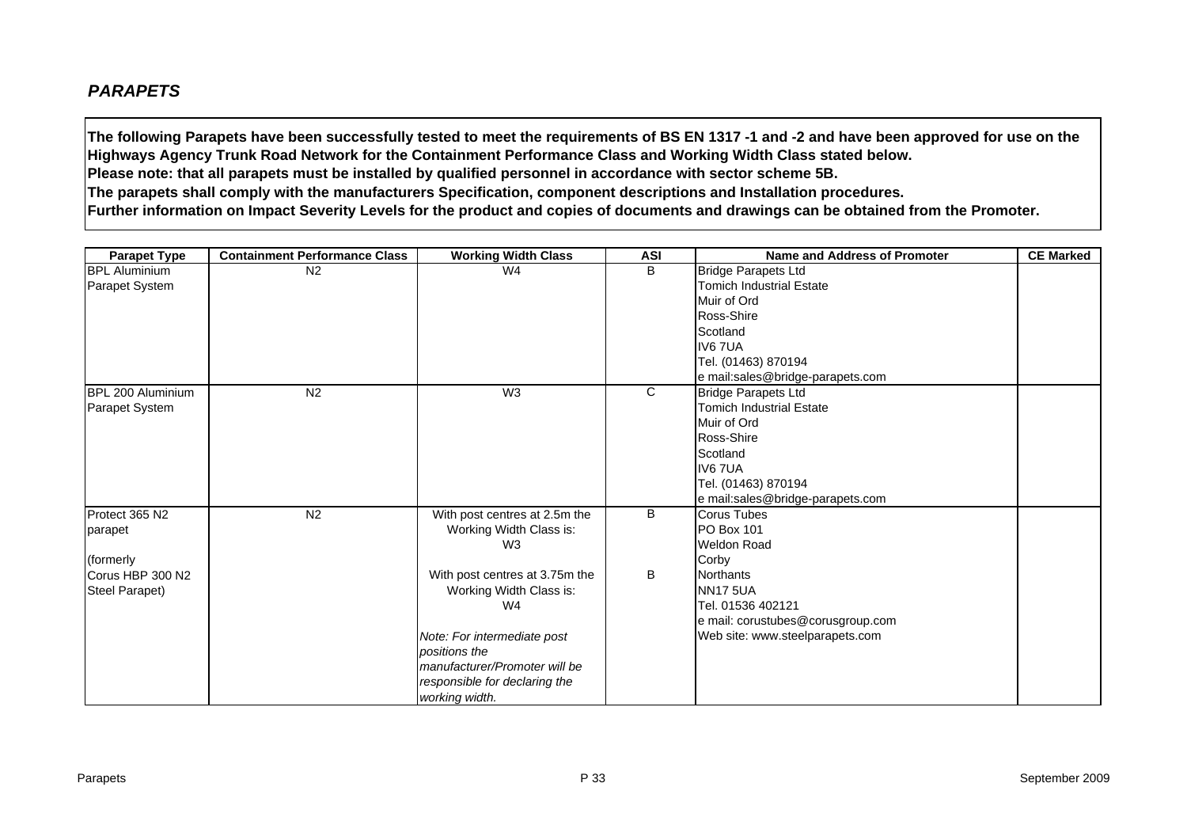## *PARAPETS*

**The following Parapets have been successfully tested to meet the requirements of BS EN 1317 -1 and -2 and have been approved for use on the Highways Agency Trunk Road Network for the Containment Performance Class and Working Width Class stated below.**
**Please note: that all parapets must be installed by qualified personnel in accordance with sector scheme 5B.**
**The parapets shall comply with the manufacturers Specification, component descriptions and Installation procedures.**
**Further information on Impact Severity Levels for the product and copies of documents and drawings can be obtained from the Promoter.**

| Parapet Type | Containment Performance Class | Working Width Class | ASI | Name and Address of Promoter | CE Marked |
|---|---|---|---|---|---|
| BPL Aluminium Parapet System | N2 | W4 | B | Bridge Parapets Ltd<br>Tomich Industrial Estate<br>Muir of Ord<br>Ross-Shire<br>Scotland<br>IV6 7UA<br>Tel. (01463) 870194<br>e mail:sales@bridge-parapets.com | |
| BPL 200 Aluminium Parapet System | N2 | W3 | C | Bridge Parapets Ltd<br>Tomich Industrial Estate<br>Muir of Ord<br>Ross-Shire<br>Scotland<br>IV6 7UA<br>Tel. (01463) 870194<br>e mail:sales@bridge-parapets.com | |
| Protect 365 N2 parapet<br><br>(formerly Corus HBP 300 N2 Steel Parapet) | N2 | With post centres at 2.5m the Working Width Class is: W3<br><br>With post centres at 3.75m the Working Width Class is: W4<br><br>*Note: For intermediate post positions the manufacturer/Promoter will be responsible for declaring the working width.* | B<br><br>B | Corus Tubes<br>PO Box 101<br>Weldon Road<br>Corby<br>Northants<br>NN17 5UA<br>Tel. 01536 402121<br>e mail: corustubes@corusgroup.com<br>Web site: www.steelparapets.com | |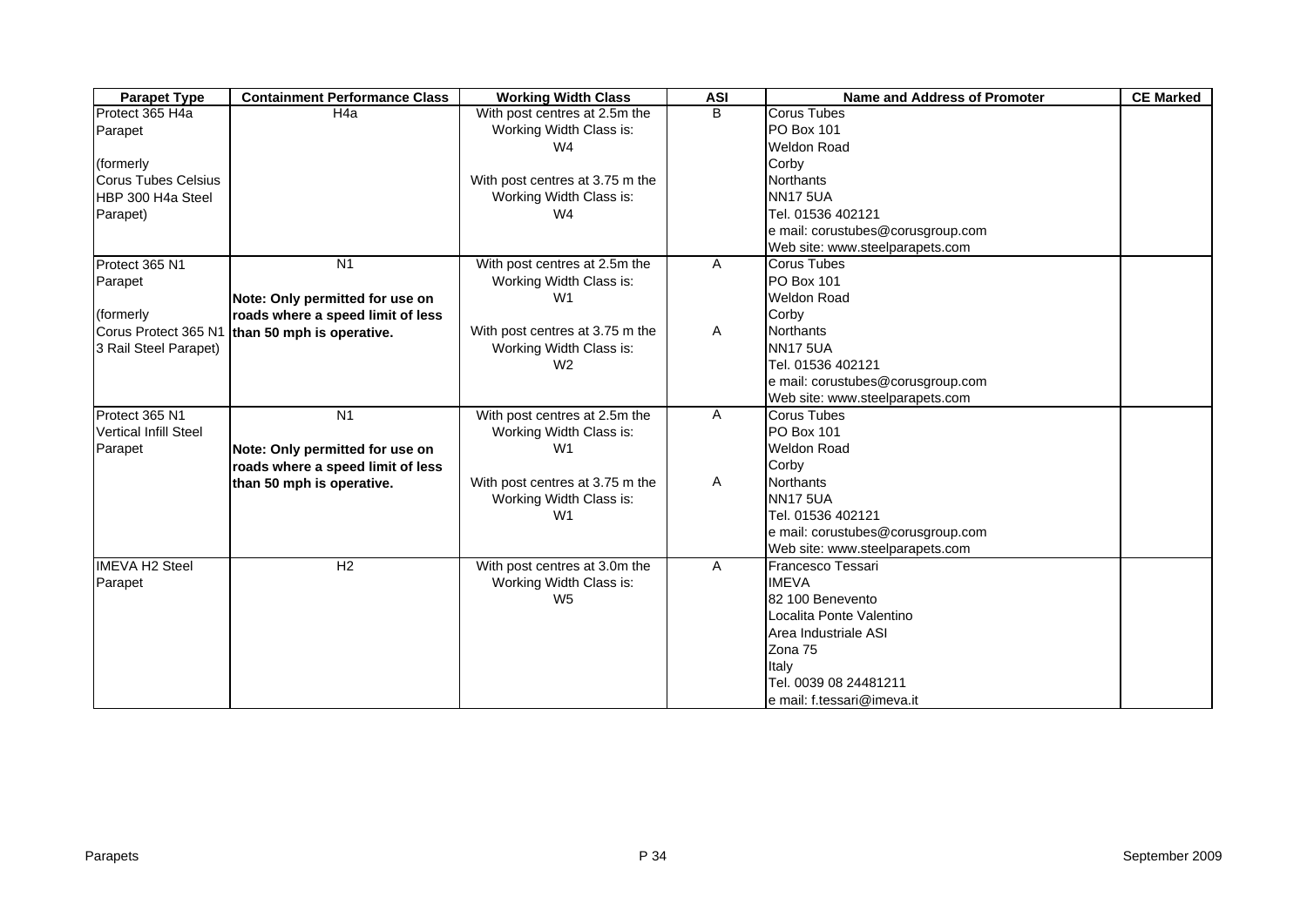| Parapet Type | Containment Performance Class | Working Width Class | ASI | Name and Address of Promoter | CE Marked |
|---|---|---|---|---|---|
| Protect 365 H4a Parapet<br><br>(formerly Corus Tubes Celsius HBP 300 H4a Steel Parapet) | H4a | With post centres at 2.5m the Working Width Class is: W4<br><br>With post centres at 3.75 m the Working Width Class is: W4 | B | Corus Tubes<br>PO Box 101<br>Weldon Road<br>Corby<br>Northants<br>NN17 5UA<br>Tel. 01536 402121<br>e mail: corustubes@corusgroup.com<br>Web site: www.steelparapets.com | |
| Protect 365 N1 Parapet<br><br>(formerly Corus Protect 365 N1 3 Rail Steel Parapet) | N1<br><br>**Note: Only permitted for use on roads where a speed limit of less than 50 mph is operative.** | With post centres at 2.5m the Working Width Class is: W1<br><br>With post centres at 3.75 m the Working Width Class is: W2 | A<br><br>A | Corus Tubes<br>PO Box 101<br>Weldon Road<br>Corby<br>Northants<br>NN17 5UA<br>Tel. 01536 402121<br>e mail: corustubes@corusgroup.com<br>Web site: www.steelparapets.com | |
| Protect 365 N1 Vertical Infill Steel Parapet | N1<br><br>**Note: Only permitted for use on roads where a speed limit of less than 50 mph is operative.** | With post centres at 2.5m the Working Width Class is: W1<br><br>With post centres at 3.75 m the Working Width Class is: W1 | A<br><br>A | Corus Tubes<br>PO Box 101<br>Weldon Road<br>Corby<br>Northants<br>NN17 5UA<br>Tel. 01536 402121<br>e mail: corustubes@corusgroup.com<br>Web site: www.steelparapets.com | |
| IMEVA H2 Steel Parapet | H2 | With post centres at 3.0m the Working Width Class is: W5 | A | Francesco Tessari<br>IMEVA<br>82 100 Benevento<br>Localita Ponte Valentino<br>Area Industriale ASI<br>Zona 75<br>Italy<br>Tel. 0039 08 24481211<br>e mail: f.tessari@imeva.it | |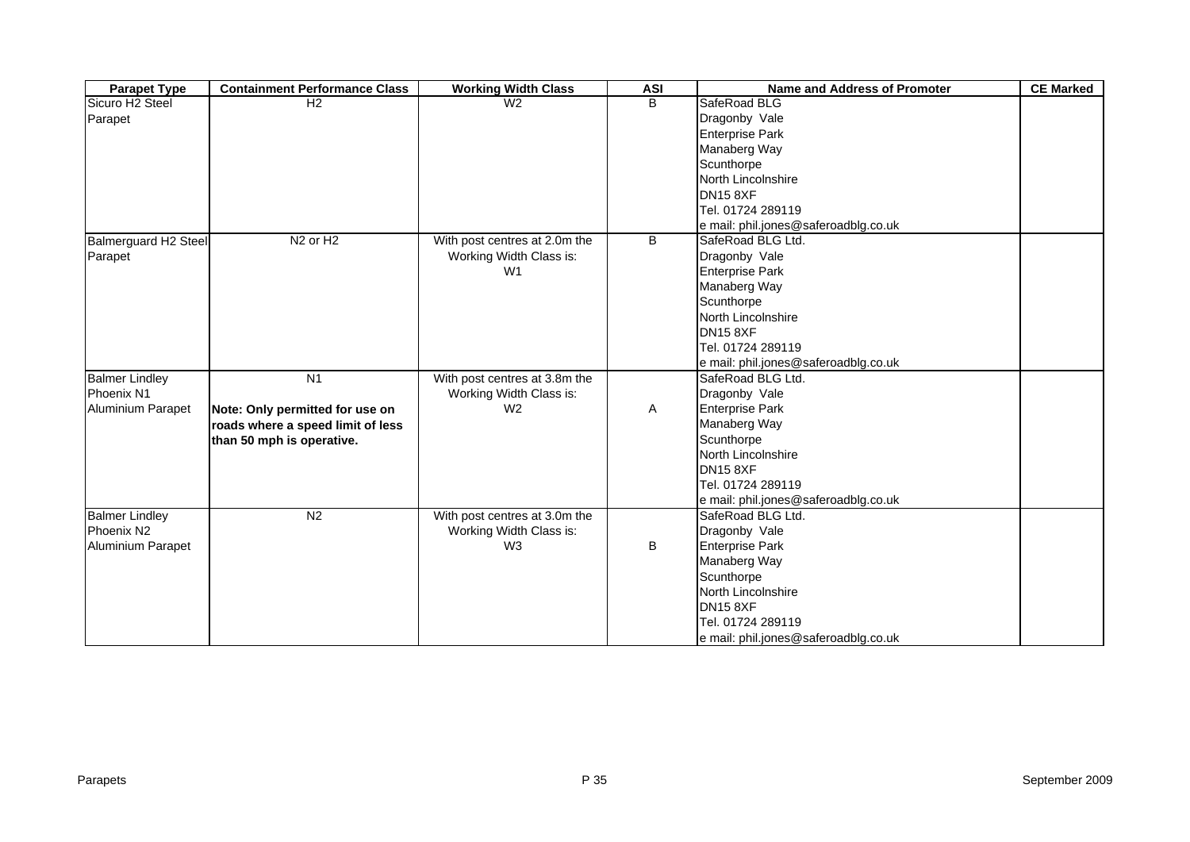| Parapet Type | Containment Performance Class | Working Width Class | ASI | Name and Address of Promoter | CE Marked |
|---|---|---|---|---|---|
| Sicuro H2 Steel Parapet | H2 | W2 | B | SafeRoad BLG<br>Dragonby Vale<br>Enterprise Park<br>Manaberg Way<br>Scunthorpe<br>North Lincolnshire<br>DN15 8XF<br>Tel. 01724 289119<br>e mail: phil.jones@saferoadblg.co.uk | |
| Balmerguard H2 Steel Parapet | N2 or H2 | With post centres at 2.0m the Working Width Class is: W1 | B | SafeRoad BLG Ltd.<br>Dragonby Vale<br>Enterprise Park<br>Manaberg Way<br>Scunthorpe<br>North Lincolnshire<br>DN15 8XF<br>Tel. 01724 289119<br>e mail: phil.jones@saferoadblg.co.uk | |
| Balmer Lindley Phoenix N1 Aluminium Parapet | N1<br>**Note: Only permitted for use on roads where a speed limit of less than 50 mph is operative.** | With post centres at 3.8m the Working Width Class is: W2 | A | SafeRoad BLG Ltd.<br>Dragonby Vale<br>Enterprise Park<br>Manaberg Way<br>Scunthorpe<br>North Lincolnshire<br>DN15 8XF<br>Tel. 01724 289119<br>e mail: phil.jones@saferoadblg.co.uk | |
| Balmer Lindley Phoenix N2 Aluminium Parapet | N2 | With post centres at 3.0m the Working Width Class is: W3 | B | SafeRoad BLG Ltd.<br>Dragonby Vale<br>Enterprise Park<br>Manaberg Way<br>Scunthorpe<br>North Lincolnshire<br>DN15 8XF<br>Tel. 01724 289119<br>e mail: phil.jones@saferoadblg.co.uk | |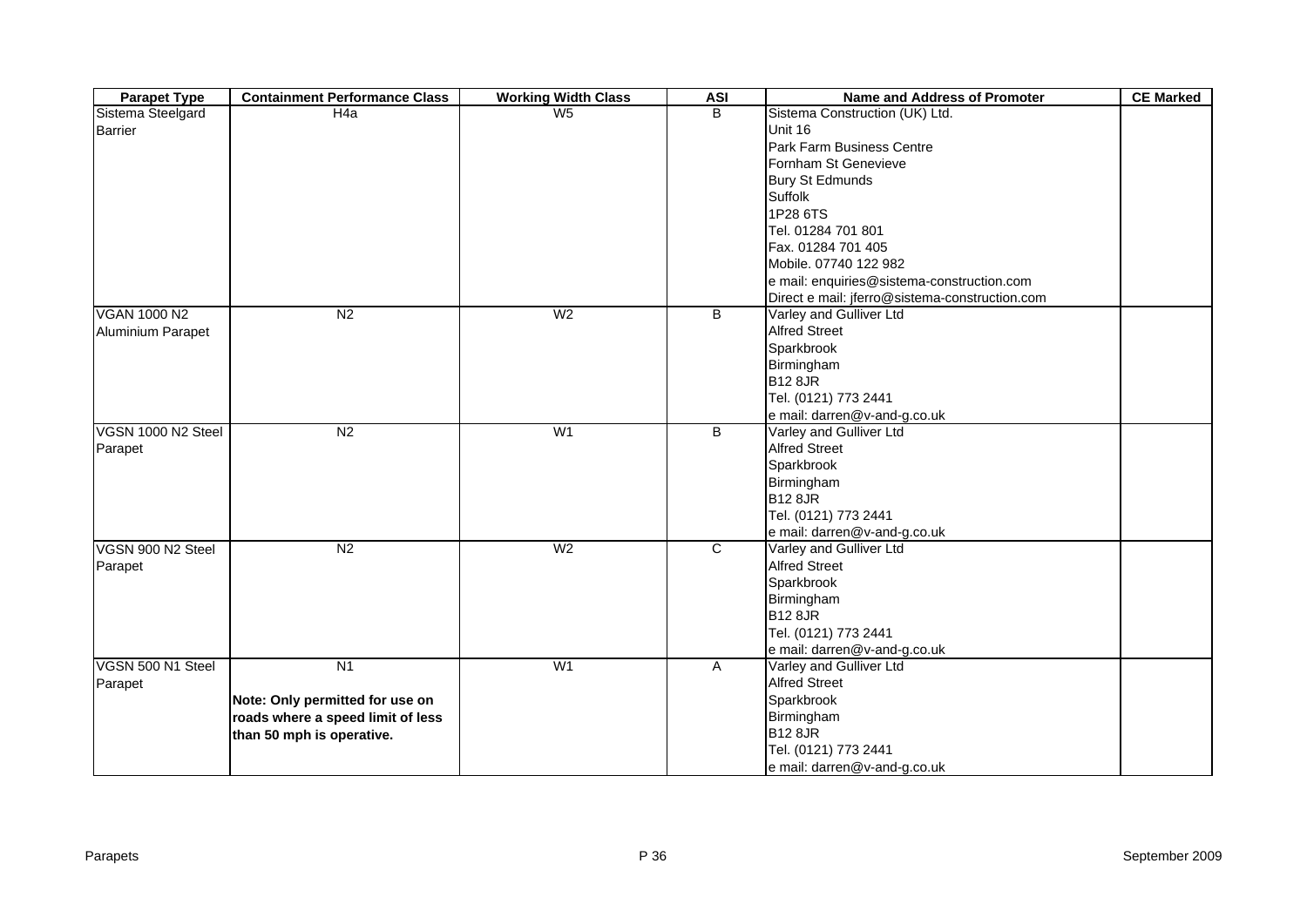| Parapet Type | Containment Performance Class | Working Width Class | ASI | Name and Address of Promoter | CE Marked |
|---|---|---|---|---|---|
| Sistema Steelgard Barrier | H4a | W5 | B | Sistema Construction (UK) Ltd.<br>Unit 16<br>Park Farm Business Centre<br>Fornham St Genevieve<br>Bury St Edmunds<br>Suffolk<br>1P28 6TS<br>Tel. 01284 701 801<br>Fax. 01284 701 405<br>Mobile. 07740 122 982<br>e mail: enquiries@sistema-construction.com<br>Direct e mail: jferro@sistema-construction.com | |
| VGAN 1000 N2 Aluminium Parapet | N2 | W2 | B | Varley and Gulliver Ltd<br>Alfred Street<br>Sparkbrook<br>Birmingham<br>B12 8JR<br>Tel. (0121) 773 2441<br>e mail: darren@v-and-g.co.uk | |
| VGSN 1000 N2 Steel Parapet | N2 | W1 | B | Varley and Gulliver Ltd<br>Alfred Street<br>Sparkbrook<br>Birmingham<br>B12 8JR<br>Tel. (0121) 773 2441<br>e mail: darren@v-and-g.co.uk | |
| VGSN 900 N2 Steel Parapet | N2 | W2 | C | Varley and Gulliver Ltd<br>Alfred Street<br>Sparkbrook<br>Birmingham<br>B12 8JR<br>Tel. (0121) 773 2441<br>e mail: darren@v-and-g.co.uk | |
| VGSN 500 N1 Steel Parapet | N1<br><br>**Note: Only permitted for use on roads where a speed limit of less than 50 mph is operative.** | W1 | A | Varley and Gulliver Ltd<br>Alfred Street<br>Sparkbrook<br>Birmingham<br>B12 8JR<br>Tel. (0121) 773 2441<br>e mail: darren@v-and-g.co.uk | |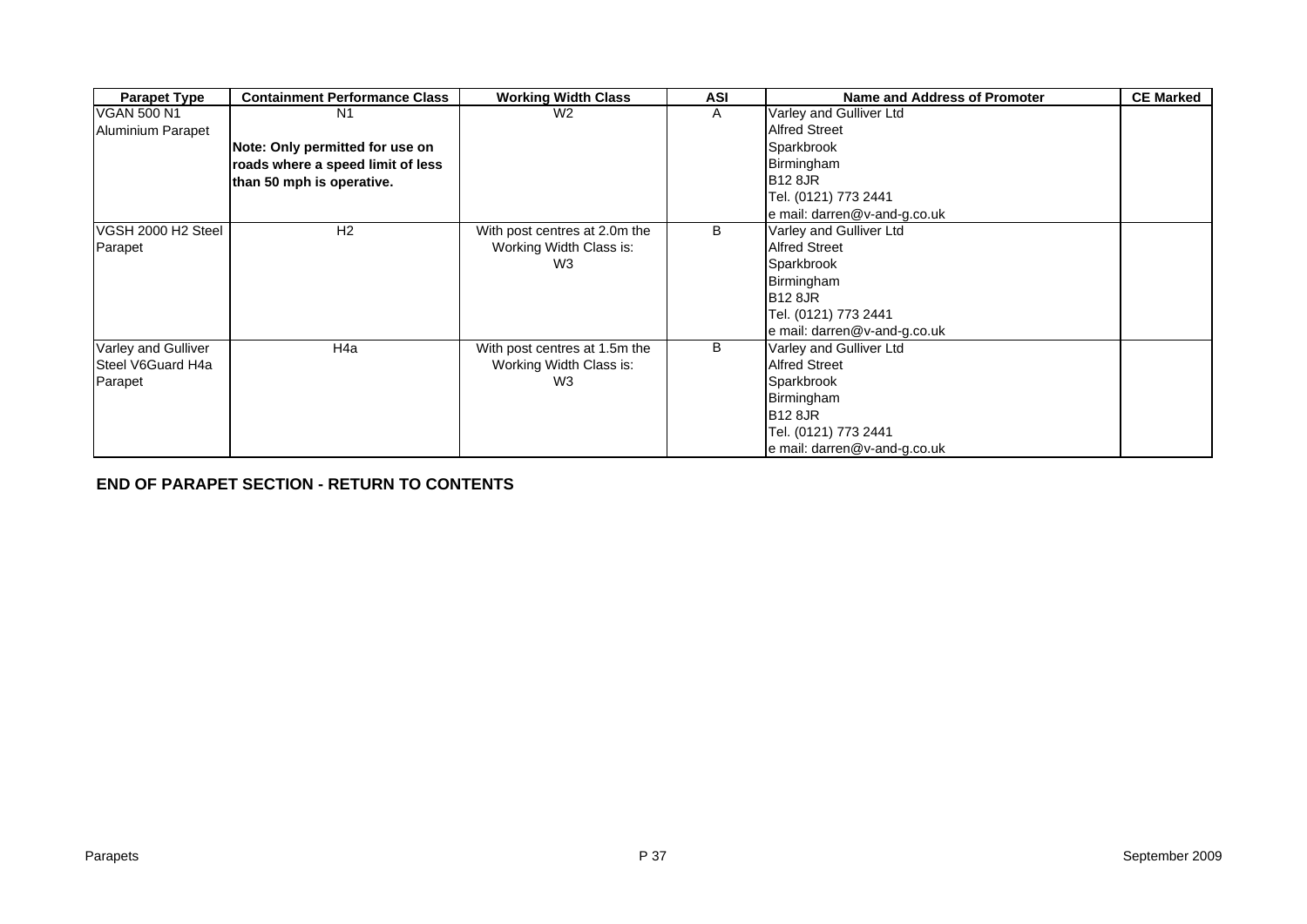| Parapet Type | Containment Performance Class | Working Width Class | ASI | Name and Address of Promoter | CE Marked |
|---|---|---|---|---|---|
| VGAN 500 N1 Aluminium Parapet | N1<br><br>**Note: Only permitted for use on roads where a speed limit of less than 50 mph is operative.** | W2 | A | Varley and Gulliver Ltd<br>Alfred Street<br>Sparkbrook<br>Birmingham<br>B12 8JR<br>Tel. (0121) 773 2441<br>e mail: darren@v-and-g.co.uk | |
| VGSH 2000 H2 Steel Parapet | H2 | With post centres at 2.0m the Working Width Class is: W3 | B | Varley and Gulliver Ltd<br>Alfred Street<br>Sparkbrook<br>Birmingham<br>B12 8JR<br>Tel. (0121) 773 2441<br>e mail: darren@v-and-g.co.uk | |
| Varley and Gulliver Steel V6Guard H4a Parapet | H4a | With post centres at 1.5m the Working Width Class is: W3 | B | Varley and Gulliver Ltd<br>Alfred Street<br>Sparkbrook<br>Birmingham<br>B12 8JR<br>Tel. (0121) 773 2441<br>e mail: darren@v-and-g.co.uk | |

**END OF PARAPET SECTION - RETURN TO CONTENTS**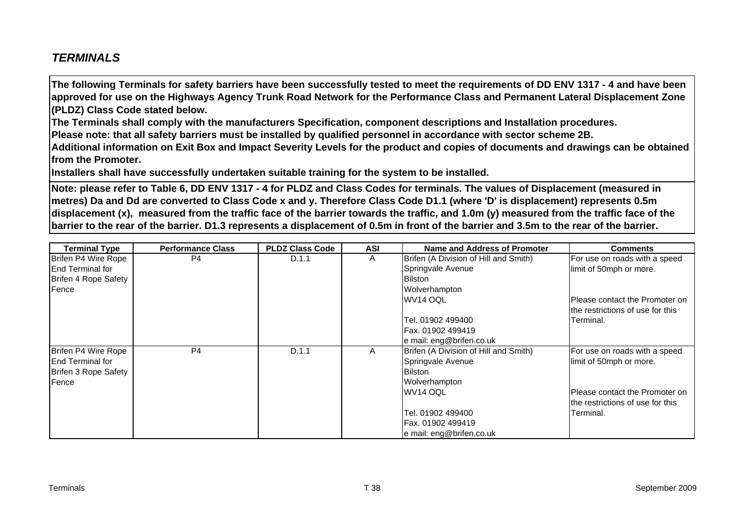## *TERMINALS*

**The following Terminals for safety barriers have been successfully tested to meet the requirements of DD ENV 1317 - 4 and have been approved for use on the Highways Agency Trunk Road Network for the Performance Class and Permanent Lateral Displacement Zone (PLDZ) Class Code stated below.**

**The Terminals shall comply with the manufacturers Specification, component descriptions and Installation procedures.**

**Please note: that all safety barriers must be installed by qualified personnel in accordance with sector scheme 2B.**

**Additional information on Exit Box and Impact Severity Levels for the product and copies of documents and drawings can be obtained from the Promoter.**

**Installers shall have successfully undertaken suitable training for the system to be installed.**

**Note: please refer to Table 6, DD ENV 1317 - 4 for PLDZ and Class Codes for terminals. The values of Displacement (measured in metres) Da and Dd are converted to Class Code x and y. Therefore Class Code D1.1 (where 'D' is displacement) represents 0.5m displacement (x), measured from the traffic face of the barrier towards the traffic, and 1.0m (y) measured from the traffic face of the barrier to the rear of the barrier. D1.3 represents a displacement of 0.5m in front of the barrier and 3.5m to the rear of the barrier.**

| Terminal Type | Performance Class | PLDZ Class Code | ASI | Name and Address of Promoter | Comments |
|---|---|---|---|---|---|
| Brifen P4 Wire Rope End Terminal for Brifen 4 Rope Safety Fence | P4 | D.1.1 | A | Brifen (A Division of Hill and Smith)<br>Springvale Avenue<br>Bilston<br>Wolverhampton<br>WV14 OQL<br><br>Tel. 01902 499400<br>Fax. 01902 499419<br>e mail: eng@brifen.co.uk | For use on roads with a speed limit of 50mph or more.<br><br>Please contact the Promoter on the restrictions of use for this Terminal. |
| Brifen P4 Wire Rope End Terminal for Brifen 3 Rope Safety Fence | P4 | D.1.1 | A | Brifen (A Division of Hill and Smith)<br>Springvale Avenue<br>Bilston<br>Wolverhampton<br>WV14 OQL<br><br>Tel. 01902 499400<br>Fax. 01902 499419<br>e mail: eng@brifen.co.uk | For use on roads with a speed limit of 50mph or more.<br><br>Please contact the Promoter on the restrictions of use for this Terminal. |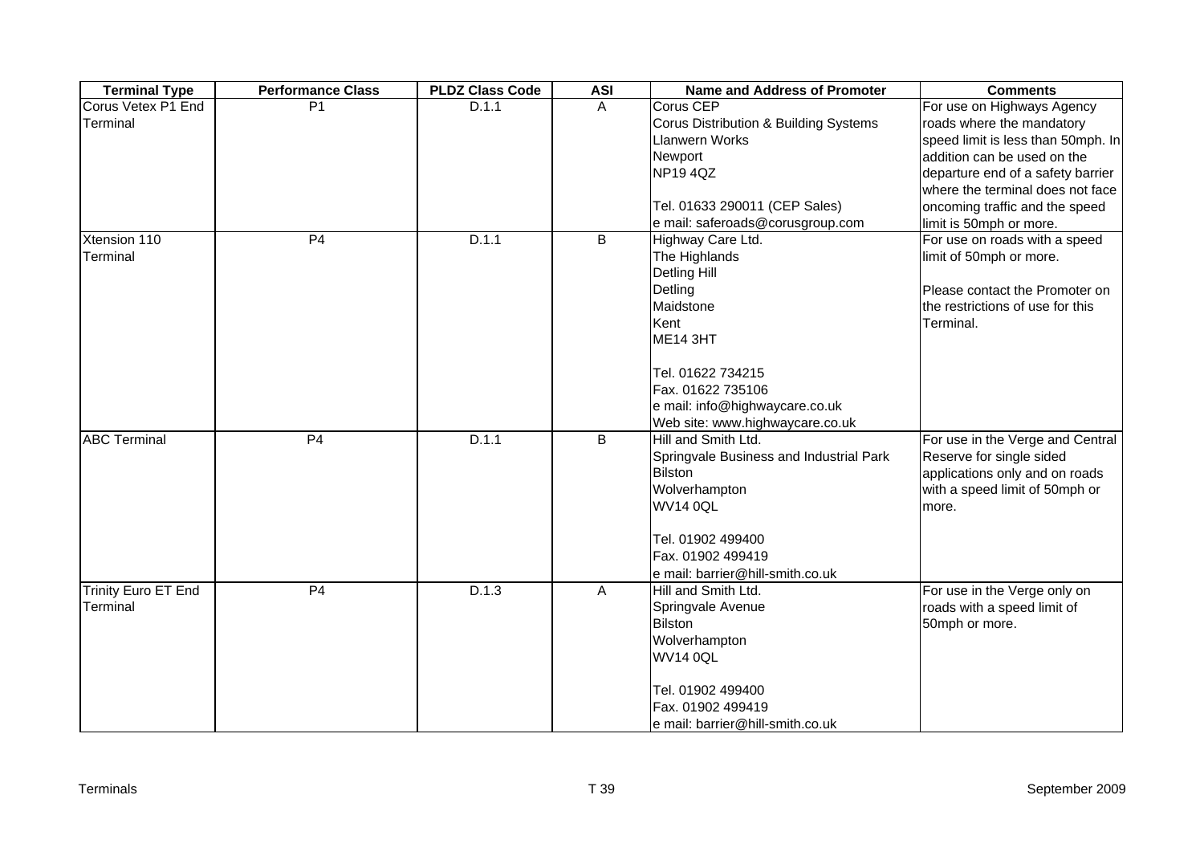| Terminal Type | Performance Class | PLDZ Class Code | ASI | Name and Address of Promoter | Comments |
|---|---|---|---|---|---|
| Corus Vetex P1 End Terminal | P1 | D.1.1 | A | Corus CEP<br>Corus Distribution & Building Systems<br>Llanwern Works<br>Newport<br>NP19 4QZ<br><br>Tel. 01633 290011 (CEP Sales)<br>e mail: saferoads@corusgroup.com | For use on Highways Agency roads where the mandatory speed limit is less than 50mph. In addition can be used on the departure end of a safety barrier where the terminal does not face oncoming traffic and the speed limit is 50mph or more. |
| Xtension 110 Terminal | P4 | D.1.1 | B | Highway Care Ltd.<br>The Highlands<br>Detling Hill<br>Detling<br>Maidstone<br>Kent<br>ME14 3HT<br><br>Tel. 01622 734215<br>Fax. 01622 735106<br>e mail: info@highwaycare.co.uk<br>Web site: www.highwaycare.co.uk | For use on roads with a speed limit of 50mph or more.<br><br>Please contact the Promoter on the restrictions of use for this Terminal. |
| ABC Terminal | P4 | D.1.1 | B | Hill and Smith Ltd.<br>Springvale Business and Industrial Park<br>Bilston<br>Wolverhampton<br>WV14 0QL<br><br>Tel. 01902 499400<br>Fax. 01902 499419<br>e mail: barrier@hill-smith.co.uk | For use in the Verge and Central Reserve for single sided applications only and on roads with a speed limit of 50mph or more. |
| Trinity Euro ET End Terminal | P4 | D.1.3 | A | Hill and Smith Ltd.<br>Springvale Avenue<br>Bilston<br>Wolverhampton<br>WV14 0QL<br><br>Tel. 01902 499400<br>Fax. 01902 499419<br>e mail: barrier@hill-smith.co.uk | For use in the Verge only on roads with a speed limit of 50mph or more. |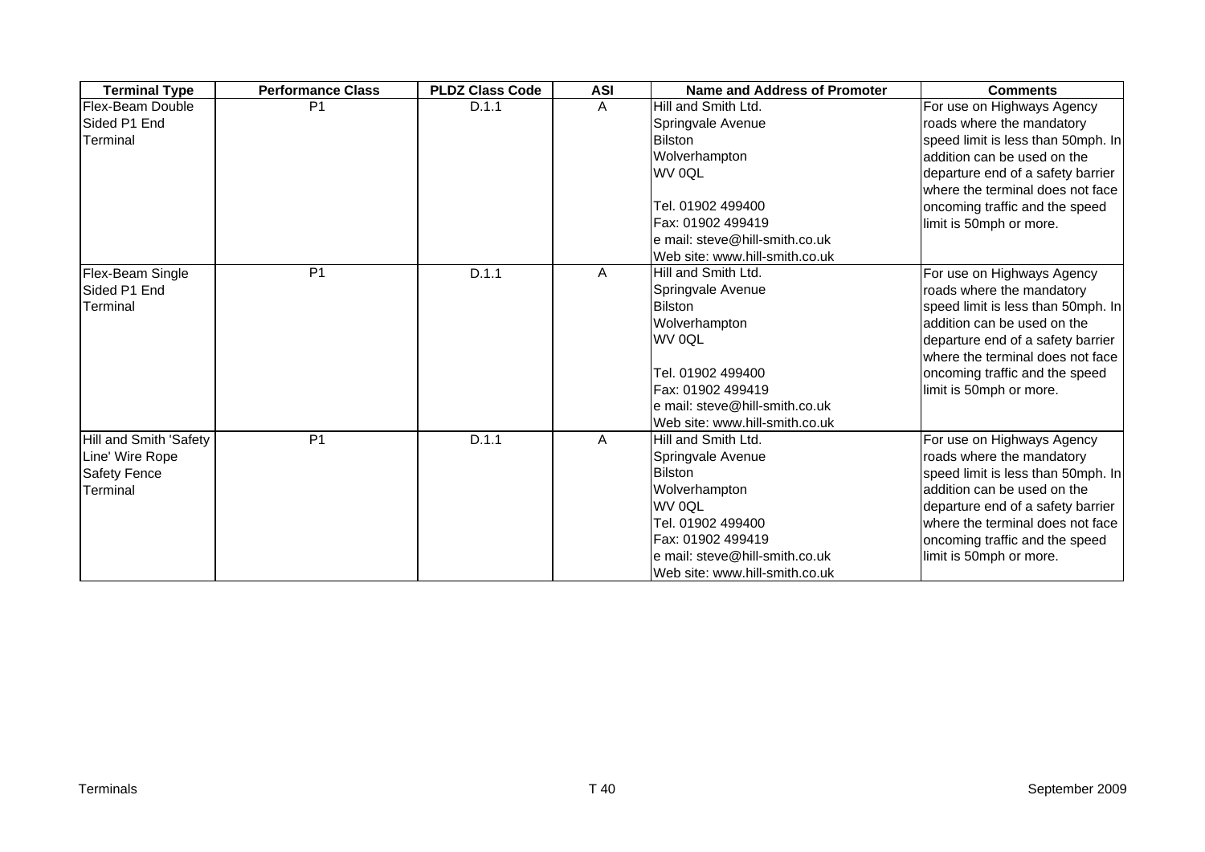| Terminal Type | Performance Class | PLDZ Class Code | ASI | Name and Address of Promoter | Comments |
| --- | --- | --- | --- | --- | --- |
| Flex-Beam Double Sided P1 End Terminal | P1 | D.1.1 | A | Hill and Smith Ltd.<br>Springvale Avenue<br>Bilston<br>Wolverhampton<br>WV 0QL<br><br>Tel. 01902 499400<br>Fax: 01902 499419<br>e mail: steve@hill-smith.co.uk<br>Web site: www.hill-smith.co.uk | For use on Highways Agency roads where the mandatory speed limit is less than 50mph. In addition can be used on the departure end of a safety barrier where the terminal does not face oncoming traffic and the speed limit is 50mph or more. |
| Flex-Beam Single Sided P1 End Terminal | P1 | D.1.1 | A | Hill and Smith Ltd.<br>Springvale Avenue<br>Bilston<br>Wolverhampton<br>WV 0QL<br><br>Tel. 01902 499400<br>Fax: 01902 499419<br>e mail: steve@hill-smith.co.uk<br>Web site: www.hill-smith.co.uk | For use on Highways Agency roads where the mandatory speed limit is less than 50mph. In addition can be used on the departure end of a safety barrier where the terminal does not face oncoming traffic and the speed limit is 50mph or more. |
| Hill and Smith 'Safety Line' Wire Rope Safety Fence Terminal | P1 | D.1.1 | A | Hill and Smith Ltd.<br>Springvale Avenue<br>Bilston<br>Wolverhampton<br>WV 0QL<br>Tel. 01902 499400<br>Fax: 01902 499419<br>e mail: steve@hill-smith.co.uk<br>Web site: www.hill-smith.co.uk | For use on Highways Agency roads where the mandatory speed limit is less than 50mph. In addition can be used on the departure end of a safety barrier where the terminal does not face oncoming traffic and the speed limit is 50mph or more. |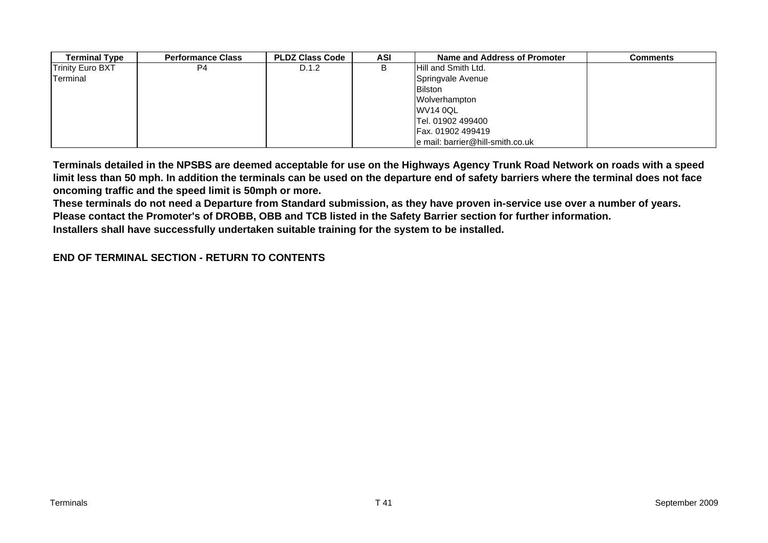| Terminal Type | Performance Class | PLDZ Class Code | ASI | Name and Address of Promoter | Comments |
|---|---|---|---|---|---|
| Trinity Euro BXT Terminal | P4 | D.1.2 | B | Hill and Smith Ltd.<br>Springvale Avenue<br>Bilston<br>Wolverhampton<br>WV14 0QL<br>Tel. 01902 499400<br>Fax. 01902 499419<br>e mail: barrier@hill-smith.co.uk | |

**Terminals detailed in the NPSBS are deemed acceptable for use on the Highways Agency Trunk Road Network on roads with a speed limit less than 50 mph. In addition the terminals can be used on the departure end of safety barriers where the terminal does not face oncoming traffic and the speed limit is 50mph or more.**
**These terminals do not need a Departure from Standard submission, as they have proven in-service use over a number of years.**
**Please contact the Promoter's of DROBB, OBB and TCB listed in the Safety Barrier section for further information.**
**Installers shall have successfully undertaken suitable training for the system to be installed.**

**END OF TERMINAL SECTION - RETURN TO CONTENTS**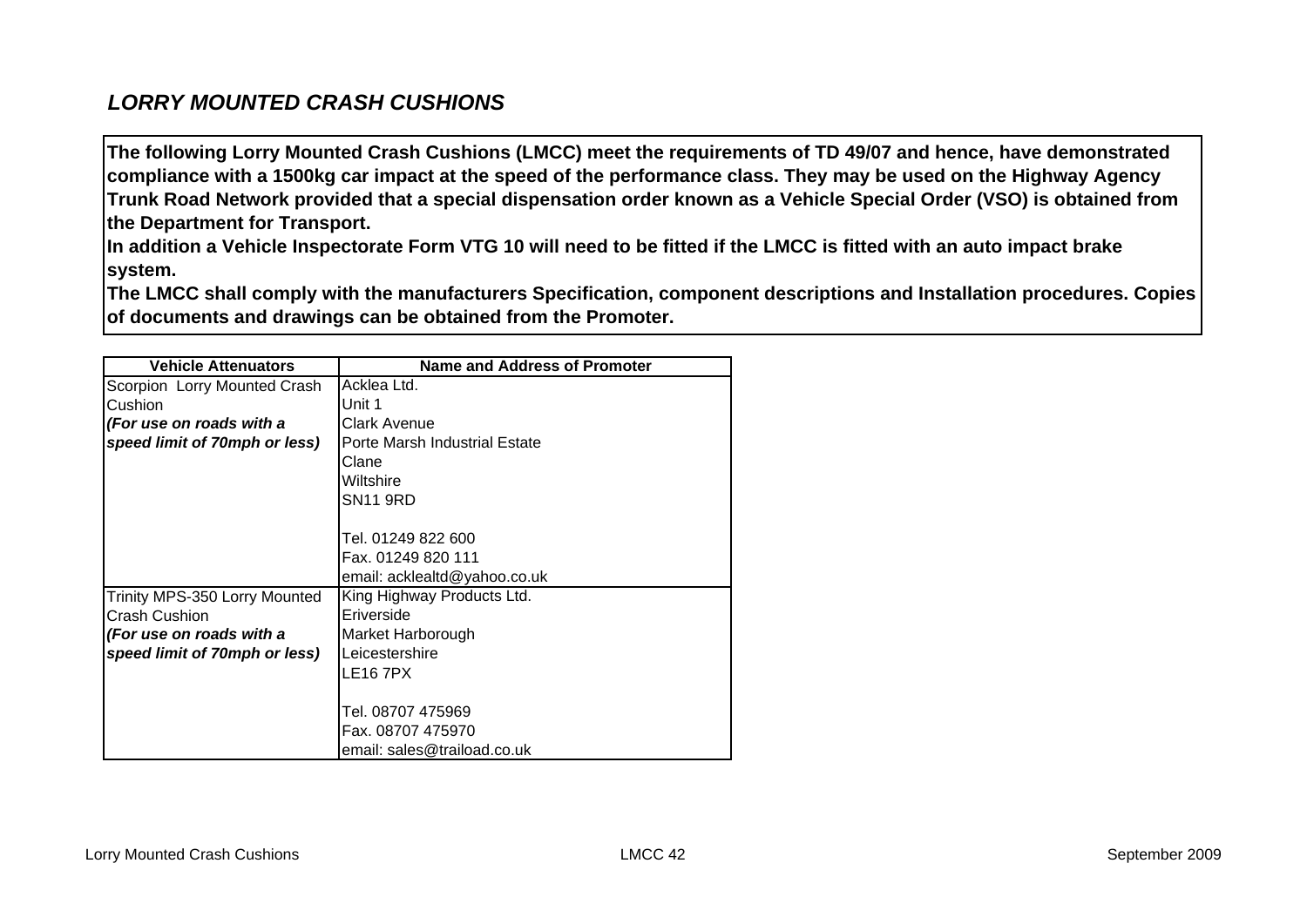## *LORRY MOUNTED CRASH CUSHIONS*

**The following Lorry Mounted Crash Cushions (LMCC) meet the requirements of TD 49/07 and hence, have demonstrated compliance with a 1500kg car impact at the speed of the performance class. They may be used on the Highway Agency Trunk Road Network provided that a special dispensation order known as a Vehicle Special Order (VSO) is obtained from the Department for Transport.**
**In addition a Vehicle Inspectorate Form VTG 10 will need to be fitted if the LMCC is fitted with an auto impact brake system.**
**The LMCC shall comply with the manufacturers Specification, component descriptions and Installation procedures. Copies of documents and drawings can be obtained from the Promoter.**

| Vehicle Attenuators | Name and Address of Promoter |
|---|---|
| Scorpion Lorry Mounted Crash Cushion<br>***(For use on roads with a speed limit of 70mph or less)*** | Acklea Ltd.<br>Unit 1<br>Clark Avenue<br>Porte Marsh Industrial Estate<br>Clane<br>Wiltshire<br>SN11 9RD<br><br>Tel. 01249 822 600<br>Fax. 01249 820 111<br>email: acklealtd@yahoo.co.uk |
| Trinity MPS-350 Lorry Mounted Crash Cushion<br>***(For use on roads with a speed limit of 70mph or less)*** | King Highway Products Ltd.<br>Eriverside<br>Market Harborough<br>Leicestershire<br>LE16 7PX<br><br>Tel. 08707 475969<br>Fax. 08707 475970<br>email: sales@traiload.co.uk |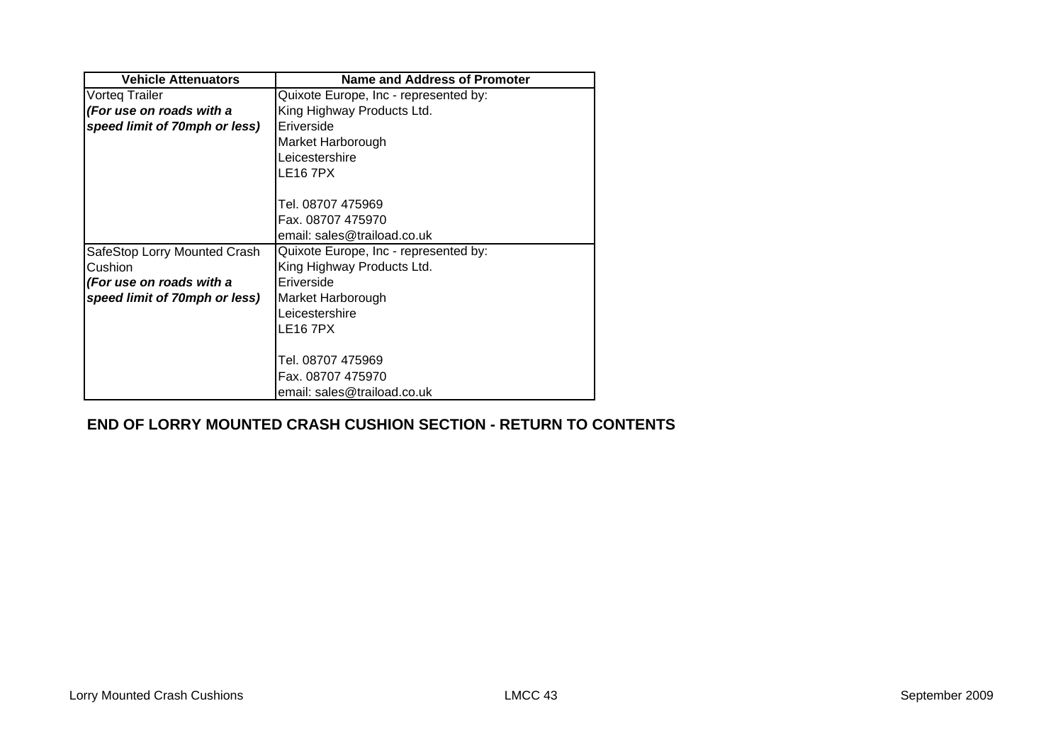| Vehicle Attenuators | Name and Address of Promoter |
|---|---|
| Vorteq Trailer<br>***(For use on roads with a speed limit of 70mph or less)*** | Quixote Europe, Inc - represented by:<br>King Highway Products Ltd.<br>Eriverside<br>Market Harborough<br>Leicestershire<br>LE16 7PX<br><br>Tel. 08707 475969<br>Fax. 08707 475970<br>email: sales@traiload.co.uk |
| SafeStop Lorry Mounted Crash Cushion<br>***(For use on roads with a speed limit of 70mph or less)*** | Quixote Europe, Inc - represented by:<br>King Highway Products Ltd.<br>Eriverside<br>Market Harborough<br>Leicestershire<br>LE16 7PX<br><br>Tel. 08707 475969<br>Fax. 08707 475970<br>email: sales@traiload.co.uk |

**END OF LORRY MOUNTED CRASH CUSHION SECTION - RETURN TO CONTENTS**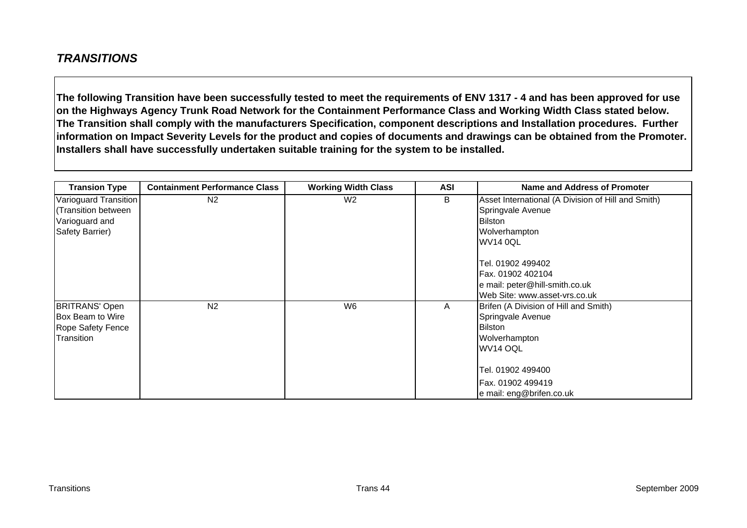## *TRANSITIONS*

**The following Transition have been successfully tested to meet the requirements of ENV 1317 - 4 and has been approved for use on the Highways Agency Trunk Road Network for the Containment Performance Class and Working Width Class stated below. The Transition shall comply with the manufacturers Specification, component descriptions and Installation procedures. Further information on Impact Severity Levels for the product and copies of documents and drawings can be obtained from the Promoter. Installers shall have successfully undertaken suitable training for the system to be installed.**

| Transion Type | Containment Performance Class | Working Width Class | ASI | Name and Address of Promoter |
|---|---|---|---|---|
| Varioguard Transition (Transition between Varioguard and Safety Barrier) | N2 | W2 | B | Asset International (A Division of Hill and Smith)<br>Springvale Avenue<br>Bilston<br>Wolverhampton<br>WV14 0QL<br><br>Tel. 01902 499402<br>Fax. 01902 402104<br>e mail: peter@hill-smith.co.uk<br>Web Site: www.asset-vrs.co.uk |
| BRITRANS' Open Box Beam to Wire Rope Safety Fence Transition | N2 | W6 | A | Brifen (A Division of Hill and Smith)<br>Springvale Avenue<br>Bilston<br>Wolverhampton<br>WV14 OQL<br><br>Tel. 01902 499400<br>Fax. 01902 499419<br>e mail: eng@brifen.co.uk |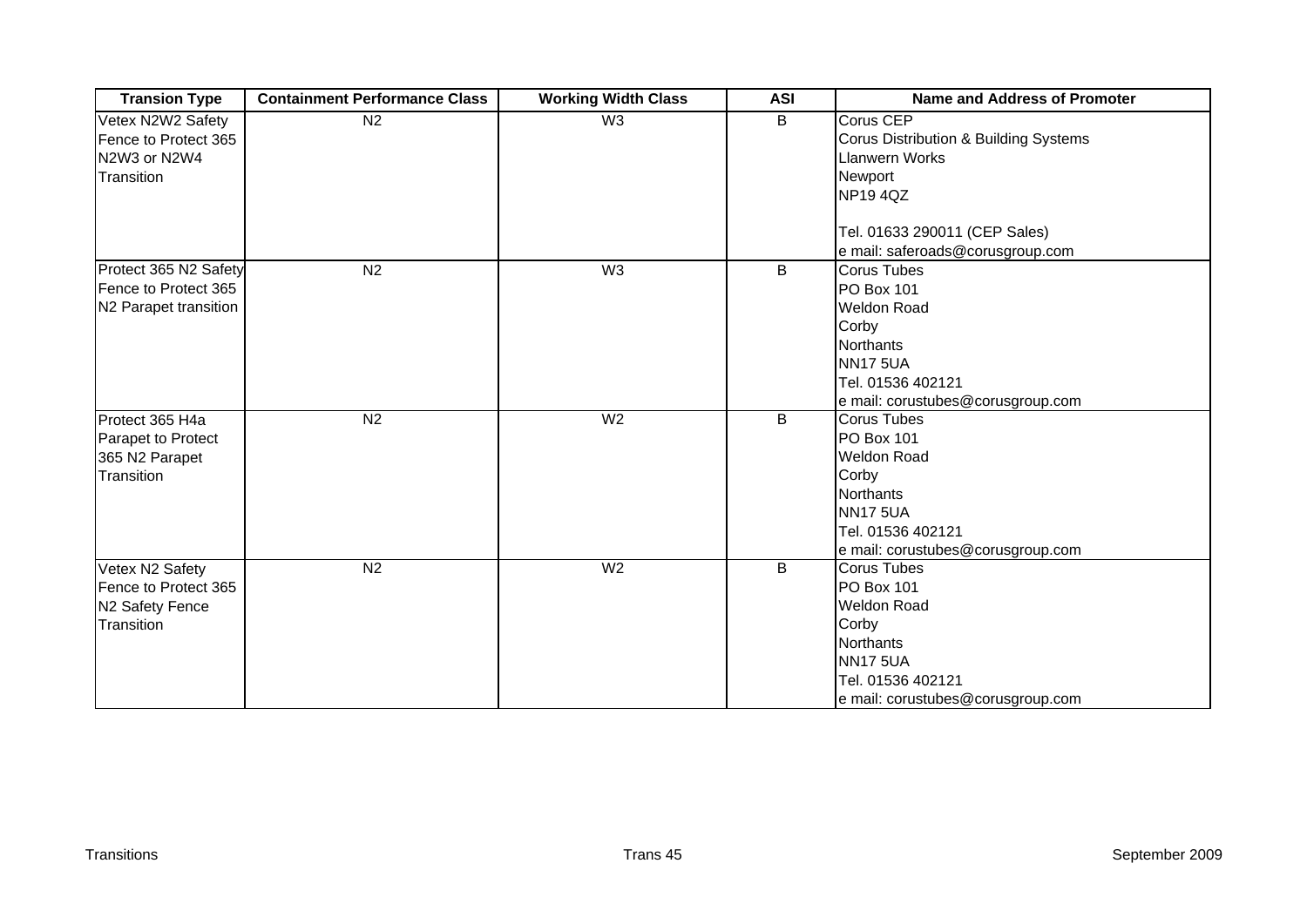| Transion Type | Containment Performance Class | Working Width Class | ASI | Name and Address of Promoter |
|---|---|---|---|---|
| Vetex N2W2 Safety Fence to Protect 365 N2W3 or N2W4 Transition | N2 | W3 | B | Corus CEP<br>Corus Distribution & Building Systems<br>Llanwern Works<br>Newport<br>NP19 4QZ<br><br>Tel. 01633 290011 (CEP Sales)<br>e mail: saferoads@corusgroup.com |
| Protect 365 N2 Safety Fence to Protect 365 N2 Parapet transition | N2 | W3 | B | Corus Tubes<br>PO Box 101<br>Weldon Road<br>Corby<br>Northants<br>NN17 5UA<br>Tel. 01536 402121<br>e mail: corustubes@corusgroup.com |
| Protect 365 H4a Parapet to Protect 365 N2 Parapet Transition | N2 | W2 | B | Corus Tubes<br>PO Box 101<br>Weldon Road<br>Corby<br>Northants<br>NN17 5UA<br>Tel. 01536 402121<br>e mail: corustubes@corusgroup.com |
| Vetex N2 Safety Fence to Protect 365 N2 Safety Fence Transition | N2 | W2 | B | Corus Tubes<br>PO Box 101<br>Weldon Road<br>Corby<br>Northants<br>NN17 5UA<br>Tel. 01536 402121<br>e mail: corustubes@corusgroup.com |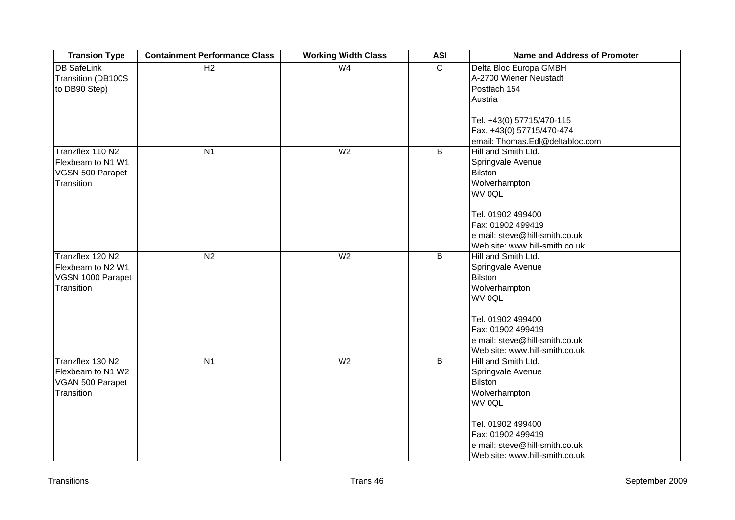| Transion Type | Containment Performance Class | Working Width Class | ASI | Name and Address of Promoter |
|---|---|---|---|---|
| DB SafeLink Transition (DB100S to DB90 Step) | H2 | W4 | C | Delta Bloc Europa GMBH<br>A-2700 Wiener Neustadt<br>Postfach 154<br>Austria<br><br>Tel. +43(0) 57715/470-115<br>Fax. +43(0) 57715/470-474<br>email: Thomas.Edl@deltabloc.com |
| Tranzflex 110 N2 Flexbeam to N1 W1 VGSN 500 Parapet Transition | N1 | W2 | B | Hill and Smith Ltd.<br>Springvale Avenue<br>Bilston<br>Wolverhampton<br>WV 0QL<br><br>Tel. 01902 499400<br>Fax: 01902 499419<br>e mail: steve@hill-smith.co.uk<br>Web site: www.hill-smith.co.uk |
| Tranzflex 120 N2 Flexbeam to N2 W1 VGSN 1000 Parapet Transition | N2 | W2 | B | Hill and Smith Ltd.<br>Springvale Avenue<br>Bilston<br>Wolverhampton<br>WV 0QL<br><br>Tel. 01902 499400<br>Fax: 01902 499419<br>e mail: steve@hill-smith.co.uk<br>Web site: www.hill-smith.co.uk |
| Tranzflex 130 N2 Flexbeam to N1 W2 VGAN 500 Parapet Transition | N1 | W2 | B | Hill and Smith Ltd.<br>Springvale Avenue<br>Bilston<br>Wolverhampton<br>WV 0QL<br><br>Tel. 01902 499400<br>Fax: 01902 499419<br>e mail: steve@hill-smith.co.uk<br>Web site: www.hill-smith.co.uk |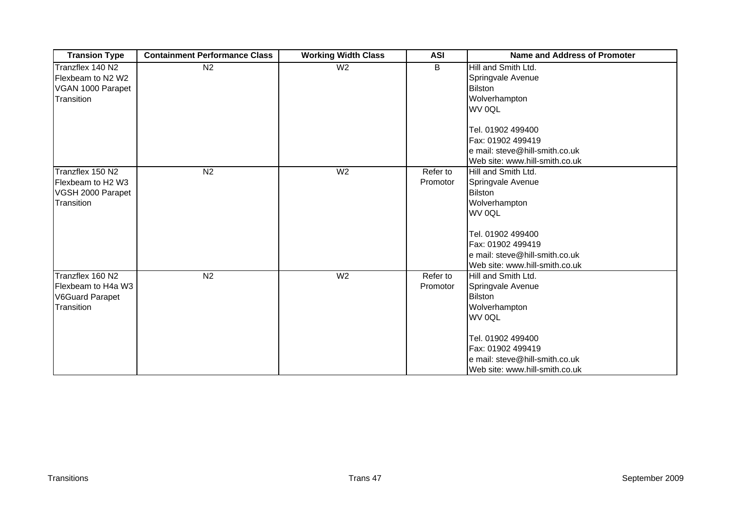| Transion Type | Containment Performance Class | Working Width Class | ASI | Name and Address of Promoter |
| --- | --- | --- | --- | --- |
| Tranzflex 140 N2 Flexbeam to N2 W2 VGAN 1000 Parapet Transition | N2 | W2 | B | Hill and Smith Ltd.<br>Springvale Avenue<br>Bilston<br>Wolverhampton<br>WV 0QL<br><br>Tel. 01902 499400<br>Fax: 01902 499419<br>e mail: steve@hill-smith.co.uk<br>Web site: www.hill-smith.co.uk |
| Tranzflex 150 N2 Flexbeam to H2 W3 VGSH 2000 Parapet Transition | N2 | W2 | Refer to Promotor | Hill and Smith Ltd.<br>Springvale Avenue<br>Bilston<br>Wolverhampton<br>WV 0QL<br><br>Tel. 01902 499400<br>Fax: 01902 499419<br>e mail: steve@hill-smith.co.uk<br>Web site: www.hill-smith.co.uk |
| Tranzflex 160 N2 Flexbeam to H4a W3 V6Guard Parapet Transition | N2 | W2 | Refer to Promotor | Hill and Smith Ltd.<br>Springvale Avenue<br>Bilston<br>Wolverhampton<br>WV 0QL<br><br>Tel. 01902 499400<br>Fax: 01902 499419<br>e mail: steve@hill-smith.co.uk<br>Web site: www.hill-smith.co.uk |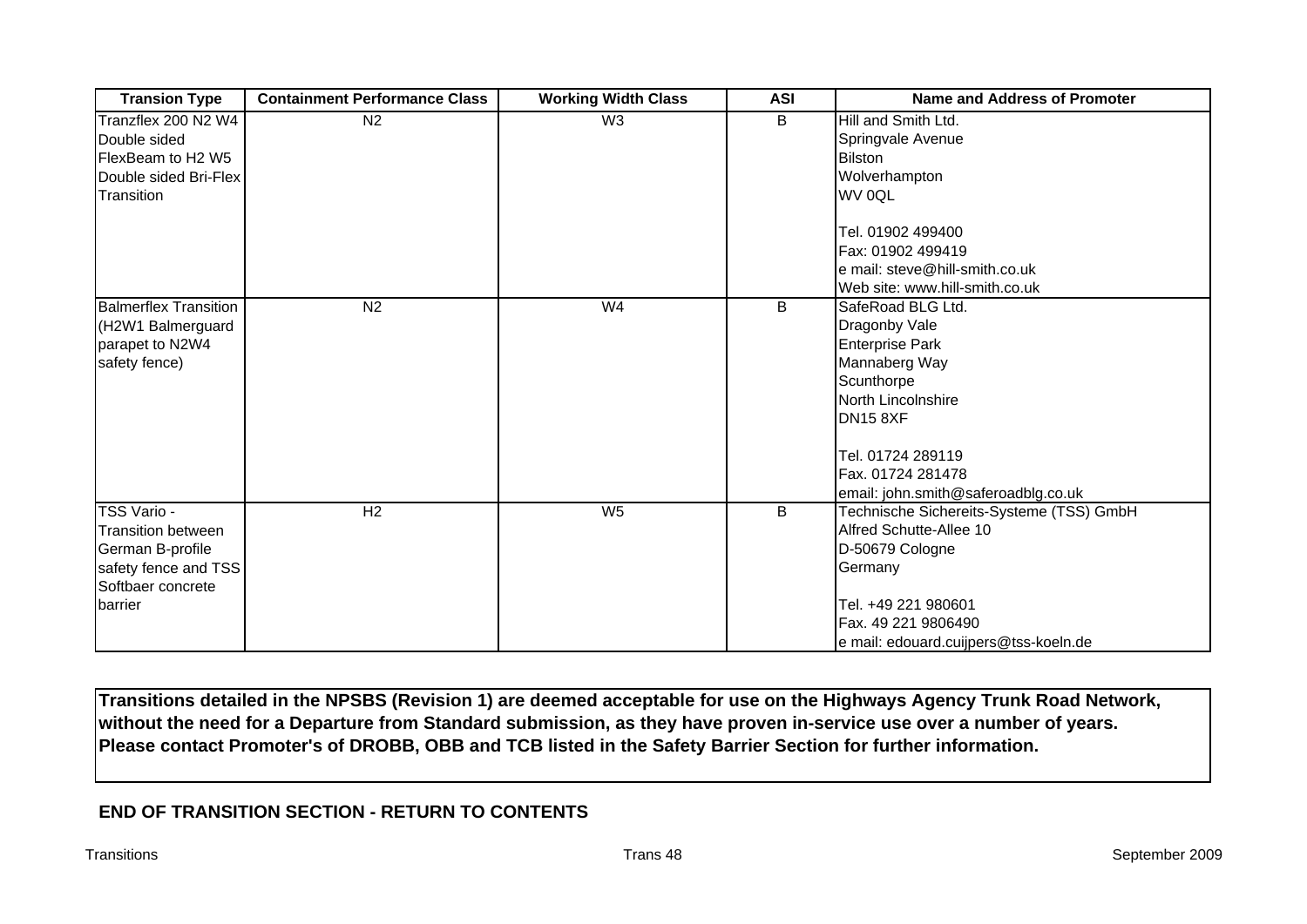| Transion Type | Containment Performance Class | Working Width Class | ASI | Name and Address of Promoter |
|---|---|---|---|---|
| Tranzflex 200 N2 W4 Double sided FlexBeam to H2 W5 Double sided Bri-Flex Transition | N2 | W3 | B | Hill and Smith Ltd.<br>Springvale Avenue<br>Bilston<br>Wolverhampton<br>WV 0QL<br><br>Tel. 01902 499400<br>Fax: 01902 499419<br>e mail: steve@hill-smith.co.uk<br>Web site: www.hill-smith.co.uk |
| Balmerflex Transition (H2W1 Balmerguard parapet to N2W4 safety fence) | N2 | W4 | B | SafeRoad BLG Ltd.<br>Dragonby Vale<br>Enterprise Park<br>Mannaberg Way<br>Scunthorpe<br>North Lincolnshire<br>DN15 8XF<br><br>Tel. 01724 289119<br>Fax. 01724 281478<br>email: john.smith@saferoadblg.co.uk |
| TSS Vario - Transition between German B-profile safety fence and TSS Softbaer concrete barrier | H2 | W5 | B | Technische Sichereits-Systeme (TSS) GmbH<br>Alfred Schutte-Allee 10<br>D-50679 Cologne<br>Germany<br><br>Tel. +49 221 980601<br>Fax. 49 221 9806490<br>e mail: edouard.cuijpers@tss-koeln.de |

**Transitions detailed in the NPSBS (Revision 1) are deemed acceptable for use on the Highways Agency Trunk Road Network, without the need for a Departure from Standard submission, as they have proven in-service use over a number of years. Please contact Promoter's of DROBB, OBB and TCB listed in the Safety Barrier Section for further information.**

**END OF TRANSITION SECTION - RETURN TO CONTENTS**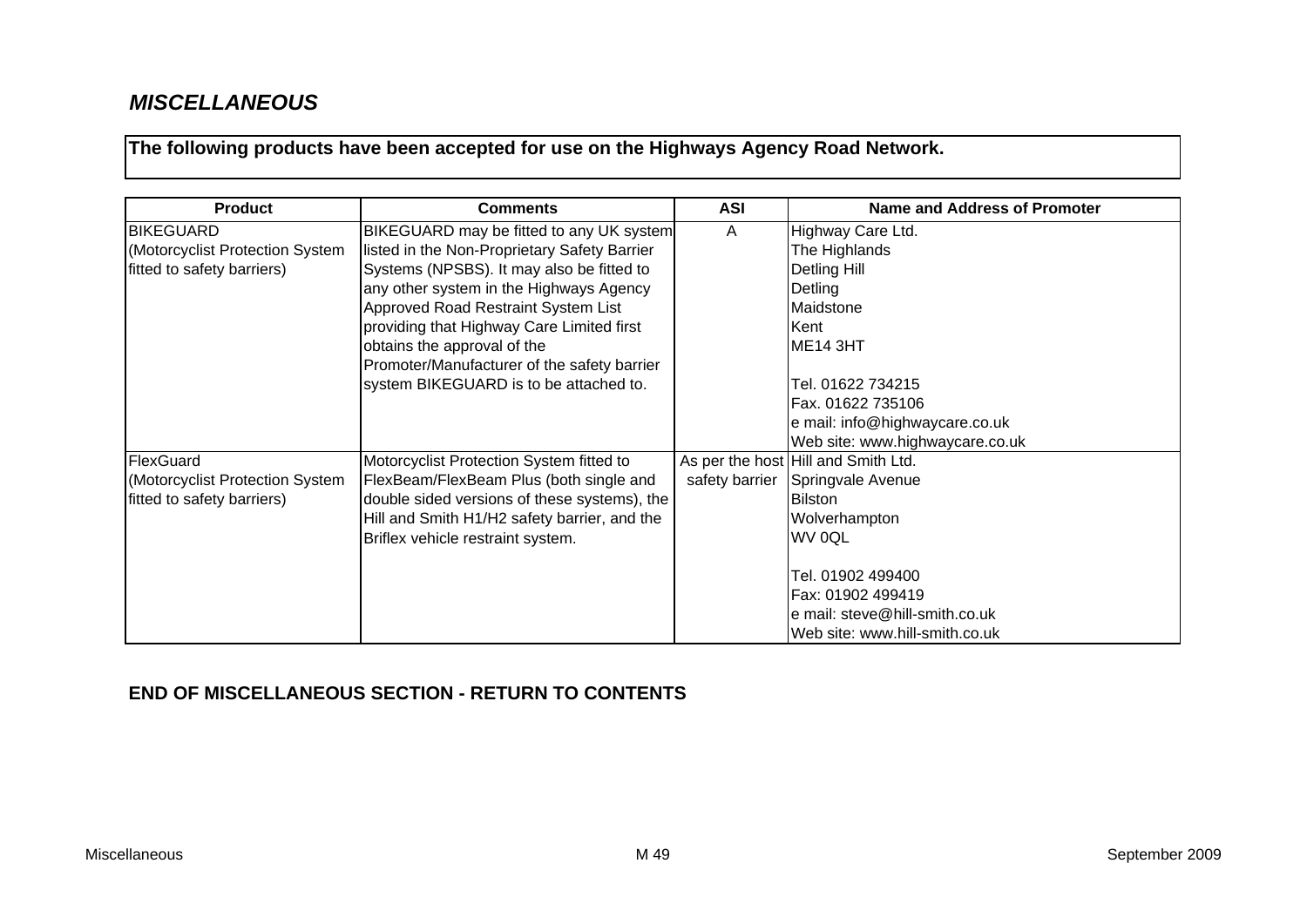## *MISCELLANEOUS*

**The following products have been accepted for use on the Highways Agency Road Network.**

| Product | Comments | ASI | Name and Address of Promoter |
|---|---|---|---|
| BIKEGUARD (Motorcyclist Protection System fitted to safety barriers) | BIKEGUARD may be fitted to any UK system listed in the Non-Proprietary Safety Barrier Systems (NPSBS). It may also be fitted to any other system in the Highways Agency Approved Road Restraint System List providing that Highway Care Limited first obtains the approval of the Promoter/Manufacturer of the safety barrier system BIKEGUARD is to be attached to. | A | Highway Care Ltd.<br>The Highlands<br>Detling Hill<br>Detling<br>Maidstone<br>Kent<br>ME14 3HT<br><br>Tel. 01622 734215<br>Fax. 01622 735106<br>e mail: info@highwaycare.co.uk<br>Web site: www.highwaycare.co.uk |
| FlexGuard (Motorcyclist Protection System fitted to safety barriers) | Motorcyclist Protection System fitted to FlexBeam/FlexBeam Plus (both single and double sided versions of these systems), the Hill and Smith H1/H2 safety barrier, and the Briflex vehicle restraint system. | As per the host safety barrier | Hill and Smith Ltd.<br>Springvale Avenue<br>Bilston<br>Wolverhampton<br>WV 0QL<br><br>Tel. 01902 499400<br>Fax: 01902 499419<br>e mail: steve@hill-smith.co.uk<br>Web site: www.hill-smith.co.uk |

**END OF MISCELLANEOUS SECTION - RETURN TO CONTENTS**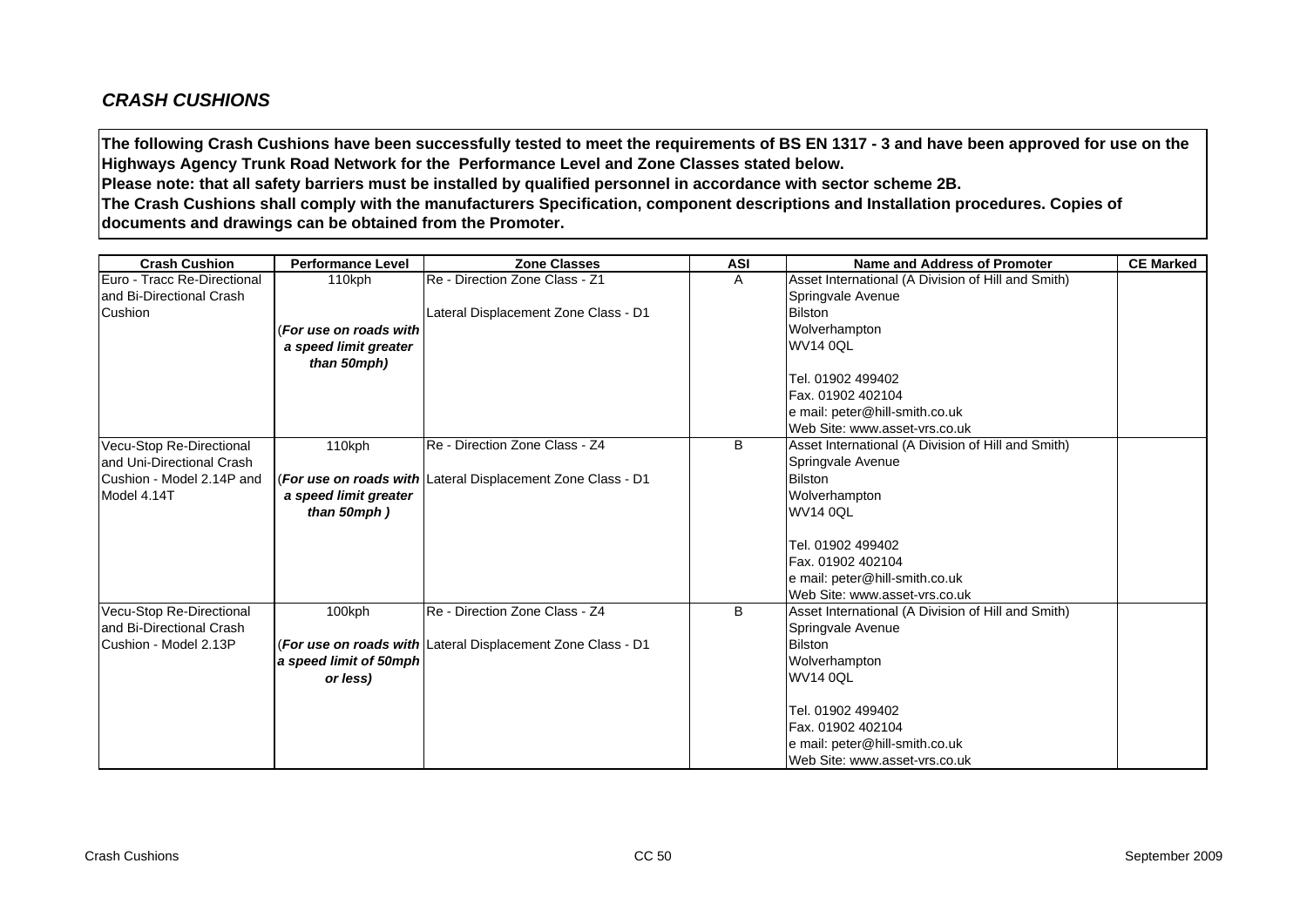## *CRASH CUSHIONS*

**The following Crash Cushions have been successfully tested to meet the requirements of BS EN 1317 - 3 and have been approved for use on the Highways Agency Trunk Road Network for the Performance Level and Zone Classes stated below.**
**Please note: that all safety barriers must be installed by qualified personnel in accordance with sector scheme 2B.**
**The Crash Cushions shall comply with the manufacturers Specification, component descriptions and Installation procedures. Copies of documents and drawings can be obtained from the Promoter.**

| Crash Cushion | Performance Level | Zone Classes | ASI | Name and Address of Promoter | CE Marked |
|---|---|---|---|---|---|
| Euro - Tracc Re-Directional and Bi-Directional Crash Cushion | 110kph<br><br>(*For use on roads with a speed limit greater than 50mph)* | Re - Direction Zone Class - Z1<br><br>Lateral Displacement Zone Class - D1 | A | Asset International (A Division of Hill and Smith)<br>Springvale Avenue<br>Bilston<br>Wolverhampton<br>WV14 0QL<br><br>Tel. 01902 499402<br>Fax. 01902 402104<br>e mail: peter@hill-smith.co.uk<br>Web Site: www.asset-vrs.co.uk | |
| Vecu-Stop Re-Directional and Uni-Directional Crash Cushion - Model 2.14P and Model 4.14T | 110kph<br><br>(*For use on roads with a speed limit greater than 50mph )* | Re - Direction Zone Class - Z4<br><br>Lateral Displacement Zone Class - D1 | B | Asset International (A Division of Hill and Smith)<br>Springvale Avenue<br>Bilston<br>Wolverhampton<br>WV14 0QL<br><br>Tel. 01902 499402<br>Fax. 01902 402104<br>e mail: peter@hill-smith.co.uk<br>Web Site: www.asset-vrs.co.uk | |
| Vecu-Stop Re-Directional and Bi-Directional Crash Cushion - Model 2.13P | 100kph<br><br>(*For use on roads with a speed limit of 50mph or less)* | Re - Direction Zone Class - Z4<br><br>Lateral Displacement Zone Class - D1 | B | Asset International (A Division of Hill and Smith)<br>Springvale Avenue<br>Bilston<br>Wolverhampton<br>WV14 0QL<br><br>Tel. 01902 499402<br>Fax. 01902 402104<br>e mail: peter@hill-smith.co.uk<br>Web Site: www.asset-vrs.co.uk | |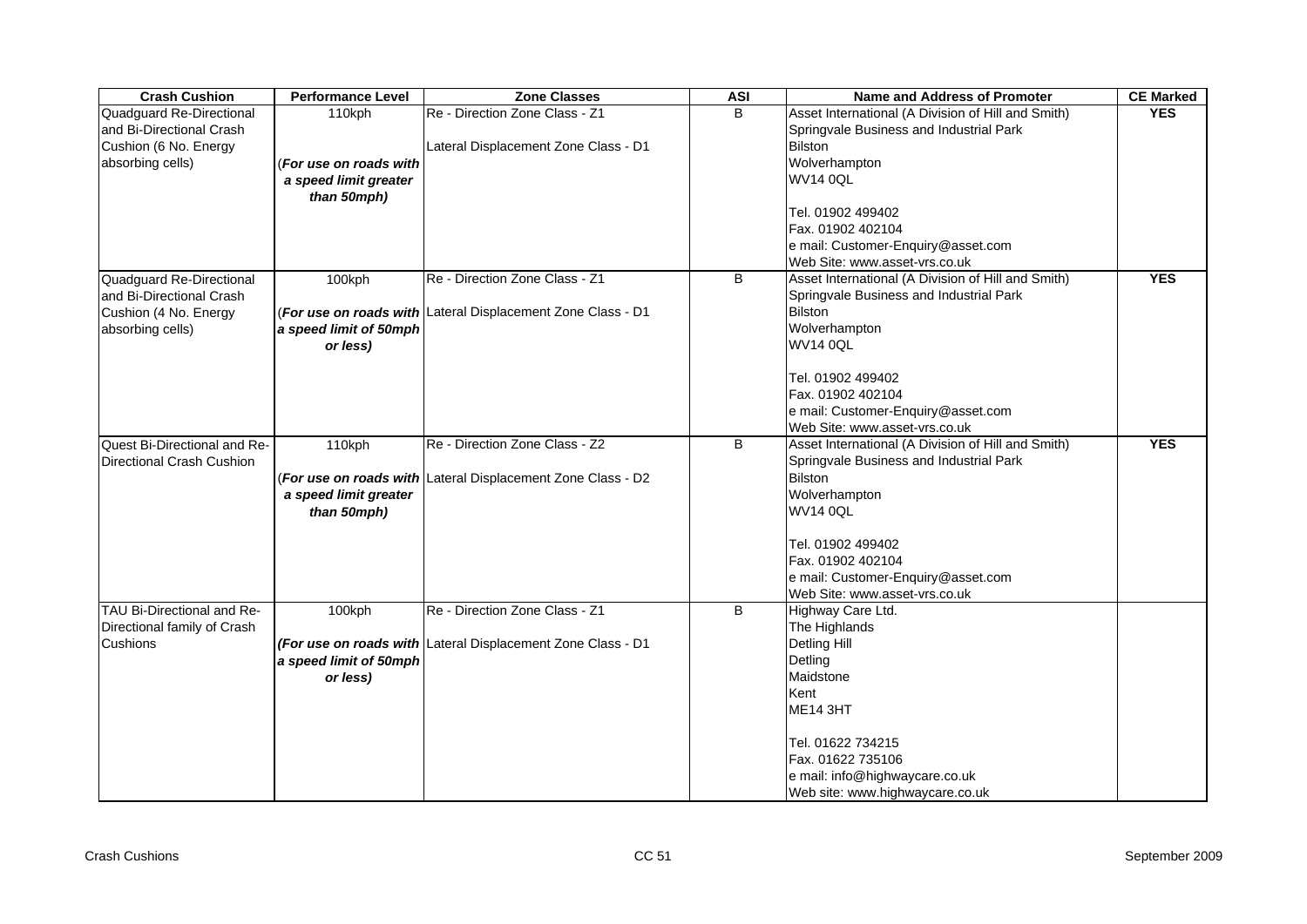| Crash Cushion | Performance Level | Zone Classes | ASI | Name and Address of Promoter | CE Marked |
|---|---|---|---|---|---|
| Quadguard Re-Directional and Bi-Directional Crash Cushion (6 No. Energy absorbing cells) | 110kph<br><br>*(For use on roads with a speed limit greater than 50mph)* | Re - Direction Zone Class - Z1<br><br>Lateral Displacement Zone Class - D1 | B | Asset International (A Division of Hill and Smith)<br>Springvale Business and Industrial Park<br>Bilston<br>Wolverhampton<br>WV14 0QL<br><br>Tel. 01902 499402<br>Fax. 01902 402104<br>e mail: Customer-Enquiry@asset.com<br>Web Site: www.asset-vrs.co.uk | **YES** |
| Quadguard Re-Directional and Bi-Directional Crash Cushion (4 No. Energy absorbing cells) | 100kph<br><br>*(For use on roads with a speed limit of 50mph or less)* | Re - Direction Zone Class - Z1<br><br>Lateral Displacement Zone Class - D1 | B | Asset International (A Division of Hill and Smith)<br>Springvale Business and Industrial Park<br>Bilston<br>Wolverhampton<br>WV14 0QL<br><br>Tel. 01902 499402<br>Fax. 01902 402104<br>e mail: Customer-Enquiry@asset.com<br>Web Site: www.asset-vrs.co.uk | **YES** |
| Quest Bi-Directional and Re-Directional Crash Cushion | 110kph<br><br>*(For use on roads with a speed limit greater than 50mph)* | Re - Direction Zone Class - Z2<br><br>Lateral Displacement Zone Class - D2 | B | Asset International (A Division of Hill and Smith)<br>Springvale Business and Industrial Park<br>Bilston<br>Wolverhampton<br>WV14 0QL<br><br>Tel. 01902 499402<br>Fax. 01902 402104<br>e mail: Customer-Enquiry@asset.com<br>Web Site: www.asset-vrs.co.uk | **YES** |
| TAU Bi-Directional and Re-Directional family of Crash Cushions | 100kph<br><br>*(For use on roads with a speed limit of 50mph or less)* | Re - Direction Zone Class - Z1<br><br>Lateral Displacement Zone Class - D1 | B | Highway Care Ltd.<br>The Highlands<br>Detling Hill<br>Detling<br>Maidstone<br>Kent<br>ME14 3HT<br><br>Tel. 01622 734215<br>Fax. 01622 735106<br>e mail: info@highwaycare.co.uk<br>Web site: www.highwaycare.co.uk | |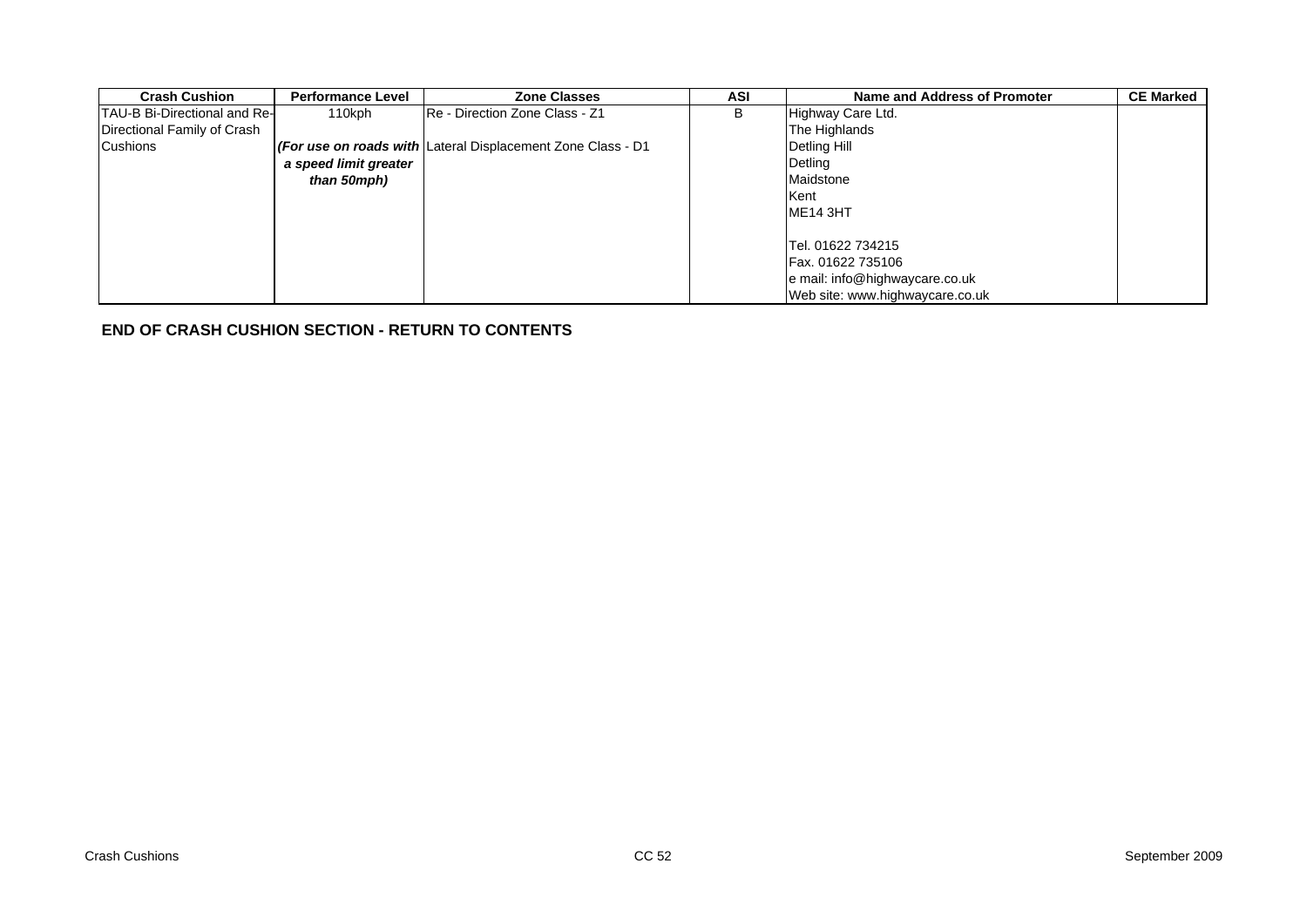| Crash Cushion | Performance Level | Zone Classes | ASI | Name and Address of Promoter | CE Marked |
|---|---|---|---|---|---|
| TAU-B Bi-Directional and Re-Directional Family of Crash Cushions | 110kph<br>***(For use on roads with a speed limit greater than 50mph)*** | Re - Direction Zone Class - Z1<br>Lateral Displacement Zone Class - D1 | B | Highway Care Ltd.<br>The Highlands<br>Detling Hill<br>Detling<br>Maidstone<br>Kent<br>ME14 3HT<br><br>Tel. 01622 734215<br>Fax. 01622 735106<br>e mail: info@highwaycare.co.uk<br>Web site: www.highwaycare.co.uk | |

**END OF CRASH CUSHION SECTION - RETURN TO CONTENTS**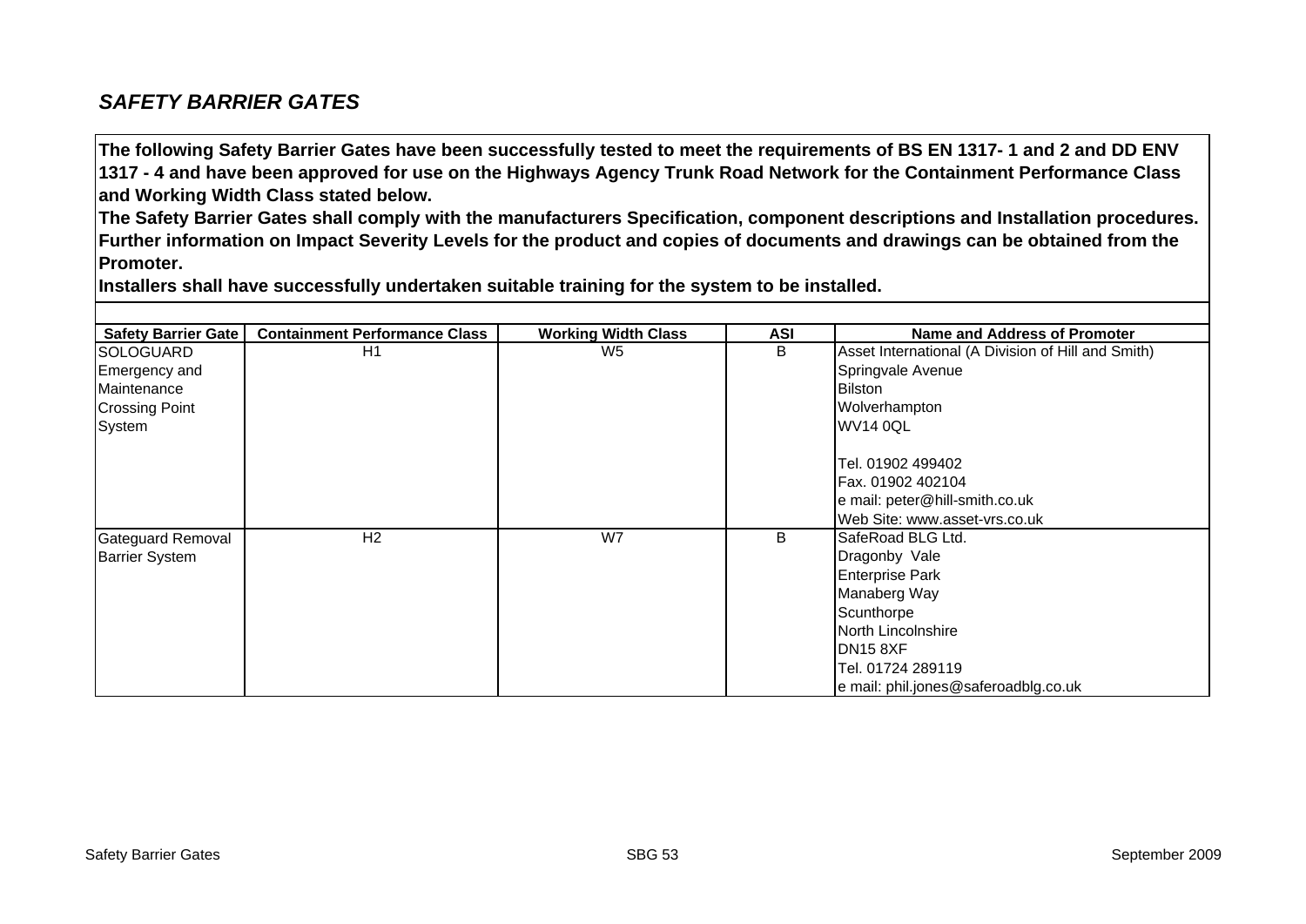## *SAFETY BARRIER GATES*

**The following Safety Barrier Gates have been successfully tested to meet the requirements of BS EN 1317- 1 and 2 and DD ENV 1317 - 4 and have been approved for use on the Highways Agency Trunk Road Network for the Containment Performance Class and Working Width Class stated below.**
**The Safety Barrier Gates shall comply with the manufacturers Specification, component descriptions and Installation procedures. Further information on Impact Severity Levels for the product and copies of documents and drawings can be obtained from the Promoter.**
**Installers shall have successfully undertaken suitable training for the system to be installed.**

| Safety Barrier Gate | Containment Performance Class | Working Width Class | ASI | Name and Address of Promoter |
|---|---|---|---|---|
| SOLOGUARD Emergency and Maintenance Crossing Point System | H1 | W5 | B | Asset International (A Division of Hill and Smith)<br>Springvale Avenue<br>Bilston<br>Wolverhampton<br>WV14 0QL<br><br>Tel. 01902 499402<br>Fax. 01902 402104<br>e mail: peter@hill-smith.co.uk<br>Web Site: www.asset-vrs.co.uk |
| Gateguard Removal Barrier System | H2 | W7 | B | SafeRoad BLG Ltd.<br>Dragonby Vale<br>Enterprise Park<br>Manaberg Way<br>Scunthorpe<br>North Lincolnshire<br>DN15 8XF<br>Tel. 01724 289119<br>e mail: phil.jones@saferoadblg.co.uk |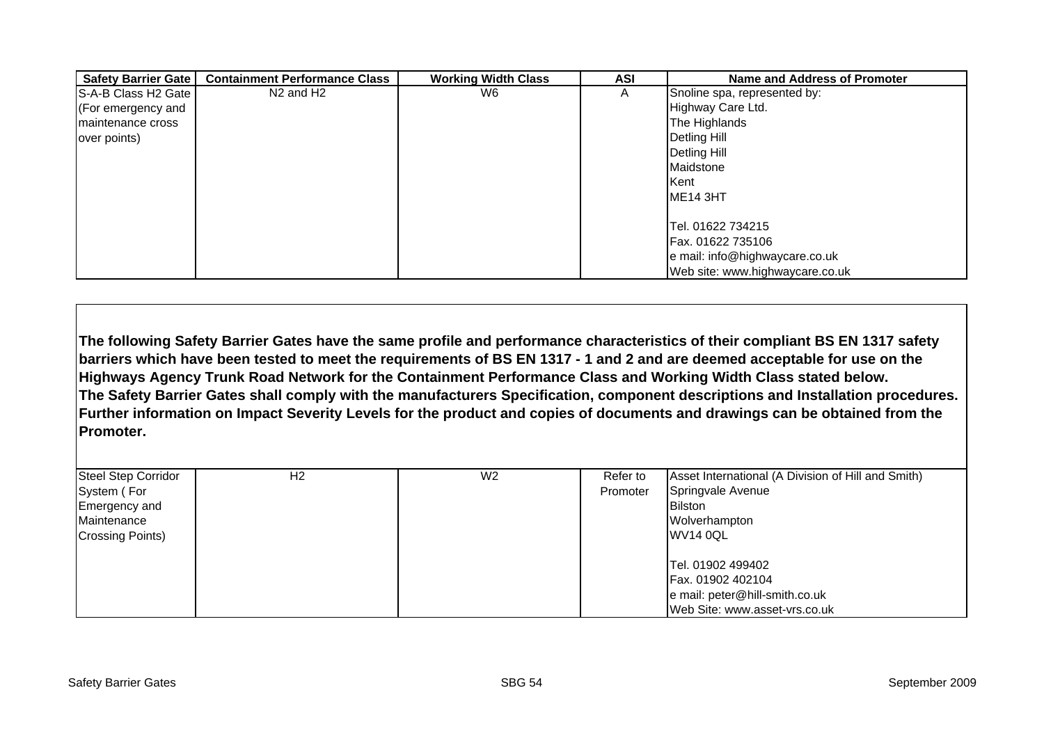| Safety Barrier Gate | Containment Performance Class | Working Width Class | ASI | Name and Address of Promoter |
|---|---|---|---|---|
| S-A-B Class H2 Gate (For emergency and maintenance cross over points) | N2 and H2 | W6 | A | Snoline spa, represented by:<br>Highway Care Ltd.<br>The Highlands<br>Detling Hill<br>Detling Hill<br>Maidstone<br>Kent<br>ME14 3HT<br><br>Tel. 01622 734215<br>Fax. 01622 735106<br>e mail: info@highwaycare.co.uk<br>Web site: www.highwaycare.co.uk |

**The following Safety Barrier Gates have the same profile and performance characteristics of their compliant BS EN 1317 safety barriers which have been tested to meet the requirements of BS EN 1317 - 1 and 2 and are deemed acceptable for use on the Highways Agency Trunk Road Network for the Containment Performance Class and Working Width Class stated below. The Safety Barrier Gates shall comply with the manufacturers Specification, component descriptions and Installation procedures. Further information on Impact Severity Levels for the product and copies of documents and drawings can be obtained from the Promoter.**

| Safety Barrier Gate | Containment Performance Class | Working Width Class | ASI | Name and Address of Promoter |
|---|---|---|---|---|
| Steel Step Corridor System ( For Emergency and Maintenance Crossing Points) | H2 | W2 | Refer to Promoter | Asset International (A Division of Hill and Smith)<br>Springvale Avenue<br>Bilston<br>Wolverhampton<br>WV14 0QL<br><br>Tel. 01902 499402<br>Fax. 01902 402104<br>e mail: peter@hill-smith.co.uk<br>Web Site: www.asset-vrs.co.uk |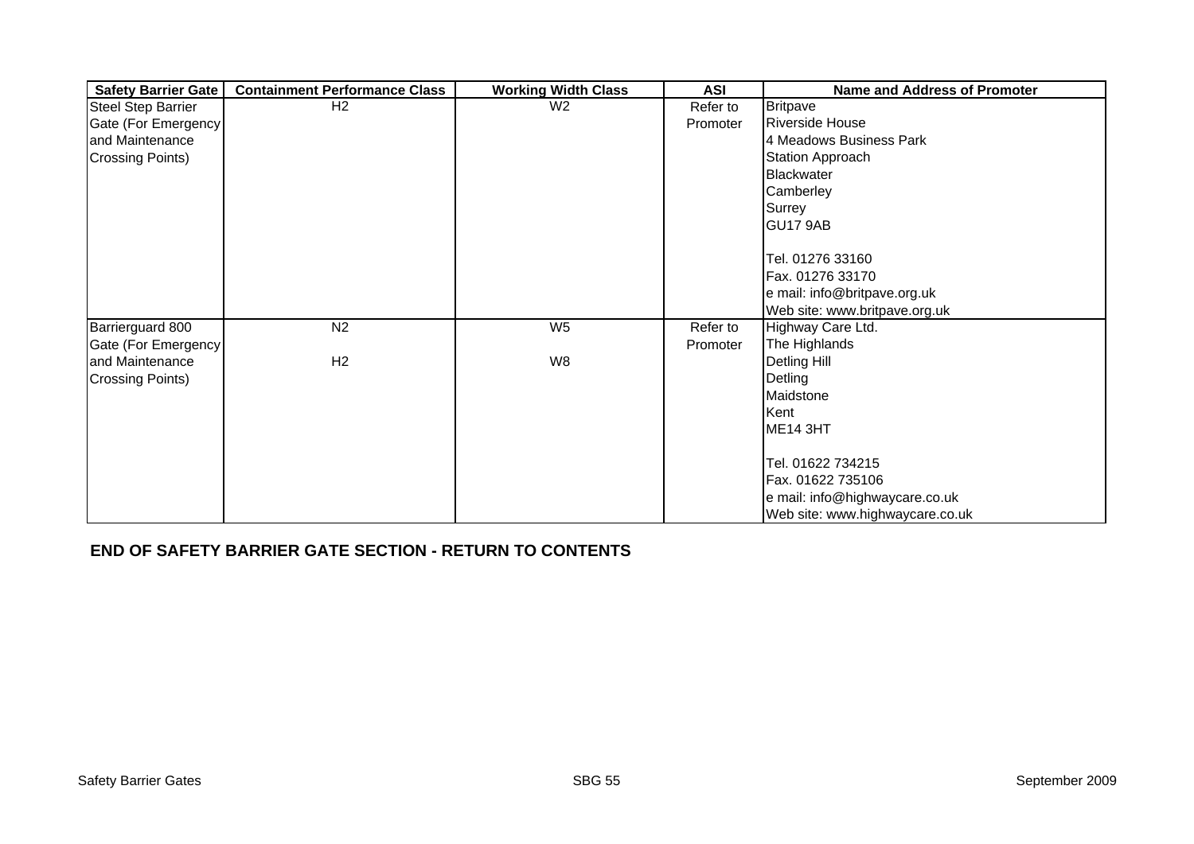| Safety Barrier Gate | Containment Performance Class | Working Width Class | ASI | Name and Address of Promoter |
|---|---|---|---|---|
| Steel Step Barrier Gate (For Emergency and Maintenance Crossing Points) | H2 | W2 | Refer to Promoter | Britpave<br>Riverside House<br>4 Meadows Business Park<br>Station Approach<br>Blackwater<br>Camberley<br>Surrey<br>GU17 9AB<br><br>Tel. 01276 33160<br>Fax. 01276 33170<br>e mail: info@britpave.org.uk<br>Web site: www.britpave.org.uk |
| Barrierguard 800 Gate (For Emergency and Maintenance Crossing Points) | N2<br><br>H2 | W5<br><br>W8 | Refer to Promoter | Highway Care Ltd.<br>The Highlands<br>Detling Hill<br>Detling<br>Maidstone<br>Kent<br>ME14 3HT<br><br>Tel. 01622 734215<br>Fax. 01622 735106<br>e mail: info@highwaycare.co.uk<br>Web site: www.highwaycare.co.uk |

**END OF SAFETY BARRIER GATE SECTION - RETURN TO CONTENTS**